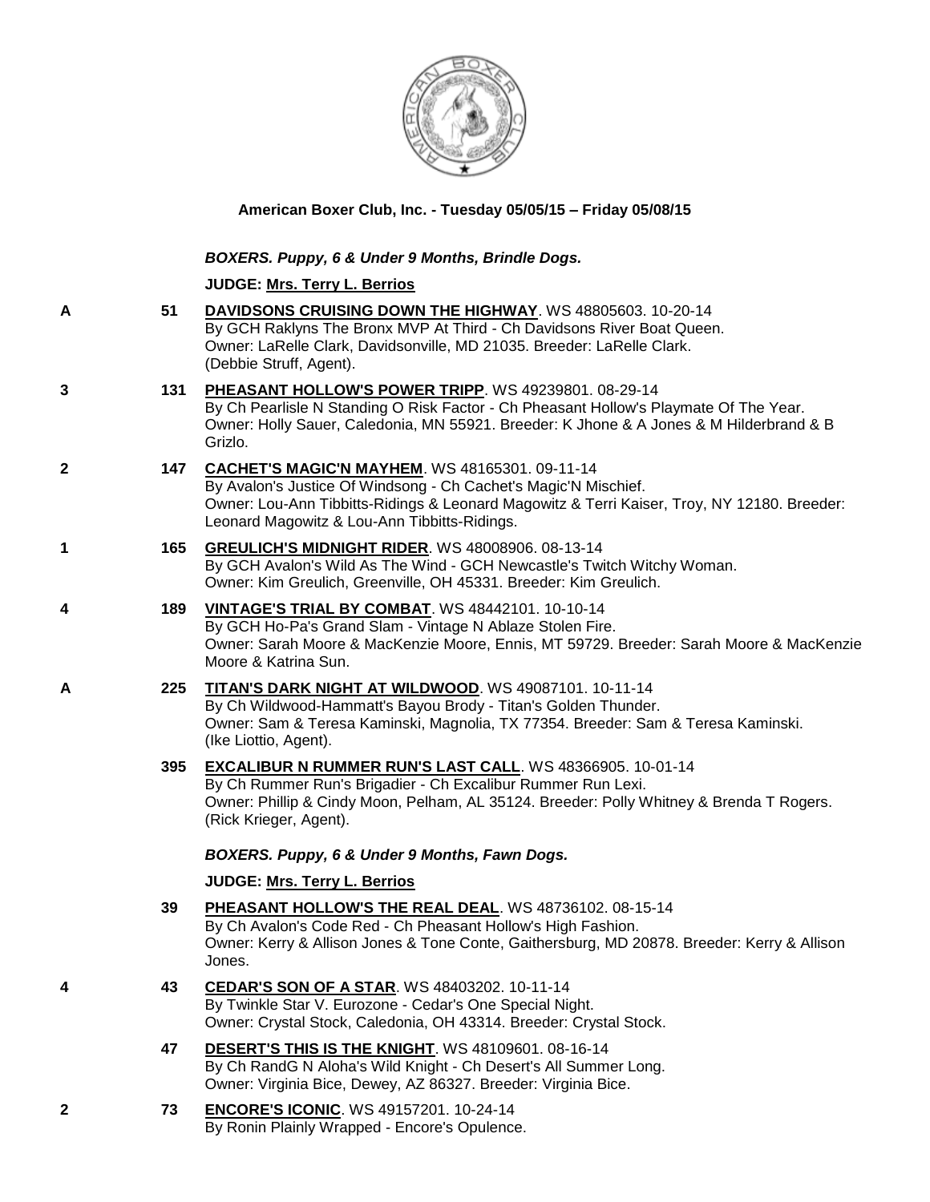**American Boxer Club, Inc. - Tuesday 05/05/15 – Friday 05/08/15**

***BOXERS. Puppy, 6 & Under 9 Months, Brindle Dogs.***

**JUDGE: Mrs. Terry L. Berrios**

**A** **51** **DAVIDSONS CRUISING DOWN THE HIGHWAY**. WS 48805603. 10-20-14
By GCH Raklyns The Bronx MVP At Third - Ch Davidsons River Boat Queen.
Owner: LaRelle Clark, Davidsonville, MD 21035. Breeder: LaRelle Clark.
(Debbie Struff, Agent).

**3** **131** **PHEASANT HOLLOW'S POWER TRIPP**. WS 49239801. 08-29-14
By Ch Pearlisle N Standing O Risk Factor - Ch Pheasant Hollow's Playmate Of The Year.
Owner: Holly Sauer, Caledonia, MN 55921. Breeder: K Jhone & A Jones & M Hilderbrand & B Grizlo.

**2** **147** **CACHET'S MAGIC'N MAYHEM**. WS 48165301. 09-11-14
By Avalon's Justice Of Windsong - Ch Cachet's Magic'N Mischief.
Owner: Lou-Ann Tibbitts-Ridings & Leonard Magowitz & Terri Kaiser, Troy, NY 12180. Breeder: Leonard Magowitz & Lou-Ann Tibbitts-Ridings.

**1** **165** **GREULICH'S MIDNIGHT RIDER**. WS 48008906. 08-13-14
By GCH Avalon's Wild As The Wind - GCH Newcastle's Twitch Witchy Woman.
Owner: Kim Greulich, Greenville, OH 45331. Breeder: Kim Greulich.

**4** **189** **VINTAGE'S TRIAL BY COMBAT**. WS 48442101. 10-10-14
By GCH Ho-Pa's Grand Slam - Vintage N Ablaze Stolen Fire.
Owner: Sarah Moore & MacKenzie Moore, Ennis, MT 59729. Breeder: Sarah Moore & MacKenzie Moore & Katrina Sun.

**A** **225** **TITAN'S DARK NIGHT AT WILDWOOD**. WS 49087101. 10-11-14
By Ch Wildwood-Hammatt's Bayou Brody - Titan's Golden Thunder.
Owner: Sam & Teresa Kaminski, Magnolia, TX 77354. Breeder: Sam & Teresa Kaminski.
(Ike Liottio, Agent).

**395** **EXCALIBUR N RUMMER RUN'S LAST CALL**. WS 48366905. 10-01-14
By Ch Rummer Run's Brigadier - Ch Excalibur Rummer Run Lexi.
Owner: Phillip & Cindy Moon, Pelham, AL 35124. Breeder: Polly Whitney & Brenda T Rogers.
(Rick Krieger, Agent).

***BOXERS. Puppy, 6 & Under 9 Months, Fawn Dogs.***

**JUDGE: Mrs. Terry L. Berrios**

**39** **PHEASANT HOLLOW'S THE REAL DEAL**. WS 48736102. 08-15-14
By Ch Avalon's Code Red - Ch Pheasant Hollow's High Fashion.
Owner: Kerry & Allison Jones & Tone Conte, Gaithersburg, MD 20878. Breeder: Kerry & Allison Jones.

**4** **43** **CEDAR'S SON OF A STAR**. WS 48403202. 10-11-14
By Twinkle Star V. Eurozone - Cedar's One Special Night.
Owner: Crystal Stock, Caledonia, OH 43314. Breeder: Crystal Stock.

**47** **DESERT'S THIS IS THE KNIGHT**. WS 48109601. 08-16-14
By Ch RandG N Aloha's Wild Knight - Ch Desert's All Summer Long.
Owner: Virginia Bice, Dewey, AZ 86327. Breeder: Virginia Bice.

**2** **73** **ENCORE'S ICONIC**. WS 49157201. 10-24-14
By Ronin Plainly Wrapped - Encore's Opulence.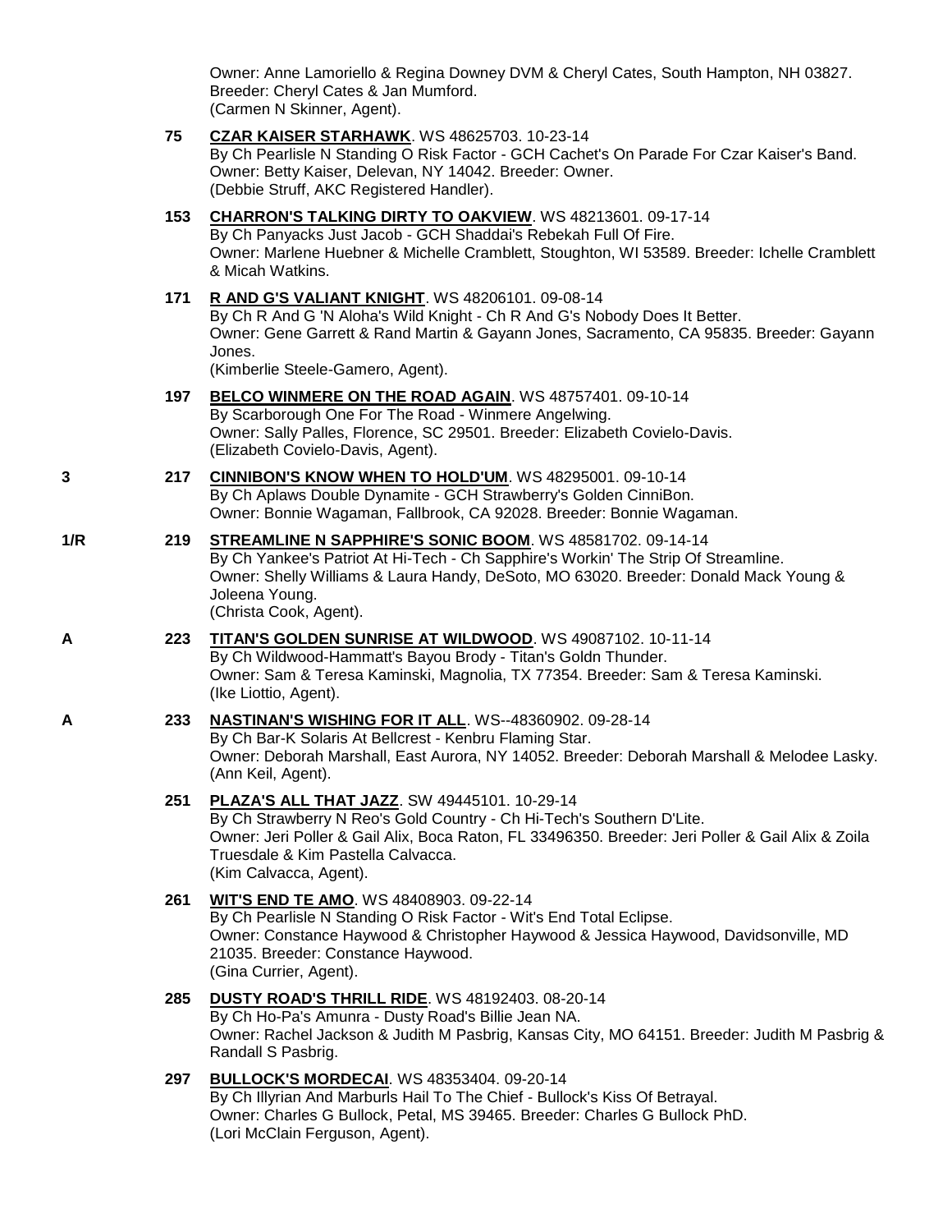Owner: Anne Lamoriello & Regina Downey DVM & Cheryl Cates, South Hampton, NH 03827. Breeder: Cheryl Cates & Jan Mumford.
(Carmen N Skinner, Agent).

**75** **CZAR KAISER STARHAWK**. WS 48625703. 10-23-14
By Ch Pearlisle N Standing O Risk Factor - GCH Cachet's On Parade For Czar Kaiser's Band.
Owner: Betty Kaiser, Delevan, NY 14042. Breeder: Owner.
(Debbie Struff, AKC Registered Handler).

**153** **CHARRON'S TALKING DIRTY TO OAKVIEW**. WS 48213601. 09-17-14
By Ch Panyacks Just Jacob - GCH Shaddai's Rebekah Full Of Fire.
Owner: Marlene Huebner & Michelle Cramblett, Stoughton, WI 53589. Breeder: Ichelle Cramblett & Micah Watkins.

**171** **R AND G'S VALIANT KNIGHT**. WS 48206101. 09-08-14
By Ch R And G 'N Aloha's Wild Knight - Ch R And G's Nobody Does It Better.
Owner: Gene Garrett & Rand Martin & Gayann Jones, Sacramento, CA 95835. Breeder: Gayann Jones.
(Kimberlie Steele-Gamero, Agent).

**197** **BELCO WINMERE ON THE ROAD AGAIN**. WS 48757401. 09-10-14
By Scarborough One For The Road - Winmere Angelwing.
Owner: Sally Palles, Florence, SC 29501. Breeder: Elizabeth Covielo-Davis.
(Elizabeth Covielo-Davis, Agent).

3 **217** **CINNIBON'S KNOW WHEN TO HOLD'UM**. WS 48295001. 09-10-14
By Ch Aplaws Double Dynamite - GCH Strawberry's Golden CinniBon.
Owner: Bonnie Wagaman, Fallbrook, CA 92028. Breeder: Bonnie Wagaman.

1/R **219** **STREAMLINE N SAPPHIRE'S SONIC BOOM**. WS 48581702. 09-14-14
By Ch Yankee's Patriot At Hi-Tech - Ch Sapphire's Workin' The Strip Of Streamline.
Owner: Shelly Williams & Laura Handy, DeSoto, MO 63020. Breeder: Donald Mack Young & Joleena Young.
(Christa Cook, Agent).

A **223** **TITAN'S GOLDEN SUNRISE AT WILDWOOD**. WS 49087102. 10-11-14
By Ch Wildwood-Hammatt's Bayou Brody - Titan's Goldn Thunder.
Owner: Sam & Teresa Kaminski, Magnolia, TX 77354. Breeder: Sam & Teresa Kaminski.
(Ike Liottio, Agent).

A **233** **NASTINAN'S WISHING FOR IT ALL**. WS--48360902. 09-28-14
By Ch Bar-K Solaris At Bellcrest - Kenbru Flaming Star.
Owner: Deborah Marshall, East Aurora, NY 14052. Breeder: Deborah Marshall & Melodee Lasky.
(Ann Keil, Agent).

**251** **PLAZA'S ALL THAT JAZZ**. SW 49445101. 10-29-14
By Ch Strawberry N Reo's Gold Country - Ch Hi-Tech's Southern D'Lite.
Owner: Jeri Poller & Gail Alix, Boca Raton, FL 33496350. Breeder: Jeri Poller & Gail Alix & Zoila Truesdale & Kim Pastella Calvacca.
(Kim Calvacca, Agent).

**261** **WIT'S END TE AMO**. WS 48408903. 09-22-14
By Ch Pearlisle N Standing O Risk Factor - Wit's End Total Eclipse.
Owner: Constance Haywood & Christopher Haywood & Jessica Haywood, Davidsonville, MD 21035. Breeder: Constance Haywood.
(Gina Currier, Agent).

**285** **DUSTY ROAD'S THRILL RIDE**. WS 48192403. 08-20-14
By Ch Ho-Pa's Amunra - Dusty Road's Billie Jean NA.
Owner: Rachel Jackson & Judith M Pasbrig, Kansas City, MO 64151. Breeder: Judith M Pasbrig & Randall S Pasbrig.

**297** **BULLOCK'S MORDECAI**. WS 48353404. 09-20-14
By Ch Illyrian And Marburls Hail To The Chief - Bullock's Kiss Of Betrayal.
Owner: Charles G Bullock, Petal, MS 39465. Breeder: Charles G Bullock PhD.
(Lori McClain Ferguson, Agent).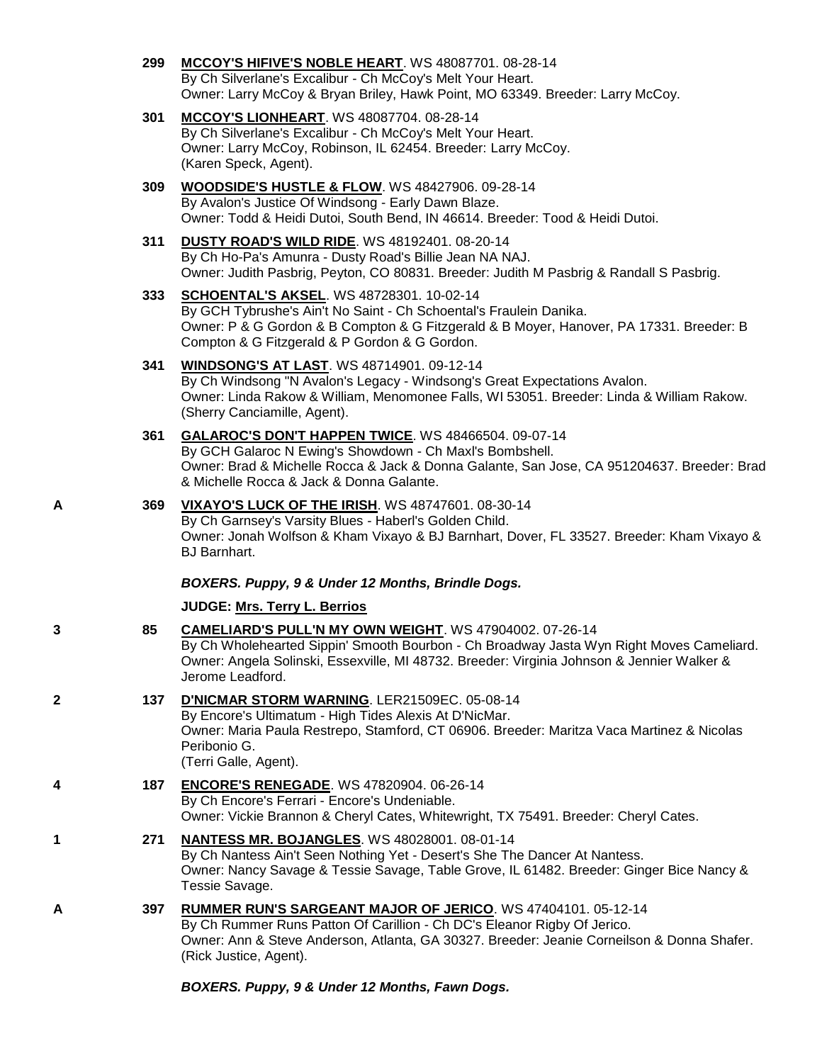**299** **MCCOY'S HIFIVE'S NOBLE HEART**. WS 48087701. 08-28-14
By Ch Silverlane's Excalibur - Ch McCoy's Melt Your Heart.
Owner: Larry McCoy & Bryan Briley, Hawk Point, MO 63349. Breeder: Larry McCoy.

**301** **MCCOY'S LIONHEART**. WS 48087704. 08-28-14
By Ch Silverlane's Excalibur - Ch McCoy's Melt Your Heart.
Owner: Larry McCoy, Robinson, IL 62454. Breeder: Larry McCoy.
(Karen Speck, Agent).

**309** **WOODSIDE'S HUSTLE & FLOW**. WS 48427906. 09-28-14
By Avalon's Justice Of Windsong - Early Dawn Blaze.
Owner: Todd & Heidi Dutoi, South Bend, IN 46614. Breeder: Tood & Heidi Dutoi.

**311** **DUSTY ROAD'S WILD RIDE**. WS 48192401. 08-20-14
By Ch Ho-Pa's Amunra - Dusty Road's Billie Jean NA NAJ.
Owner: Judith Pasbrig, Peyton, CO 80831. Breeder: Judith M Pasbrig & Randall S Pasbrig.

**333** **SCHOENTAL'S AKSEL**. WS 48728301. 10-02-14
By GCH Tybrushe's Ain't No Saint - Ch Schoental's Fraulein Danika.
Owner: P & G Gordon & B Compton & G Fitzgerald & B Moyer, Hanover, PA 17331. Breeder: B Compton & G Fitzgerald & P Gordon & G Gordon.

**341** **WINDSONG'S AT LAST**. WS 48714901. 09-12-14
By Ch Windsong "N Avalon's Legacy - Windsong's Great Expectations Avalon.
Owner: Linda Rakow & William, Menomonee Falls, WI 53051. Breeder: Linda & William Rakow.
(Sherry Canciamille, Agent).

**361** **GALAROC'S DON'T HAPPEN TWICE**. WS 48466504. 09-07-14
By GCH Galaroc N Ewing's Showdown - Ch Maxl's Bombshell.
Owner: Brad & Michelle Rocca & Jack & Donna Galante, San Jose, CA 951204637. Breeder: Brad & Michelle Rocca & Jack & Donna Galante.

**A** **369** **VIXAYO'S LUCK OF THE IRISH**. WS 48747601. 08-30-14
By Ch Garnsey's Varsity Blues - Haberl's Golden Child.
Owner: Jonah Wolfson & Kham Vixayo & BJ Barnhart, Dover, FL 33527. Breeder: Kham Vixayo & BJ Barnhart.

***BOXERS. Puppy, 9 & Under 12 Months, Brindle Dogs.***

**JUDGE: Mrs. Terry L. Berrios**

**3** **85** **CAMELIARD'S PULL'N MY OWN WEIGHT**. WS 47904002. 07-26-14
By Ch Wholehearted Sippin' Smooth Bourbon - Ch Broadway Jasta Wyn Right Moves Cameliard.
Owner: Angela Solinski, Essexville, MI 48732. Breeder: Virginia Johnson & Jennier Walker & Jerome Leadford.

**2** **137** **D'NICMAR STORM WARNING**. LER21509EC. 05-08-14
By Encore's Ultimatum - High Tides Alexis At D'NicMar.
Owner: Maria Paula Restrepo, Stamford, CT 06906. Breeder: Maritza Vaca Martinez & Nicolas Peribonio G.
(Terri Galle, Agent).

**4** **187** **ENCORE'S RENEGADE**. WS 47820904. 06-26-14
By Ch Encore's Ferrari - Encore's Undeniable.
Owner: Vickie Brannon & Cheryl Cates, Whitewright, TX 75491. Breeder: Cheryl Cates.

**1** **271** **NANTESS MR. BOJANGLES**. WS 48028001. 08-01-14
By Ch Nantess Ain't Seen Nothing Yet - Desert's She The Dancer At Nantess.
Owner: Nancy Savage & Tessie Savage, Table Grove, IL 61482. Breeder: Ginger Bice Nancy & Tessie Savage.

**A** **397** **RUMMER RUN'S SARGEANT MAJOR OF JERICO**. WS 47404101. 05-12-14
By Ch Rummer Runs Patton Of Carillion - Ch DC's Eleanor Rigby Of Jerico.
Owner: Ann & Steve Anderson, Atlanta, GA 30327. Breeder: Jeanie Corneilson & Donna Shafer.
(Rick Justice, Agent).

***BOXERS. Puppy, 9 & Under 12 Months, Fawn Dogs.***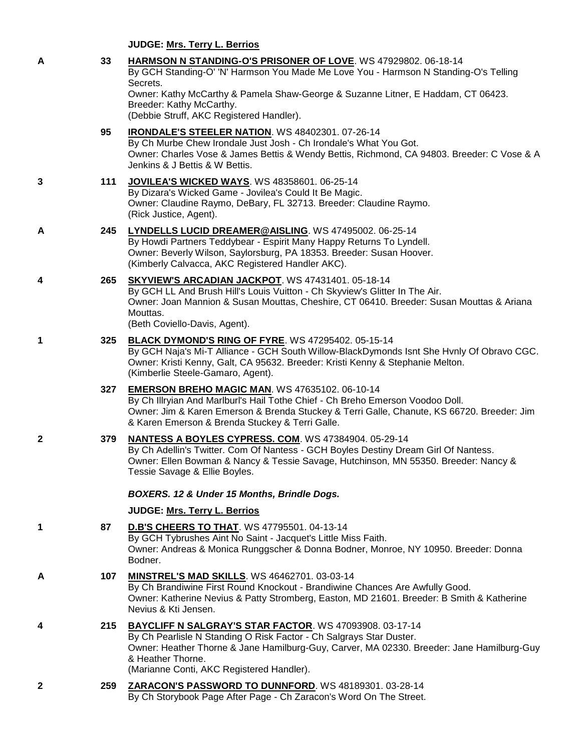**JUDGE: Mrs. Terry L. Berrios**

**A** **33** **HARMSON N STANDING-O'S PRISONER OF LOVE**. WS 47929802. 06-18-14
By GCH Standing-O' 'N' Harmson You Made Me Love You - Harmson N Standing-O's Telling Secrets.
Owner: Kathy McCarthy & Pamela Shaw-George & Suzanne Litner, E Haddam, CT 06423. Breeder: Kathy McCarthy.
(Debbie Struff, AKC Registered Handler).

**95** **IRONDALE'S STEELER NATION**. WS 48402301. 07-26-14
By Ch Murbe Chew Irondale Just Josh - Ch Irondale's What You Got.
Owner: Charles Vose & James Bettis & Wendy Bettis, Richmond, CA 94803. Breeder: C Vose & A Jenkins & J Bettis & W Bettis.

**3** **111** **JOVILEA'S WICKED WAYS**. WS 48358601. 06-25-14
By Dizara's Wicked Game - Jovilea's Could It Be Magic.
Owner: Claudine Raymo, DeBary, FL 32713. Breeder: Claudine Raymo.
(Rick Justice, Agent).

**A** **245** **LYNDELLS LUCID DREAMER@AISLING**. WS 47495002. 06-25-14
By Howdi Partners Teddybear - Espirit Many Happy Returns To Lyndell.
Owner: Beverly Wilson, Saylorsburg, PA 18353. Breeder: Susan Hoover.
(Kimberly Calvacca, AKC Registered Handler AKC).

**4** **265** **SKYVIEW'S ARCADIAN JACKPOT**. WS 47431401. 05-18-14
By GCH LL And Brush Hill's Louis Vuitton - Ch Skyview's Glitter In The Air.
Owner: Joan Mannion & Susan Mouttas, Cheshire, CT 06410. Breeder: Susan Mouttas & Ariana Mouttas.
(Beth Coviello-Davis, Agent).

**1** **325** **BLACK DYMOND'S RING OF FYRE**. WS 47295402. 05-15-14
By GCH Naja's Mi-T Alliance - GCH South Willow-BlackDymonds Isnt She Hvnly Of Obravo CGC.
Owner: Kristi Kenny, Galt, CA 95632. Breeder: Kristi Kenny & Stephanie Melton.
(Kimberlie Steele-Gamaro, Agent).

**327** **EMERSON BREHO MAGIC MAN**. WS 47635102. 06-10-14
By Ch Illryian And Marlburl's Hail Tothe Chief - Ch Breho Emerson Voodoo Doll.
Owner: Jim & Karen Emerson & Brenda Stuckey & Terri Galle, Chanute, KS 66720. Breeder: Jim & Karen Emerson & Brenda Stuckey & Terri Galle.

**2** **379** **NANTESS A BOYLES CYPRESS. COM**. WS 47384904. 05-29-14
By Ch Adellin's Twitter. Com Of Nantess - GCH Boyles Destiny Dream Girl Of Nantess.
Owner: Ellen Bowman & Nancy & Tessie Savage, Hutchinson, MN 55350. Breeder: Nancy & Tessie Savage & Ellie Boyles.

***BOXERS. 12 & Under 15 Months, Brindle Dogs.***

**JUDGE: Mrs. Terry L. Berrios**

**1** **87** **D.B'S CHEERS TO THAT**. WS 47795501. 04-13-14
By GCH Tybrushes Aint No Saint - Jacquet's Little Miss Faith.
Owner: Andreas & Monica Runggscher & Donna Bodner, Monroe, NY 10950. Breeder: Donna Bodner.

**A** **107** **MINSTREL'S MAD SKILLS**. WS 46462701. 03-03-14
By Ch Brandiwine First Round Knockout - Brandiwine Chances Are Awfully Good.
Owner: Katherine Nevius & Patty Stromberg, Easton, MD 21601. Breeder: B Smith & Katherine Nevius & Kti Jensen.

**4** **215** **BAYCLIFF N SALGRAY'S STAR FACTOR**. WS 47093908. 03-17-14
By Ch Pearlisle N Standing O Risk Factor - Ch Salgrays Star Duster.
Owner: Heather Thorne & Jane Hamilburg-Guy, Carver, MA 02330. Breeder: Jane Hamilburg-Guy & Heather Thorne.
(Marianne Conti, AKC Registered Handler).

**2** **259** **ZARACON'S PASSWORD TO DUNNFORD**. WS 48189301. 03-28-14
By Ch Storybook Page After Page - Ch Zaracon's Word On The Street.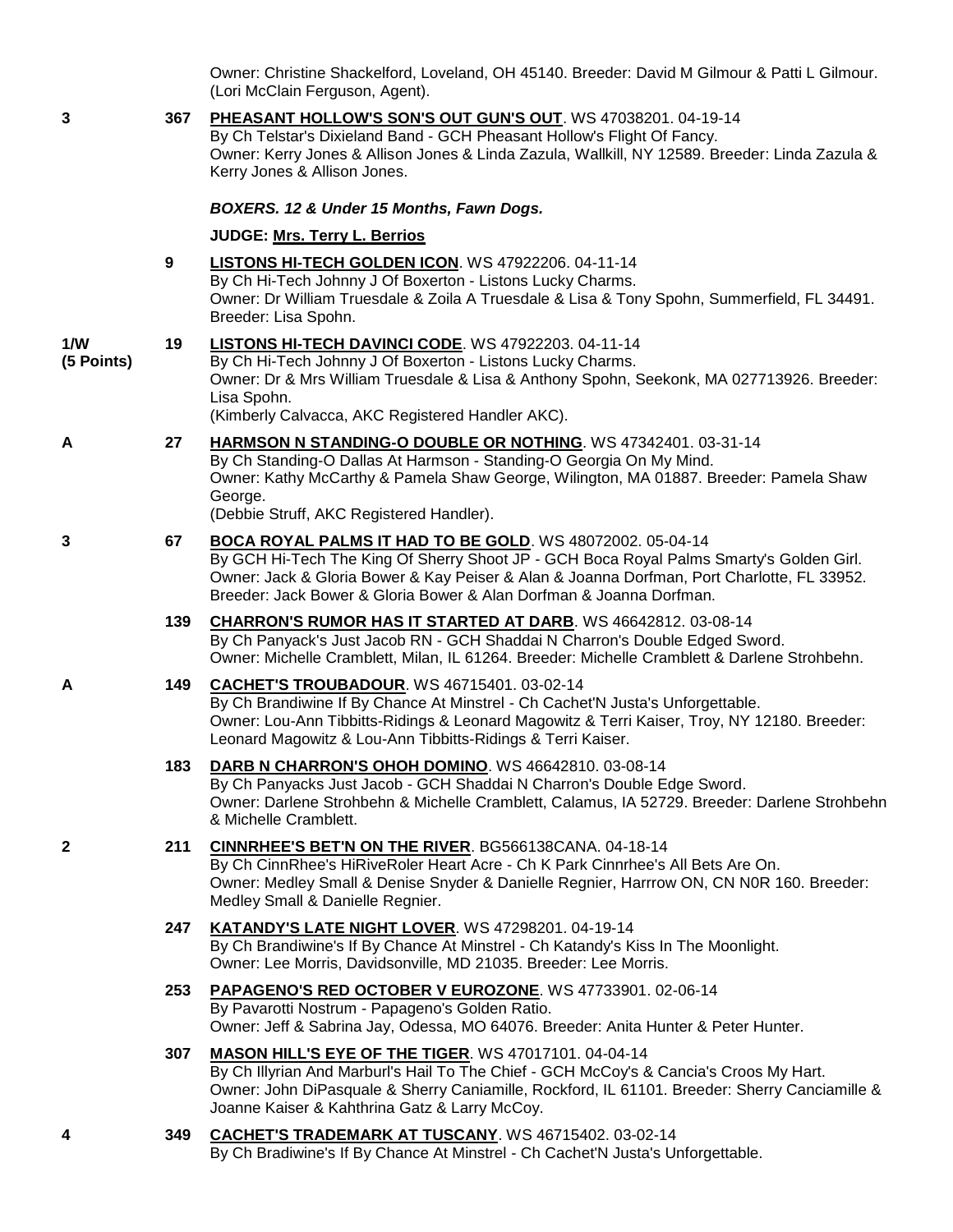Owner: Christine Shackelford, Loveland, OH 45140. Breeder: David M Gilmour & Patti L Gilmour. (Lori McClain Ferguson, Agent).

**3** **367** **PHEASANT HOLLOW'S SON'S OUT GUN'S OUT**. WS 47038201. 04-19-14
By Ch Telstar's Dixieland Band - GCH Pheasant Hollow's Flight Of Fancy.
Owner: Kerry Jones & Allison Jones & Linda Zazula, Wallkill, NY 12589. Breeder: Linda Zazula & Kerry Jones & Allison Jones.

***BOXERS. 12 & Under 15 Months, Fawn Dogs.***

**JUDGE: Mrs. Terry L. Berrios**

**9** **LISTONS HI-TECH GOLDEN ICON**. WS 47922206. 04-11-14
By Ch Hi-Tech Johnny J Of Boxerton - Listons Lucky Charms.
Owner: Dr William Truesdale & Zoila A Truesdale & Lisa & Tony Spohn, Summerfield, FL 34491. Breeder: Lisa Spohn.

**1/W (5 Points)** **19** **LISTONS HI-TECH DAVINCI CODE**. WS 47922203. 04-11-14
By Ch Hi-Tech Johnny J Of Boxerton - Listons Lucky Charms.
Owner: Dr & Mrs William Truesdale & Lisa & Anthony Spohn, Seekonk, MA 027713926. Breeder: Lisa Spohn.
(Kimberly Calvacca, AKC Registered Handler AKC).

**A** **27** **HARMSON N STANDING-O DOUBLE OR NOTHING**. WS 47342401. 03-31-14
By Ch Standing-O Dallas At Harmson - Standing-O Georgia On My Mind.
Owner: Kathy McCarthy & Pamela Shaw George, Wilington, MA 01887. Breeder: Pamela Shaw George.
(Debbie Struff, AKC Registered Handler).

**3** **67** **BOCA ROYAL PALMS IT HAD TO BE GOLD**. WS 48072002. 05-04-14
By GCH Hi-Tech The King Of Sherry Shoot JP - GCH Boca Royal Palms Smarty's Golden Girl.
Owner: Jack & Gloria Bower & Kay Peiser & Alan & Joanna Dorfman, Port Charlotte, FL 33952. Breeder: Jack Bower & Gloria Bower & Alan Dorfman & Joanna Dorfman.

**139** **CHARRON'S RUMOR HAS IT STARTED AT DARB**. WS 46642812. 03-08-14
By Ch Panyack's Just Jacob RN - GCH Shaddai N Charron's Double Edged Sword.
Owner: Michelle Cramblett, Milan, IL 61264. Breeder: Michelle Cramblett & Darlene Strohbehn.

**A** **149** **CACHET'S TROUBADOUR**. WS 46715401. 03-02-14
By Ch Brandiwine If By Chance At Minstrel - Ch Cachet'N Justa's Unforgettable.
Owner: Lou-Ann Tibbitts-Ridings & Leonard Magowitz & Terri Kaiser, Troy, NY 12180. Breeder: Leonard Magowitz & Lou-Ann Tibbitts-Ridings & Terri Kaiser.

**183** **DARB N CHARRON'S OHOH DOMINO**. WS 46642810. 03-08-14
By Ch Panyacks Just Jacob - GCH Shaddai N Charron's Double Edge Sword.
Owner: Darlene Strohbehn & Michelle Cramblett, Calamus, IA 52729. Breeder: Darlene Strohbehn & Michelle Cramblett.

**2** **211** **CINNRHEE'S BET'N ON THE RIVER**. BG566138CANA. 04-18-14
By Ch CinnRhee's HiRiveRoler Heart Acre - Ch K Park Cinnrhee's All Bets Are On.
Owner: Medley Small & Denise Snyder & Danielle Regnier, Harrrow ON, CN N0R 160. Breeder: Medley Small & Danielle Regnier.

**247** **KATANDY'S LATE NIGHT LOVER**. WS 47298201. 04-19-14
By Ch Brandiwine's If By Chance At Minstrel - Ch Katandy's Kiss In The Moonlight.
Owner: Lee Morris, Davidsonville, MD 21035. Breeder: Lee Morris.

**253** **PAPAGENO'S RED OCTOBER V EUROZONE**. WS 47733901. 02-06-14
By Pavarotti Nostrum - Papageno's Golden Ratio.
Owner: Jeff & Sabrina Jay, Odessa, MO 64076. Breeder: Anita Hunter & Peter Hunter.

**307** **MASON HILL'S EYE OF THE TIGER**. WS 47017101. 04-04-14
By Ch Illyrian And Marburl's Hail To The Chief - GCH McCoy's & Cancia's Croos My Hart.
Owner: John DiPasquale & Sherry Caniamille, Rockford, IL 61101. Breeder: Sherry Canciamille & Joanne Kaiser & Kahthrina Gatz & Larry McCoy.

**4** **349** **CACHET'S TRADEMARK AT TUSCANY**. WS 46715402. 03-02-14
By Ch Bradiwine's If By Chance At Minstrel - Ch Cachet'N Justa's Unforgettable.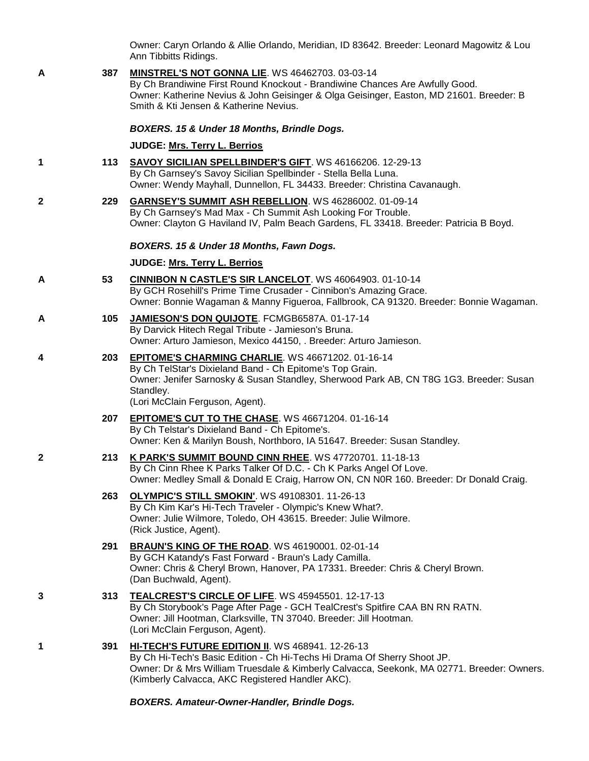Owner: Caryn Orlando & Allie Orlando, Meridian, ID 83642. Breeder: Leonard Magowitz & Lou Ann Tibbitts Ridings.

**A** **387** **MINSTREL'S NOT GONNA LIE**. WS 46462703. 03-03-14
By Ch Brandiwine First Round Knockout - Brandiwine Chances Are Awfully Good.
Owner: Katherine Nevius & John Geisinger & Olga Geisinger, Easton, MD 21601. Breeder: B Smith & Kti Jensen & Katherine Nevius.

***BOXERS. 15 & Under 18 Months, Brindle Dogs.***

**JUDGE: Mrs. Terry L. Berrios**

**1** **113** **SAVOY SICILIAN SPELLBINDER'S GIFT**. WS 46166206. 12-29-13
By Ch Garnsey's Savoy Sicilian Spellbinder - Stella Bella Luna.
Owner: Wendy Mayhall, Dunnellon, FL 34433. Breeder: Christina Cavanaugh.

**2** **229** **GARNSEY'S SUMMIT ASH REBELLION**. WS 46286002. 01-09-14
By Ch Garnsey's Mad Max - Ch Summit Ash Looking For Trouble.
Owner: Clayton G Haviland IV, Palm Beach Gardens, FL 33418. Breeder: Patricia B Boyd.

***BOXERS. 15 & Under 18 Months, Fawn Dogs.***

**JUDGE: Mrs. Terry L. Berrios**

**A** **53** **CINNIBON N CASTLE'S SIR LANCELOT**. WS 46064903. 01-10-14
By GCH Rosehill's Prime Time Crusader - Cinnibon's Amazing Grace.
Owner: Bonnie Wagaman & Manny Figueroa, Fallbrook, CA 91320. Breeder: Bonnie Wagaman.

**A** **105** **JAMIESON'S DON QUIJOTE**. FCMGB6587A. 01-17-14
By Darvick Hitech Regal Tribute - Jamieson's Bruna.
Owner: Arturo Jamieson, Mexico 44150, . Breeder: Arturo Jamieson.

**4** **203** **EPITOME'S CHARMING CHARLIE**. WS 46671202. 01-16-14
By Ch TelStar's Dixieland Band - Ch Epitome's Top Grain.
Owner: Jenifer Sarnosky & Susan Standley, Sherwood Park AB, CN T8G 1G3. Breeder: Susan Standley.
(Lori McClain Ferguson, Agent).

**207** **EPITOME'S CUT TO THE CHASE**. WS 46671204. 01-16-14
By Ch Telstar's Dixieland Band - Ch Epitome's.
Owner: Ken & Marilyn Boush, Northboro, IA 51647. Breeder: Susan Standley.

**2** **213** **K PARK'S SUMMIT BOUND CINN RHEE**. WS 47720701. 11-18-13
By Ch Cinn Rhee K Parks Talker Of D.C. - Ch K Parks Angel Of Love.
Owner: Medley Small & Donald E Craig, Harrow ON, CN N0R 160. Breeder: Dr Donald Craig.

**263** **OLYMPIC'S STILL SMOKIN'**. WS 49108301. 11-26-13
By Ch Kim Kar's Hi-Tech Traveler - Olympic's Knew What?.
Owner: Julie Wilmore, Toledo, OH 43615. Breeder: Julie Wilmore.
(Rick Justice, Agent).

**291** **BRAUN'S KING OF THE ROAD**. WS 46190001. 02-01-14
By GCH Katandy's Fast Forward - Braun's Lady Camilla.
Owner: Chris & Cheryl Brown, Hanover, PA 17331. Breeder: Chris & Cheryl Brown.
(Dan Buchwald, Agent).

**3** **313** **TEALCREST'S CIRCLE OF LIFE**. WS 45945501. 12-17-13
By Ch Storybook's Page After Page - GCH TealCrest's Spitfire CAA BN RN RATN.
Owner: Jill Hootman, Clarksville, TN 37040. Breeder: Jill Hootman.
(Lori McClain Ferguson, Agent).

**1** **391** **HI-TECH'S FUTURE EDITION II**. WS 468941. 12-26-13
By Ch Hi-Tech's Basic Edition - Ch Hi-Techs Hi Drama Of Sherry Shoot JP.
Owner: Dr & Mrs William Truesdale & Kimberly Calvacca, Seekonk, MA 02771. Breeder: Owners.
(Kimberly Calvacca, AKC Registered Handler AKC).

***BOXERS. Amateur-Owner-Handler, Brindle Dogs.***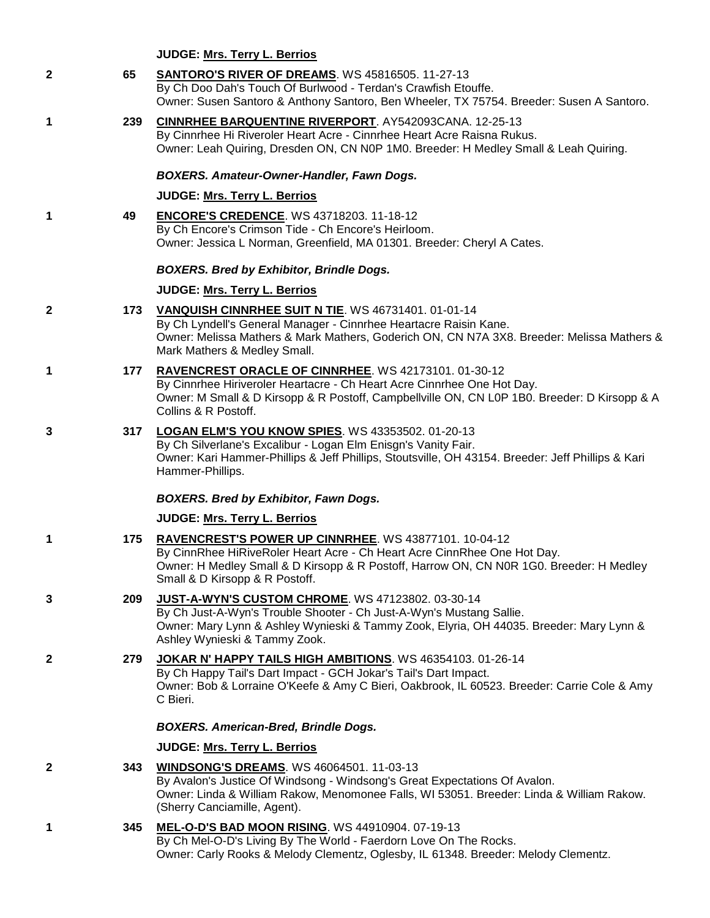**JUDGE: Mrs. Terry L. Berrios**

2 65 **SANTORO'S RIVER OF DREAMS**. WS 45816505. 11-27-13
By Ch Doo Dah's Touch Of Burlwood - Terdan's Crawfish Etouffe.
Owner: Susen Santoro & Anthony Santoro, Ben Wheeler, TX 75754. Breeder: Susen A Santoro.

1 239 **CINNRHEE BARQUENTINE RIVERPORT**. AY542093CANA. 12-25-13
By Cinnrhee Hi Riveroler Heart Acre - Cinnrhee Heart Acre Raisna Rukus.
Owner: Leah Quiring, Dresden ON, CN N0P 1M0. Breeder: H Medley Small & Leah Quiring.

***BOXERS. Amateur-Owner-Handler, Fawn Dogs.***

**JUDGE: Mrs. Terry L. Berrios**

1 49 **ENCORE'S CREDENCE**. WS 43718203. 11-18-12
By Ch Encore's Crimson Tide - Ch Encore's Heirloom.
Owner: Jessica L Norman, Greenfield, MA 01301. Breeder: Cheryl A Cates.

***BOXERS. Bred by Exhibitor, Brindle Dogs.***

**JUDGE: Mrs. Terry L. Berrios**

2 173 **VANQUISH CINNRHEE SUIT N TIE**. WS 46731401. 01-01-14
By Ch Lyndell's General Manager - Cinnrhee Heartacre Raisin Kane.
Owner: Melissa Mathers & Mark Mathers, Goderich ON, CN N7A 3X8. Breeder: Melissa Mathers & Mark Mathers & Medley Small.

1 177 **RAVENCREST ORACLE OF CINNRHEE**. WS 42173101. 01-30-12
By Cinnrhee Hiriveroler Heartacre - Ch Heart Acre Cinnrhee One Hot Day.
Owner: M Small & D Kirsopp & R Postoff, Campbellville ON, CN L0P 1B0. Breeder: D Kirsopp & A Collins & R Postoff.

3 317 **LOGAN ELM'S YOU KNOW SPIES**. WS 43353502. 01-20-13
By Ch Silverlane's Excalibur - Logan Elm Enisgn's Vanity Fair.
Owner: Kari Hammer-Phillips & Jeff Phillips, Stoutsville, OH 43154. Breeder: Jeff Phillips & Kari Hammer-Phillips.

***BOXERS. Bred by Exhibitor, Fawn Dogs.***

**JUDGE: Mrs. Terry L. Berrios**

1 175 **RAVENCREST'S POWER UP CINNRHEE**. WS 43877101. 10-04-12
By CinnRhee HiRiveRoler Heart Acre - Ch Heart Acre CinnRhee One Hot Day.
Owner: H Medley Small & D Kirsopp & R Postoff, Harrow ON, CN N0R 1G0. Breeder: H Medley Small & D Kirsopp & R Postoff.

3 209 **JUST-A-WYN'S CUSTOM CHROME**. WS 47123802. 03-30-14
By Ch Just-A-Wyn's Trouble Shooter - Ch Just-A-Wyn's Mustang Sallie.
Owner: Mary Lynn & Ashley Wynieski & Tammy Zook, Elyria, OH 44035. Breeder: Mary Lynn & Ashley Wynieski & Tammy Zook.

2 279 **JOKAR N' HAPPY TAILS HIGH AMBITIONS**. WS 46354103. 01-26-14
By Ch Happy Tail's Dart Impact - GCH Jokar's Tail's Dart Impact.
Owner: Bob & Lorraine O'Keefe & Amy C Bieri, Oakbrook, IL 60523. Breeder: Carrie Cole & Amy C Bieri.

***BOXERS. American-Bred, Brindle Dogs.***

**JUDGE: Mrs. Terry L. Berrios**

2 343 **WINDSONG'S DREAMS**. WS 46064501. 11-03-13
By Avalon's Justice Of Windsong - Windsong's Great Expectations Of Avalon.
Owner: Linda & William Rakow, Menomonee Falls, WI 53051. Breeder: Linda & William Rakow. (Sherry Canciamille, Agent).

1 345 **MEL-O-D'S BAD MOON RISING**. WS 44910904. 07-19-13
By Ch Mel-O-D's Living By The World - Faerdorn Love On The Rocks.
Owner: Carly Rooks & Melody Clementz, Oglesby, IL 61348. Breeder: Melody Clementz.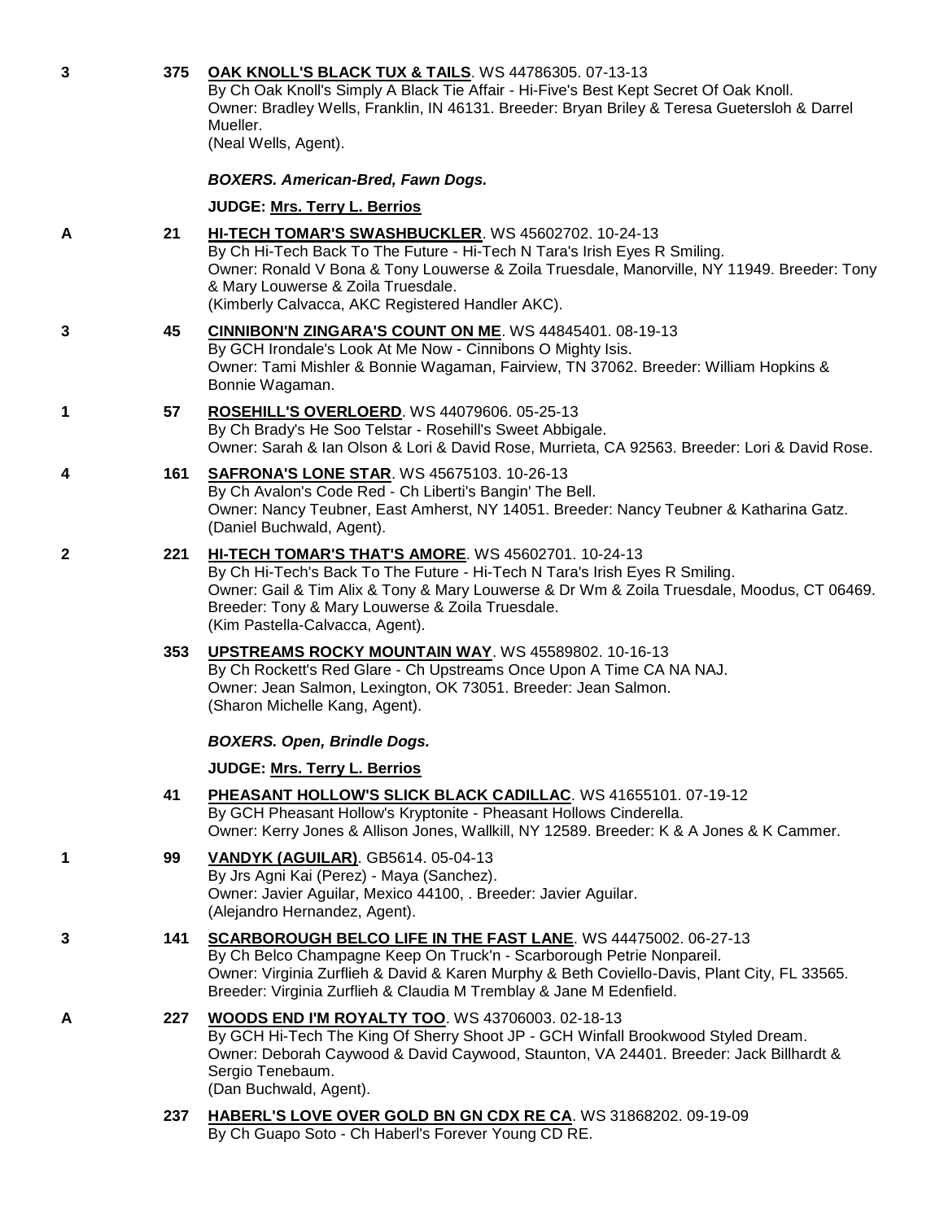3 375 **OAK KNOLL'S BLACK TUX & TAILS**. WS 44786305. 07-13-13
By Ch Oak Knoll's Simply A Black Tie Affair - Hi-Five's Best Kept Secret Of Oak Knoll.
Owner: Bradley Wells, Franklin, IN 46131. Breeder: Bryan Briley & Teresa Guetersloh & Darrel Mueller.
(Neal Wells, Agent).

***BOXERS. American-Bred, Fawn Dogs.***

**JUDGE: Mrs. Terry L. Berrios**

A 21 **HI-TECH TOMAR'S SWASHBUCKLER**. WS 45602702. 10-24-13
By Ch Hi-Tech Back To The Future - Hi-Tech N Tara's Irish Eyes R Smiling.
Owner: Ronald V Bona & Tony Louwerse & Zoila Truesdale, Manorville, NY 11949. Breeder: Tony & Mary Louwerse & Zoila Truesdale.
(Kimberly Calvacca, AKC Registered Handler AKC).

3 45 **CINNIBON'N ZINGARA'S COUNT ON ME**. WS 44845401. 08-19-13
By GCH Irondale's Look At Me Now - Cinnibons O Mighty Isis.
Owner: Tami Mishler & Bonnie Wagaman, Fairview, TN 37062. Breeder: William Hopkins & Bonnie Wagaman.

1 57 **ROSEHILL'S OVERLOERD**. WS 44079606. 05-25-13
By Ch Brady's He Soo Telstar - Rosehill's Sweet Abbigale.
Owner: Sarah & Ian Olson & Lori & David Rose, Murrieta, CA 92563. Breeder: Lori & David Rose.

4 161 **SAFRONA'S LONE STAR**. WS 45675103. 10-26-13
By Ch Avalon's Code Red - Ch Liberti's Bangin' The Bell.
Owner: Nancy Teubner, East Amherst, NY 14051. Breeder: Nancy Teubner & Katharina Gatz.
(Daniel Buchwald, Agent).

2 221 **HI-TECH TOMAR'S THAT'S AMORE**. WS 45602701. 10-24-13
By Ch Hi-Tech's Back To The Future - Hi-Tech N Tara's Irish Eyes R Smiling.
Owner: Gail & Tim Alix & Tony & Mary Louwerse & Dr Wm & Zoila Truesdale, Moodus, CT 06469. Breeder: Tony & Mary Louwerse & Zoila Truesdale.
(Kim Pastella-Calvacca, Agent).

353 **UPSTREAMS ROCKY MOUNTAIN WAY**. WS 45589802. 10-16-13
By Ch Rockett's Red Glare - Ch Upstreams Once Upon A Time CA NA NAJ.
Owner: Jean Salmon, Lexington, OK 73051. Breeder: Jean Salmon.
(Sharon Michelle Kang, Agent).

***BOXERS. Open, Brindle Dogs.***

**JUDGE: Mrs. Terry L. Berrios**

41 **PHEASANT HOLLOW'S SLICK BLACK CADILLAC**. WS 41655101. 07-19-12
By GCH Pheasant Hollow's Kryptonite - Pheasant Hollows Cinderella.
Owner: Kerry Jones & Allison Jones, Wallkill, NY 12589. Breeder: K & A Jones & K Cammer.

1 99 **VANDYK (AGUILAR)**. GB5614. 05-04-13
By Jrs Agni Kai (Perez) - Maya (Sanchez).
Owner: Javier Aguilar, Mexico 44100, . Breeder: Javier Aguilar.
(Alejandro Hernandez, Agent).

3 141 **SCARBOROUGH BELCO LIFE IN THE FAST LANE**. WS 44475002. 06-27-13
By Ch Belco Champagne Keep On Truck'n - Scarborough Petrie Nonpareil.
Owner: Virginia Zurflieh & David & Karen Murphy & Beth Coviello-Davis, Plant City, FL 33565. Breeder: Virginia Zurflieh & Claudia M Tremblay & Jane M Edenfield.

A 227 **WOODS END I'M ROYALTY TOO**. WS 43706003. 02-18-13
By GCH Hi-Tech The King Of Sherry Shoot JP - GCH Winfall Brookwood Styled Dream.
Owner: Deborah Caywood & David Caywood, Staunton, VA 24401. Breeder: Jack Billhardt & Sergio Tenebaum.
(Dan Buchwald, Agent).

237 **HABERL'S LOVE OVER GOLD BN GN CDX RE CA**. WS 31868202. 09-19-09
By Ch Guapo Soto - Ch Haberl's Forever Young CD RE.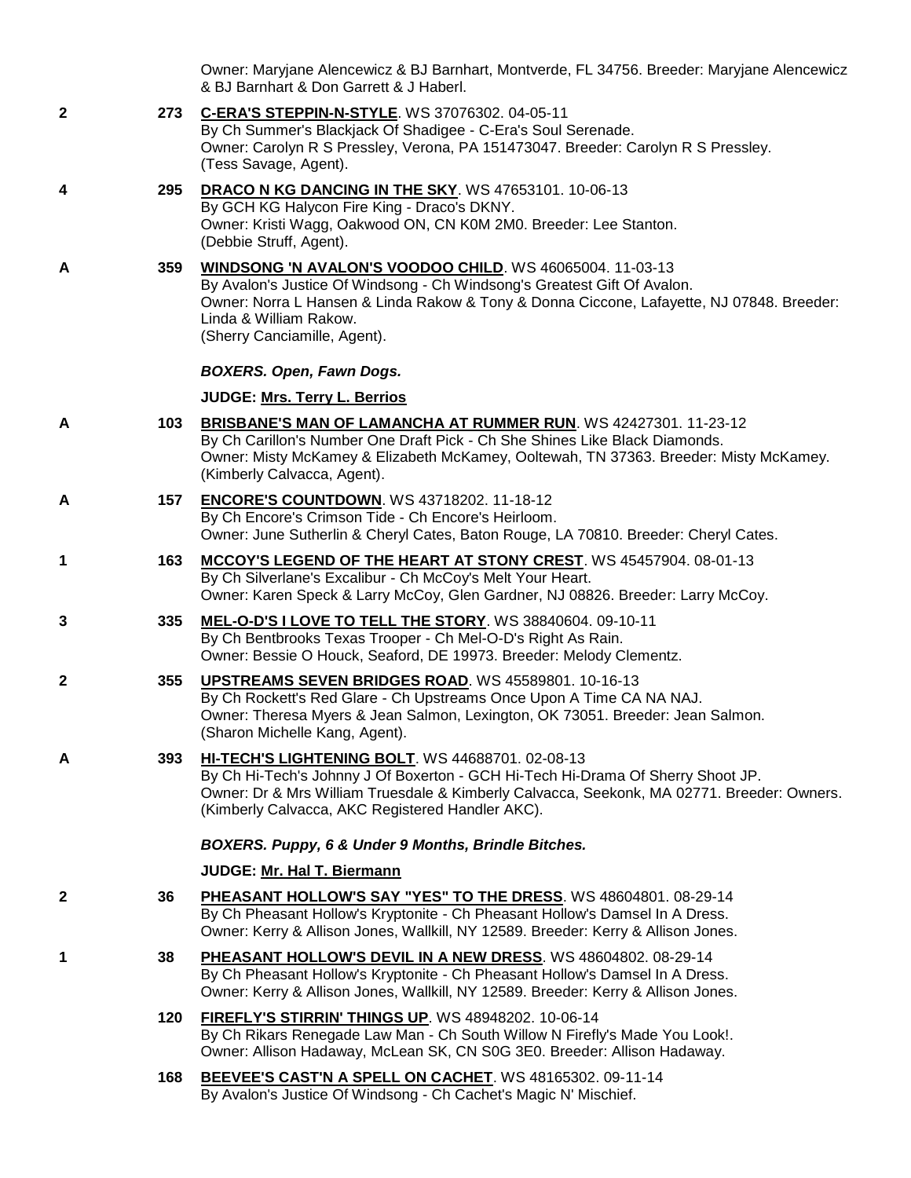Owner: Maryjane Alencewicz & BJ Barnhart, Montverde, FL 34756. Breeder: Maryjane Alencewicz & BJ Barnhart & Don Garrett & J Haberl.

**2** **273** **C-ERA'S STEPPIN-N-STYLE**. WS 37076302. 04-05-11
By Ch Summer's Blackjack Of Shadigee - C-Era's Soul Serenade.
Owner: Carolyn R S Pressley, Verona, PA 151473047. Breeder: Carolyn R S Pressley.
(Tess Savage, Agent).

**4** **295** **DRACO N KG DANCING IN THE SKY**. WS 47653101. 10-06-13
By GCH KG Halycon Fire King - Draco's DKNY.
Owner: Kristi Wagg, Oakwood ON, CN K0M 2M0. Breeder: Lee Stanton.
(Debbie Struff, Agent).

**A** **359** **WINDSONG 'N AVALON'S VOODOO CHILD**. WS 46065004. 11-03-13
By Avalon's Justice Of Windsong - Ch Windsong's Greatest Gift Of Avalon.
Owner: Norra L Hansen & Linda Rakow & Tony & Donna Ciccone, Lafayette, NJ 07848. Breeder: Linda & William Rakow.
(Sherry Canciamille, Agent).

***BOXERS. Open, Fawn Dogs.***

**JUDGE: Mrs. Terry L. Berrios**

**A** **103** **BRISBANE'S MAN OF LAMANCHA AT RUMMER RUN**. WS 42427301. 11-23-12
By Ch Carillon's Number One Draft Pick - Ch She Shines Like Black Diamonds.
Owner: Misty McKamey & Elizabeth McKamey, Ooltewah, TN 37363. Breeder: Misty McKamey.
(Kimberly Calvacca, Agent).

**A** **157** **ENCORE'S COUNTDOWN**. WS 43718202. 11-18-12
By Ch Encore's Crimson Tide - Ch Encore's Heirloom.
Owner: June Sutherlin & Cheryl Cates, Baton Rouge, LA 70810. Breeder: Cheryl Cates.

**1** **163** **MCCOY'S LEGEND OF THE HEART AT STONY CREST**. WS 45457904. 08-01-13
By Ch Silverlane's Excalibur - Ch McCoy's Melt Your Heart.
Owner: Karen Speck & Larry McCoy, Glen Gardner, NJ 08826. Breeder: Larry McCoy.

**3** **335** **MEL-O-D'S I LOVE TO TELL THE STORY**. WS 38840604. 09-10-11
By Ch Bentbrooks Texas Trooper - Ch Mel-O-D's Right As Rain.
Owner: Bessie O Houck, Seaford, DE 19973. Breeder: Melody Clementz.

**2** **355** **UPSTREAMS SEVEN BRIDGES ROAD**. WS 45589801. 10-16-13
By Ch Rockett's Red Glare - Ch Upstreams Once Upon A Time CA NA NAJ.
Owner: Theresa Myers & Jean Salmon, Lexington, OK 73051. Breeder: Jean Salmon.
(Sharon Michelle Kang, Agent).

**A** **393** **HI-TECH'S LIGHTENING BOLT**. WS 44688701. 02-08-13
By Ch Hi-Tech's Johnny J Of Boxerton - GCH Hi-Tech Hi-Drama Of Sherry Shoot JP.
Owner: Dr & Mrs William Truesdale & Kimberly Calvacca, Seekonk, MA 02771. Breeder: Owners.
(Kimberly Calvacca, AKC Registered Handler AKC).

***BOXERS. Puppy, 6 & Under 9 Months, Brindle Bitches.***

**JUDGE: Mr. Hal T. Biermann**

**2** **36** **PHEASANT HOLLOW'S SAY "YES" TO THE DRESS**. WS 48604801. 08-29-14
By Ch Pheasant Hollow's Kryptonite - Ch Pheasant Hollow's Damsel In A Dress.
Owner: Kerry & Allison Jones, Wallkill, NY 12589. Breeder: Kerry & Allison Jones.

**1** **38** **PHEASANT HOLLOW'S DEVIL IN A NEW DRESS**. WS 48604802. 08-29-14
By Ch Pheasant Hollow's Kryptonite - Ch Pheasant Hollow's Damsel In A Dress.
Owner: Kerry & Allison Jones, Wallkill, NY 12589. Breeder: Kerry & Allison Jones.

**120** **FIREFLY'S STIRRIN' THINGS UP**. WS 48948202. 10-06-14
By Ch Rikars Renegade Law Man - Ch South Willow N Firefly's Made You Look!.
Owner: Allison Hadaway, McLean SK, CN S0G 3E0. Breeder: Allison Hadaway.

**168** **BEEVEE'S CAST'N A SPELL ON CACHET**. WS 48165302. 09-11-14
By Avalon's Justice Of Windsong - Ch Cachet's Magic N' Mischief.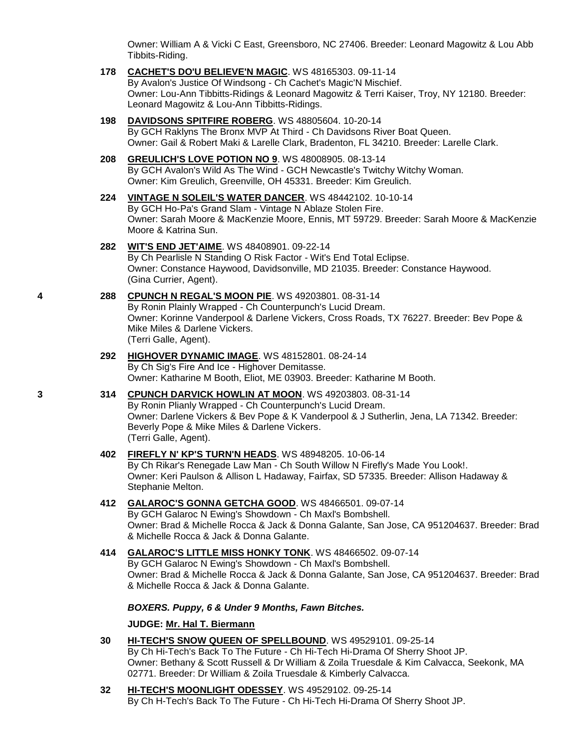Owner: William A & Vicki C East, Greensboro, NC 27406. Breeder: Leonard Magowitz & Lou Abb Tibbits-Riding.

**178** **CACHET'S DO'U BELIEVE'N MAGIC**. WS 48165303. 09-11-14
By Avalon's Justice Of Windsong - Ch Cachet's Magic'N Mischief.
Owner: Lou-Ann Tibbitts-Ridings & Leonard Magowitz & Terri Kaiser, Troy, NY 12180. Breeder: Leonard Magowitz & Lou-Ann Tibbitts-Ridings.

**198** **DAVIDSONS SPITFIRE ROBERG**. WS 48805604. 10-20-14
By GCH Raklyns The Bronx MVP At Third - Ch Davidsons River Boat Queen.
Owner: Gail & Robert Maki & Larelle Clark, Bradenton, FL 34210. Breeder: Larelle Clark.

**208** **GREULICH'S LOVE POTION NO 9**. WS 48008905. 08-13-14
By GCH Avalon's Wild As The Wind - GCH Newcastle's Twitchy Witchy Woman.
Owner: Kim Greulich, Greenville, OH 45331. Breeder: Kim Greulich.

**224** **VINTAGE N SOLEIL'S WATER DANCER**. WS 48442102. 10-10-14
By GCH Ho-Pa's Grand Slam - Vintage N Ablaze Stolen Fire.
Owner: Sarah Moore & MacKenzie Moore, Ennis, MT 59729. Breeder: Sarah Moore & MacKenzie Moore & Katrina Sun.

**282** **WIT'S END JET'AIME**. WS 48408901. 09-22-14
By Ch Pearlisle N Standing O Risk Factor - Wit's End Total Eclipse.
Owner: Constance Haywood, Davidsonville, MD 21035. Breeder: Constance Haywood.
(Gina Currier, Agent).

4 **288** **CPUNCH N REGAL'S MOON PIE**. WS 49203801. 08-31-14
By Ronin Plainly Wrapped - Ch Counterpunch's Lucid Dream.
Owner: Korinne Vanderpool & Darlene Vickers, Cross Roads, TX 76227. Breeder: Bev Pope & Mike Miles & Darlene Vickers.
(Terri Galle, Agent).

**292** **HIGHOVER DYNAMIC IMAGE**. WS 48152801. 08-24-14
By Ch Sig's Fire And Ice - Highover Demitasse.
Owner: Katharine M Booth, Eliot, ME 03903. Breeder: Katharine M Booth.

3 **314** **CPUNCH DARVICK HOWLIN AT MOON**. WS 49203803. 08-31-14
By Ronin Plianly Wrapped - Ch Counterpunch's Lucid Dream.
Owner: Darlene Vickers & Bev Pope & K Vanderpool & J Sutherlin, Jena, LA 71342. Breeder: Beverly Pope & Mike Miles & Darlene Vickers.
(Terri Galle, Agent).

**402** **FIREFLY N' KP'S TURN'N HEADS**. WS 48948205. 10-06-14
By Ch Rikar's Renegade Law Man - Ch South Willow N Firefly's Made You Look!.
Owner: Keri Paulson & Allison L Hadaway, Fairfax, SD 57335. Breeder: Allison Hadaway & Stephanie Melton.

**412** **GALAROC'S GONNA GETCHA GOOD**. WS 48466501. 09-07-14
By GCH Galaroc N Ewing's Showdown - Ch Maxl's Bombshell.
Owner: Brad & Michelle Rocca & Jack & Donna Galante, San Jose, CA 951204637. Breeder: Brad & Michelle Rocca & Jack & Donna Galante.

**414** **GALAROC'S LITTLE MISS HONKY TONK**. WS 48466502. 09-07-14
By GCH Galaroc N Ewing's Showdown - Ch Maxl's Bombshell.
Owner: Brad & Michelle Rocca & Jack & Donna Galante, San Jose, CA 951204637. Breeder: Brad & Michelle Rocca & Jack & Donna Galante.

***BOXERS. Puppy, 6 & Under 9 Months, Fawn Bitches.***

**JUDGE: Mr. Hal T. Biermann**

**30** **HI-TECH'S SNOW QUEEN OF SPELLBOUND**. WS 49529101. 09-25-14
By Ch Hi-Tech's Back To The Future - Ch Hi-Tech Hi-Drama Of Sherry Shoot JP.
Owner: Bethany & Scott Russell & Dr William & Zoila Truesdale & Kim Calvacca, Seekonk, MA 02771. Breeder: Dr William & Zoila Truesdale & Kimberly Calvacca.

**32** **HI-TECH'S MOONLIGHT ODESSEY**. WS 49529102. 09-25-14
By Ch H-Tech's Back To The Future - Ch Hi-Tech Hi-Drama Of Sherry Shoot JP.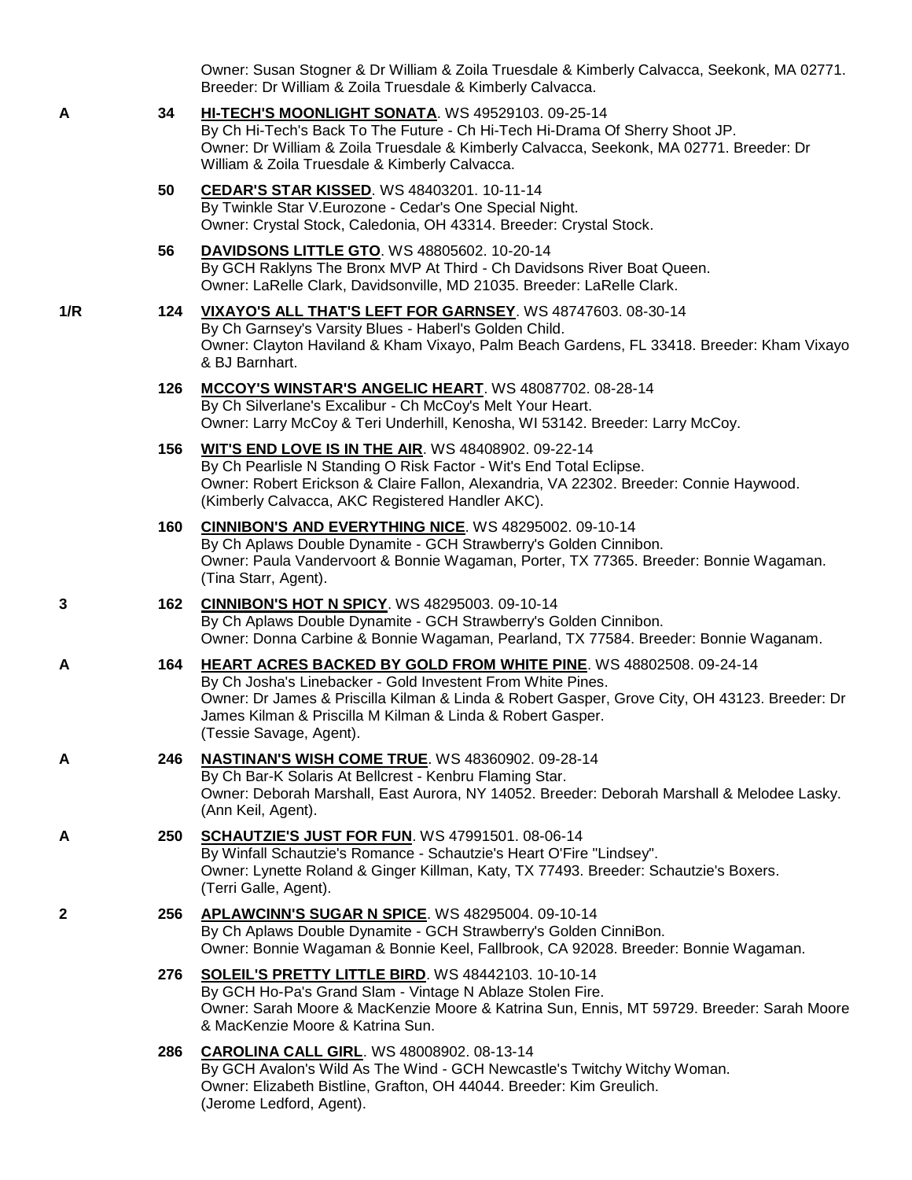Owner: Susan Stogner & Dr William & Zoila Truesdale & Kimberly Calvacca, Seekonk, MA 02771. Breeder: Dr William & Zoila Truesdale & Kimberly Calvacca.

**A** **34** **HI-TECH'S MOONLIGHT SONATA**. WS 49529103. 09-25-14
By Ch Hi-Tech's Back To The Future - Ch Hi-Tech Hi-Drama Of Sherry Shoot JP.
Owner: Dr William & Zoila Truesdale & Kimberly Calvacca, Seekonk, MA 02771. Breeder: Dr William & Zoila Truesdale & Kimberly Calvacca.

**50** **CEDAR'S STAR KISSED**. WS 48403201. 10-11-14
By Twinkle Star V.Eurozone - Cedar's One Special Night.
Owner: Crystal Stock, Caledonia, OH 43314. Breeder: Crystal Stock.

**56** **DAVIDSONS LITTLE GTO**. WS 48805602. 10-20-14
By GCH Raklyns The Bronx MVP At Third - Ch Davidsons River Boat Queen.
Owner: LaRelle Clark, Davidsonville, MD 21035. Breeder: LaRelle Clark.

**1/R** **124** **VIXAYO'S ALL THAT'S LEFT FOR GARNSEY**. WS 48747603. 08-30-14
By Ch Garnsey's Varsity Blues - Haberl's Golden Child.
Owner: Clayton Haviland & Kham Vixayo, Palm Beach Gardens, FL 33418. Breeder: Kham Vixayo & BJ Barnhart.

**126** **MCCOY'S WINSTAR'S ANGELIC HEART**. WS 48087702. 08-28-14
By Ch Silverlane's Excalibur - Ch McCoy's Melt Your Heart.
Owner: Larry McCoy & Teri Underhill, Kenosha, WI 53142. Breeder: Larry McCoy.

**156** **WIT'S END LOVE IS IN THE AIR**. WS 48408902. 09-22-14
By Ch Pearlisle N Standing O Risk Factor - Wit's End Total Eclipse.
Owner: Robert Erickson & Claire Fallon, Alexandria, VA 22302. Breeder: Connie Haywood. (Kimberly Calvacca, AKC Registered Handler AKC).

**160** **CINNIBON'S AND EVERYTHING NICE**. WS 48295002. 09-10-14
By Ch Aplaws Double Dynamite - GCH Strawberry's Golden Cinnibon.
Owner: Paula Vandervoort & Bonnie Wagaman, Porter, TX 77365. Breeder: Bonnie Wagaman. (Tina Starr, Agent).

**3** **162** **CINNIBON'S HOT N SPICY**. WS 48295003. 09-10-14
By Ch Aplaws Double Dynamite - GCH Strawberry's Golden Cinnibon.
Owner: Donna Carbine & Bonnie Wagaman, Pearland, TX 77584. Breeder: Bonnie Waganam.

**A** **164** **HEART ACRES BACKED BY GOLD FROM WHITE PINE**. WS 48802508. 09-24-14
By Ch Josha's Linebacker - Gold Investent From White Pines.
Owner: Dr James & Priscilla Kilman & Linda & Robert Gasper, Grove City, OH 43123. Breeder: Dr James Kilman & Priscilla M Kilman & Linda & Robert Gasper.
(Tessie Savage, Agent).

**A** **246** **NASTINAN'S WISH COME TRUE**. WS 48360902. 09-28-14
By Ch Bar-K Solaris At Bellcrest - Kenbru Flaming Star.
Owner: Deborah Marshall, East Aurora, NY 14052. Breeder: Deborah Marshall & Melodee Lasky. (Ann Keil, Agent).

**A** **250** **SCHAUTZIE'S JUST FOR FUN**. WS 47991501. 08-06-14
By Winfall Schautzie's Romance - Schautzie's Heart O'Fire "Lindsey".
Owner: Lynette Roland & Ginger Killman, Katy, TX 77493. Breeder: Schautzie's Boxers. (Terri Galle, Agent).

**2** **256** **APLAWCINN'S SUGAR N SPICE**. WS 48295004. 09-10-14
By Ch Aplaws Double Dynamite - GCH Strawberry's Golden CinniBon.
Owner: Bonnie Wagaman & Bonnie Keel, Fallbrook, CA 92028. Breeder: Bonnie Wagaman.

**276** **SOLEIL'S PRETTY LITTLE BIRD**. WS 48442103. 10-10-14
By GCH Ho-Pa's Grand Slam - Vintage N Ablaze Stolen Fire.
Owner: Sarah Moore & MacKenzie Moore & Katrina Sun, Ennis, MT 59729. Breeder: Sarah Moore & MacKenzie Moore & Katrina Sun.

**286** **CAROLINA CALL GIRL**. WS 48008902. 08-13-14
By GCH Avalon's Wild As The Wind - GCH Newcastle's Twitchy Witchy Woman.
Owner: Elizabeth Bistline, Grafton, OH 44044. Breeder: Kim Greulich.
(Jerome Ledford, Agent).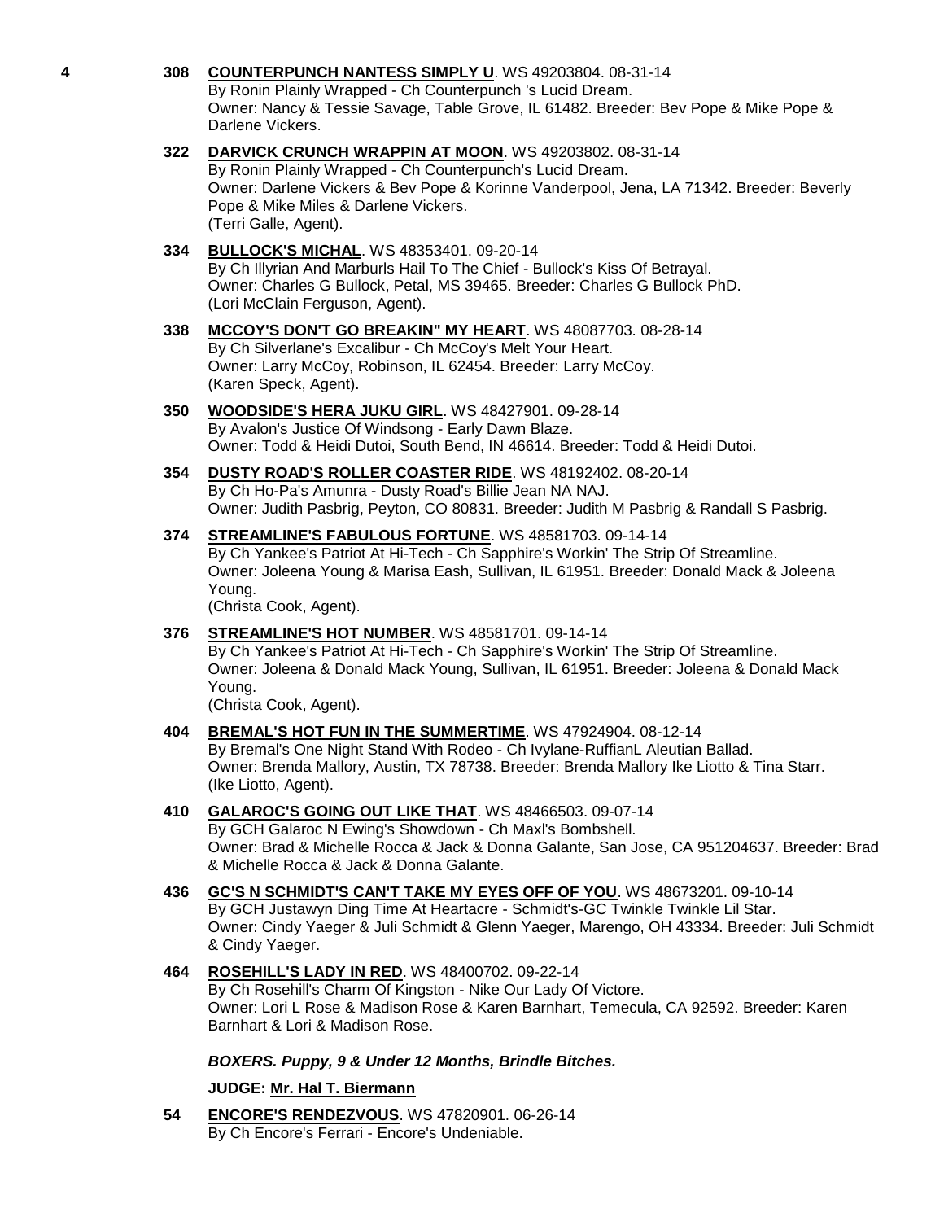**4** **308** **COUNTERPUNCH NANTESS SIMPLY U**. WS 49203804. 08-31-14
By Ronin Plainly Wrapped - Ch Counterpunch 's Lucid Dream.
Owner: Nancy & Tessie Savage, Table Grove, IL 61482. Breeder: Bev Pope & Mike Pope & Darlene Vickers.

**322** **DARVICK CRUNCH WRAPPIN AT MOON**. WS 49203802. 08-31-14
By Ronin Plainly Wrapped - Ch Counterpunch's Lucid Dream.
Owner: Darlene Vickers & Bev Pope & Korinne Vanderpool, Jena, LA 71342. Breeder: Beverly Pope & Mike Miles & Darlene Vickers.
(Terri Galle, Agent).

**334** **BULLOCK'S MICHAL**. WS 48353401. 09-20-14
By Ch Illyrian And Marburls Hail To The Chief - Bullock's Kiss Of Betrayal.
Owner: Charles G Bullock, Petal, MS 39465. Breeder: Charles G Bullock PhD.
(Lori McClain Ferguson, Agent).

**338** **MCCOY'S DON'T GO BREAKIN" MY HEART**. WS 48087703. 08-28-14
By Ch Silverlane's Excalibur - Ch McCoy's Melt Your Heart.
Owner: Larry McCoy, Robinson, IL 62454. Breeder: Larry McCoy.
(Karen Speck, Agent).

**350** **WOODSIDE'S HERA JUKU GIRL**. WS 48427901. 09-28-14
By Avalon's Justice Of Windsong - Early Dawn Blaze.
Owner: Todd & Heidi Dutoi, South Bend, IN 46614. Breeder: Todd & Heidi Dutoi.

**354** **DUSTY ROAD'S ROLLER COASTER RIDE**. WS 48192402. 08-20-14
By Ch Ho-Pa's Amunra - Dusty Road's Billie Jean NA NAJ.
Owner: Judith Pasbrig, Peyton, CO 80831. Breeder: Judith M Pasbrig & Randall S Pasbrig.

**374** **STREAMLINE'S FABULOUS FORTUNE**. WS 48581703. 09-14-14
By Ch Yankee's Patriot At Hi-Tech - Ch Sapphire's Workin' The Strip Of Streamline.
Owner: Joleena Young & Marisa Eash, Sullivan, IL 61951. Breeder: Donald Mack & Joleena Young.
(Christa Cook, Agent).

**376** **STREAMLINE'S HOT NUMBER**. WS 48581701. 09-14-14
By Ch Yankee's Patriot At Hi-Tech - Ch Sapphire's Workin' The Strip Of Streamline.
Owner: Joleena & Donald Mack Young, Sullivan, IL 61951. Breeder: Joleena & Donald Mack Young.
(Christa Cook, Agent).

**404** **BREMAL'S HOT FUN IN THE SUMMERTIME**. WS 47924904. 08-12-14
By Bremal's One Night Stand With Rodeo - Ch Ivylane-RuffianL Aleutian Ballad.
Owner: Brenda Mallory, Austin, TX 78738. Breeder: Brenda Mallory Ike Liotto & Tina Starr.
(Ike Liotto, Agent).

**410** **GALAROC'S GOING OUT LIKE THAT**. WS 48466503. 09-07-14
By GCH Galaroc N Ewing's Showdown - Ch Maxl's Bombshell.
Owner: Brad & Michelle Rocca & Jack & Donna Galante, San Jose, CA 951204637. Breeder: Brad & Michelle Rocca & Jack & Donna Galante.

**436** **GC'S N SCHMIDT'S CAN'T TAKE MY EYES OFF OF YOU**. WS 48673201. 09-10-14
By GCH Justawyn Ding Time At Heartacre - Schmidt's-GC Twinkle Twinkle Lil Star.
Owner: Cindy Yaeger & Juli Schmidt & Glenn Yaeger, Marengo, OH 43334. Breeder: Juli Schmidt & Cindy Yaeger.

**464** **ROSEHILL'S LADY IN RED**. WS 48400702. 09-22-14
By Ch Rosehill's Charm Of Kingston - Nike Our Lady Of Victore.
Owner: Lori L Rose & Madison Rose & Karen Barnhart, Temecula, CA 92592. Breeder: Karen Barnhart & Lori & Madison Rose.

***BOXERS. Puppy, 9 & Under 12 Months, Brindle Bitches.***

**JUDGE: Mr. Hal T. Biermann**

**54** **ENCORE'S RENDEZVOUS**. WS 47820901. 06-26-14
By Ch Encore's Ferrari - Encore's Undeniable.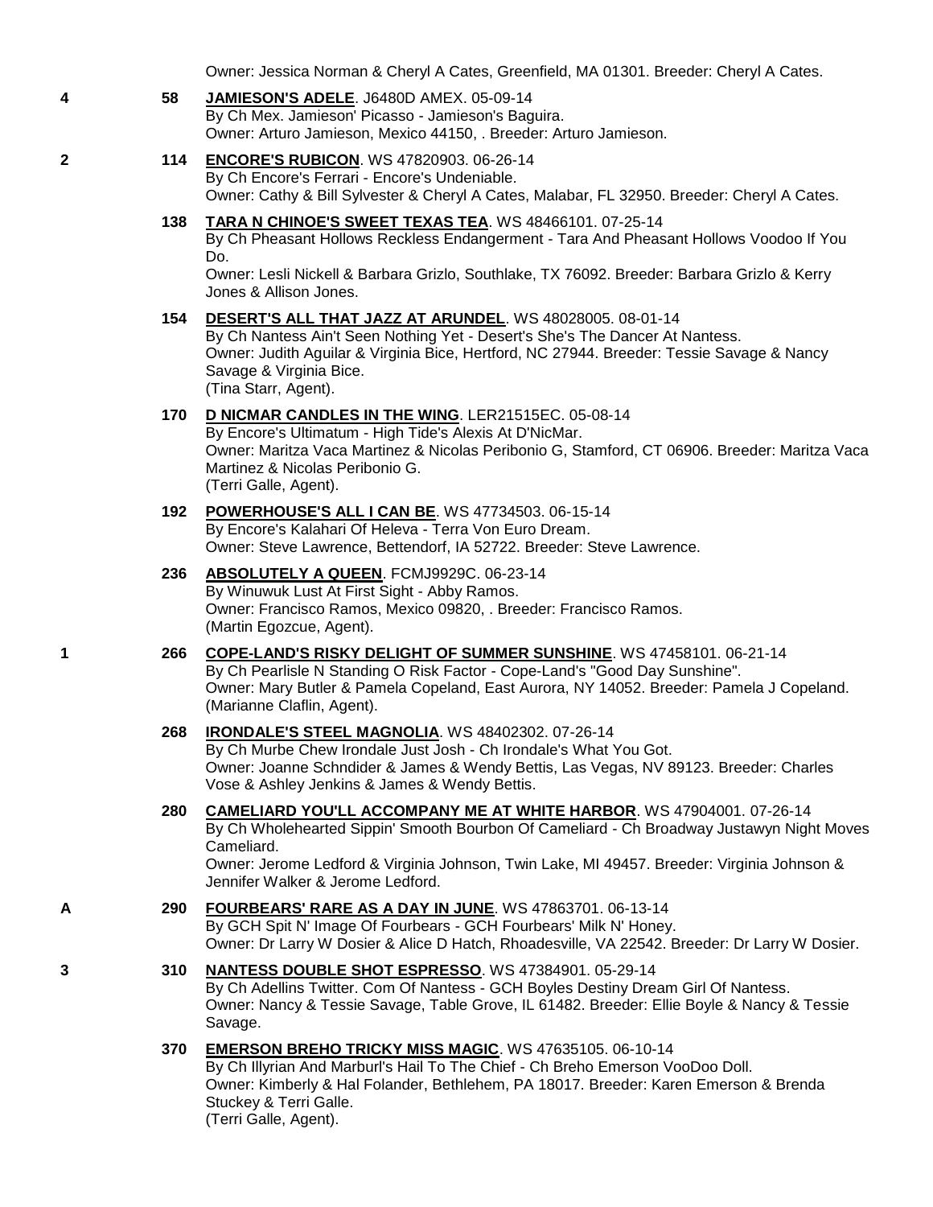Owner: Jessica Norman & Cheryl A Cates, Greenfield, MA 01301. Breeder: Cheryl A Cates.

4 &nbsp;&nbsp; 58 &nbsp;&nbsp; **JAMIESON'S ADELE**. J6480D AMEX. 05-09-14
By Ch Mex. Jamieson' Picasso - Jamieson's Baguira.
Owner: Arturo Jamieson, Mexico 44150, . Breeder: Arturo Jamieson.

2 &nbsp;&nbsp; 114 &nbsp;&nbsp; **ENCORE'S RUBICON**. WS 47820903. 06-26-14
By Ch Encore's Ferrari - Encore's Undeniable.
Owner: Cathy & Bill Sylvester & Cheryl A Cates, Malabar, FL 32950. Breeder: Cheryl A Cates.

138 &nbsp;&nbsp; **TARA N CHINOE'S SWEET TEXAS TEA**. WS 48466101. 07-25-14
By Ch Pheasant Hollows Reckless Endangerment - Tara And Pheasant Hollows Voodoo If You Do.
Owner: Lesli Nickell & Barbara Grizlo, Southlake, TX 76092. Breeder: Barbara Grizlo & Kerry Jones & Allison Jones.

154 &nbsp;&nbsp; **DESERT'S ALL THAT JAZZ AT ARUNDEL**. WS 48028005. 08-01-14
By Ch Nantess Ain't Seen Nothing Yet - Desert's She's The Dancer At Nantess.
Owner: Judith Aguilar & Virginia Bice, Hertford, NC 27944. Breeder: Tessie Savage & Nancy Savage & Virginia Bice.
(Tina Starr, Agent).

170 &nbsp;&nbsp; **D NICMAR CANDLES IN THE WING**. LER21515EC. 05-08-14
By Encore's Ultimatum - High Tide's Alexis At D'NicMar.
Owner: Maritza Vaca Martinez & Nicolas Peribonio G, Stamford, CT 06906. Breeder: Maritza Vaca Martinez & Nicolas Peribonio G.
(Terri Galle, Agent).

192 &nbsp;&nbsp; **POWERHOUSE'S ALL I CAN BE**. WS 47734503. 06-15-14
By Encore's Kalahari Of Heleva - Terra Von Euro Dream.
Owner: Steve Lawrence, Bettendorf, IA 52722. Breeder: Steve Lawrence.

236 &nbsp;&nbsp; **ABSOLUTELY A QUEEN**. FCMJ9929C. 06-23-14
By Winuwuk Lust At First Sight - Abby Ramos.
Owner: Francisco Ramos, Mexico 09820, . Breeder: Francisco Ramos.
(Martin Egozcue, Agent).

1 &nbsp;&nbsp; 266 &nbsp;&nbsp; **COPE-LAND'S RISKY DELIGHT OF SUMMER SUNSHINE**. WS 47458101. 06-21-14
By Ch Pearlisle N Standing O Risk Factor - Cope-Land's "Good Day Sunshine".
Owner: Mary Butler & Pamela Copeland, East Aurora, NY 14052. Breeder: Pamela J Copeland.
(Marianne Claflin, Agent).

268 &nbsp;&nbsp; **IRONDALE'S STEEL MAGNOLIA**. WS 48402302. 07-26-14
By Ch Murbe Chew Irondale Just Josh - Ch Irondale's What You Got.
Owner: Joanne Schndider & James & Wendy Bettis, Las Vegas, NV 89123. Breeder: Charles Vose & Ashley Jenkins & James & Wendy Bettis.

280 &nbsp;&nbsp; **CAMELIARD YOU'LL ACCOMPANY ME AT WHITE HARBOR**. WS 47904001. 07-26-14
By Ch Wholehearted Sippin' Smooth Bourbon Of Cameliard - Ch Broadway Justawyn Night Moves Cameliard.
Owner: Jerome Ledford & Virginia Johnson, Twin Lake, MI 49457. Breeder: Virginia Johnson & Jennifer Walker & Jerome Ledford.

A &nbsp;&nbsp; 290 &nbsp;&nbsp; **FOURBEARS' RARE AS A DAY IN JUNE**. WS 47863701. 06-13-14
By GCH Spit N' Image Of Fourbears - GCH Fourbears' Milk N' Honey.
Owner: Dr Larry W Dosier & Alice D Hatch, Rhoadesville, VA 22542. Breeder: Dr Larry W Dosier.

3 &nbsp;&nbsp; 310 &nbsp;&nbsp; **NANTESS DOUBLE SHOT ESPRESSO**. WS 47384901. 05-29-14
By Ch Adellins Twitter. Com Of Nantess - GCH Boyles Destiny Dream Girl Of Nantess.
Owner: Nancy & Tessie Savage, Table Grove, IL 61482. Breeder: Ellie Boyle & Nancy & Tessie Savage.

370 &nbsp;&nbsp; **EMERSON BREHO TRICKY MISS MAGIC**. WS 47635105. 06-10-14
By Ch Illyrian And Marburl's Hail To The Chief - Ch Breho Emerson VooDoo Doll.
Owner: Kimberly & Hal Folander, Bethlehem, PA 18017. Breeder: Karen Emerson & Brenda Stuckey & Terri Galle.
(Terri Galle, Agent).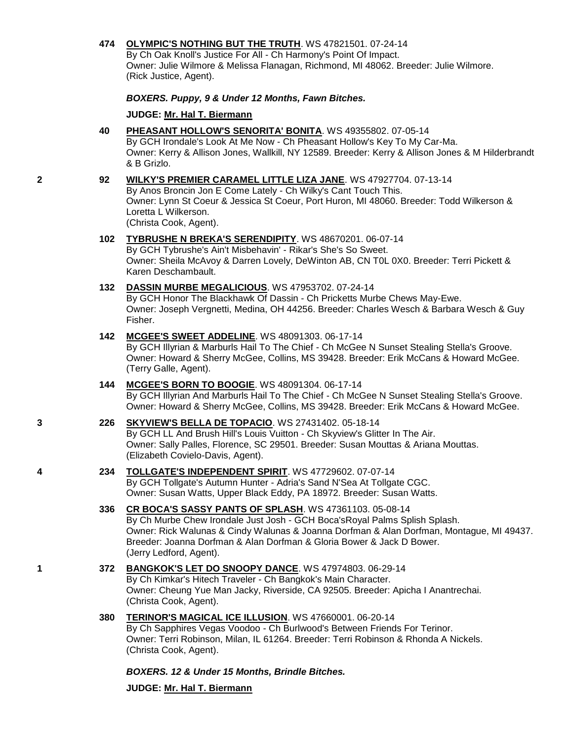474 **OLYMPIC'S NOTHING BUT THE TRUTH**. WS 47821501. 07-24-14
By Ch Oak Knoll's Justice For All - Ch Harmony's Point Of Impact.
Owner: Julie Wilmore & Melissa Flanagan, Richmond, MI 48062. Breeder: Julie Wilmore.
(Rick Justice, Agent).

***BOXERS. Puppy, 9 & Under 12 Months, Fawn Bitches.***

**JUDGE: Mr. Hal T. Biermann**

40 **PHEASANT HOLLOW'S SENORITA' BONITA**. WS 49355802. 07-05-14
By GCH Irondale's Look At Me Now - Ch Pheasant Hollow's Key To My Car-Ma.
Owner: Kerry & Allison Jones, Wallkill, NY 12589. Breeder: Kerry & Allison Jones & M Hilderbrandt & B Grizlo.

2 — 92 **WILKY'S PREMIER CARAMEL LITTLE LIZA JANE**. WS 47927704. 07-13-14
By Anos Broncin Jon E Come Lately - Ch Wilky's Cant Touch This.
Owner: Lynn St Coeur & Jessica St Coeur, Port Huron, MI 48060. Breeder: Todd Wilkerson & Loretta L Wilkerson.
(Christa Cook, Agent).

102 **TYBRUSHE N BREKA'S SERENDIPITY**. WS 48670201. 06-07-14
By GCH Tybrushe's Ain't Misbehavin' - Rikar's She's So Sweet.
Owner: Sheila McAvoy & Darren Lovely, DeWinton AB, CN T0L 0X0. Breeder: Terri Pickett & Karen Deschambault.

132 **DASSIN MURBE MEGALICIOUS**. WS 47953702. 07-24-14
By GCH Honor The Blackhawk Of Dassin - Ch Pricketts Murbe Chews May-Ewe.
Owner: Joseph Vergnetti, Medina, OH 44256. Breeder: Charles Wesch & Barbara Wesch & Guy Fisher.

142 **MCGEE'S SWEET ADDELINE**. WS 48091303. 06-17-14
By GCH Illyrian & Marburls Hail To The Chief - Ch McGee N Sunset Stealing Stella's Groove.
Owner: Howard & Sherry McGee, Collins, MS 39428. Breeder: Erik McCans & Howard McGee.
(Terry Galle, Agent).

144 **MCGEE'S BORN TO BOOGIE**. WS 48091304. 06-17-14
By GCH Illyrian And Marburls Hail To The Chief - Ch McGee N Sunset Stealing Stella's Groove.
Owner: Howard & Sherry McGee, Collins, MS 39428. Breeder: Erik McCans & Howard McGee.

3 — 226 **SKYVIEW'S BELLA DE TOPACIO**. WS 27431402. 05-18-14
By GCH LL And Brush Hill's Louis Vuitton - Ch Skyview's Glitter In The Air.
Owner: Sally Palles, Florence, SC 29501. Breeder: Susan Mouttas & Ariana Mouttas.
(Elizabeth Covielo-Davis, Agent).

4 — 234 **TOLLGATE'S INDEPENDENT SPIRIT**. WS 47729602. 07-07-14
By GCH Tollgate's Autumn Hunter - Adria's Sand N'Sea At Tollgate CGC.
Owner: Susan Watts, Upper Black Eddy, PA 18972. Breeder: Susan Watts.

336 **CR BOCA'S SASSY PANTS OF SPLASH**. WS 47361103. 05-08-14
By Ch Murbe Chew Irondale Just Josh - GCH Boca'sRoyal Palms Splish Splash.
Owner: Rick Walunas & Cindy Walunas & Joanna Dorfman & Alan Dorfman, Montague, MI 49437. Breeder: Joanna Dorfman & Alan Dorfman & Gloria Bower & Jack D Bower.
(Jerry Ledford, Agent).

1 — 372 **BANGKOK'S LET DO SNOOPY DANCE**. WS 47974803. 06-29-14
By Ch Kimkar's Hitech Traveler - Ch Bangkok's Main Character.
Owner: Cheung Yue Man Jacky, Riverside, CA 92505. Breeder: Apicha I Anantrechai.
(Christa Cook, Agent).

380 **TERINOR'S MAGICAL ICE ILLUSION**. WS 47660001. 06-20-14
By Ch Sapphires Vegas Voodoo - Ch Burlwood's Between Friends For Terinor.
Owner: Terri Robinson, Milan, IL 61264. Breeder: Terri Robinson & Rhonda A Nickels.
(Christa Cook, Agent).

***BOXERS. 12 & Under 15 Months, Brindle Bitches.***

**JUDGE: Mr. Hal T. Biermann**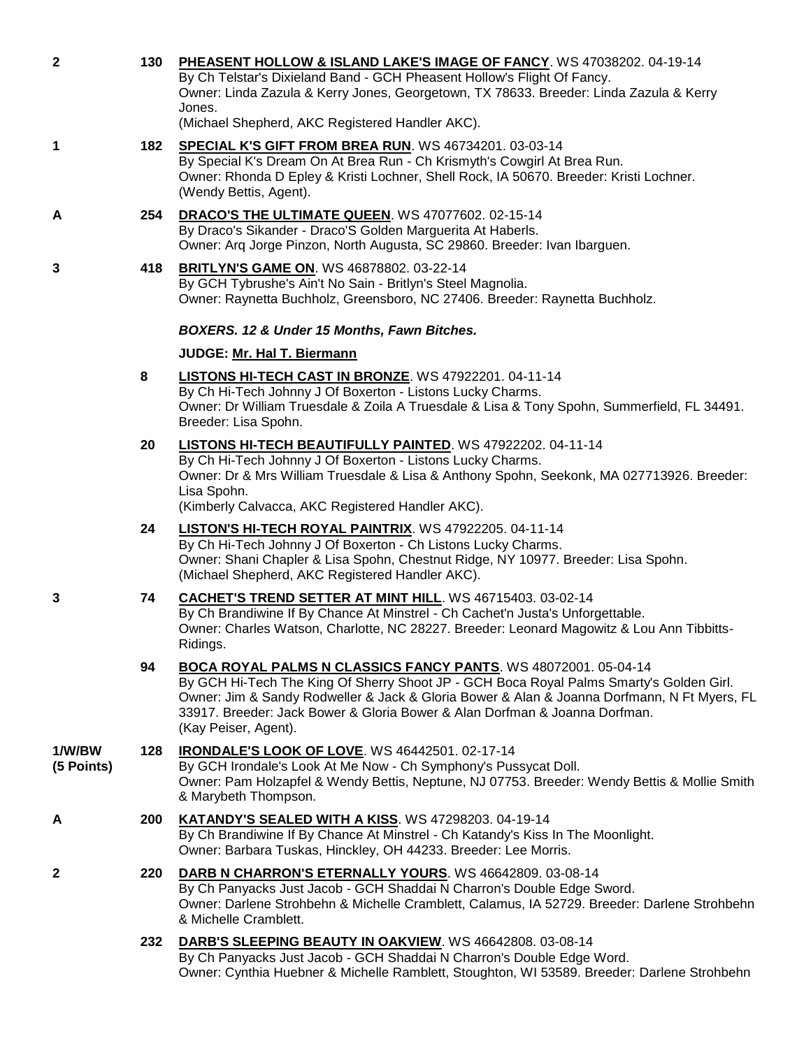**2** **130** **PHEASENT HOLLOW & ISLAND LAKE'S IMAGE OF FANCY**. WS 47038202. 04-19-14
By Ch Telstar's Dixieland Band - GCH Pheasent Hollow's Flight Of Fancy.
Owner: Linda Zazula & Kerry Jones, Georgetown, TX 78633. Breeder: Linda Zazula & Kerry Jones.
(Michael Shepherd, AKC Registered Handler AKC).

**1** **182** **SPECIAL K'S GIFT FROM BREA RUN**. WS 46734201. 03-03-14
By Special K's Dream On At Brea Run - Ch Krismyth's Cowgirl At Brea Run.
Owner: Rhonda D Epley & Kristi Lochner, Shell Rock, IA 50670. Breeder: Kristi Lochner.
(Wendy Bettis, Agent).

**A** **254** **DRACO'S THE ULTIMATE QUEEN**. WS 47077602. 02-15-14
By Draco's Sikander - Draco'S Golden Marguerita At Haberls.
Owner: Arq Jorge Pinzon, North Augusta, SC 29860. Breeder: Ivan Ibarguen.

**3** **418** **BRITLYN'S GAME ON**. WS 46878802. 03-22-14
By GCH Tybrushe's Ain't No Sain - Britlyn's Steel Magnolia.
Owner: Raynetta Buchholz, Greensboro, NC 27406. Breeder: Raynetta Buchholz.

***BOXERS. 12 & Under 15 Months, Fawn Bitches.***

**JUDGE: Mr. Hal T. Biermann**

**8** **LISTONS HI-TECH CAST IN BRONZE**. WS 47922201. 04-11-14
By Ch Hi-Tech Johnny J Of Boxerton - Listons Lucky Charms.
Owner: Dr William Truesdale & Zoila A Truesdale & Lisa & Tony Spohn, Summerfield, FL 34491. Breeder: Lisa Spohn.

**20** **LISTONS HI-TECH BEAUTIFULLY PAINTED**. WS 47922202. 04-11-14
By Ch Hi-Tech Johnny J Of Boxerton - Listons Lucky Charms.
Owner: Dr & Mrs William Truesdale & Lisa & Anthony Spohn, Seekonk, MA 027713926. Breeder: Lisa Spohn.
(Kimberly Calvacca, AKC Registered Handler AKC).

**24** **LISTON'S HI-TECH ROYAL PAINTRIX**. WS 47922205. 04-11-14
By Ch Hi-Tech Johnny J Of Boxerton - Ch Listons Lucky Charms.
Owner: Shani Chapler & Lisa Spohn, Chestnut Ridge, NY 10977. Breeder: Lisa Spohn.
(Michael Shepherd, AKC Registered Handler AKC).

**3** **74** **CACHET'S TREND SETTER AT MINT HILL**. WS 46715403. 03-02-14
By Ch Brandiwine If By Chance At Minstrel - Ch Cachet'n Justa's Unforgettable.
Owner: Charles Watson, Charlotte, NC 28227. Breeder: Leonard Magowitz & Lou Ann Tibbitts-Ridings.

**94** **BOCA ROYAL PALMS N CLASSICS FANCY PANTS**. WS 48072001. 05-04-14
By GCH Hi-Tech The King Of Sherry Shoot JP - GCH Boca Royal Palms Smarty's Golden Girl.
Owner: Jim & Sandy Rodweller & Jack & Gloria Bower & Alan & Joanna Dorfmann, N Ft Myers, FL 33917. Breeder: Jack Bower & Gloria Bower & Alan Dorfman & Joanna Dorfman.
(Kay Peiser, Agent).

**1/W/BW (5 Points)** **128** **IRONDALE'S LOOK OF LOVE**. WS 46442501. 02-17-14
By GCH Irondale's Look At Me Now - Ch Symphony's Pussycat Doll.
Owner: Pam Holzapfel & Wendy Bettis, Neptune, NJ 07753. Breeder: Wendy Bettis & Mollie Smith & Marybeth Thompson.

**A** **200** **KATANDY'S SEALED WITH A KISS**. WS 47298203. 04-19-14
By Ch Brandiwine If By Chance At Minstrel - Ch Katandy's Kiss In The Moonlight.
Owner: Barbara Tuskas, Hinckley, OH 44233. Breeder: Lee Morris.

**2** **220** **DARB N CHARRON'S ETERNALLY YOURS**. WS 46642809. 03-08-14
By Ch Panyacks Just Jacob - GCH Shaddai N Charron's Double Edge Sword.
Owner: Darlene Strohbehn & Michelle Cramblett, Calamus, IA 52729. Breeder: Darlene Strohbehn & Michelle Cramblett.

**232** **DARB'S SLEEPING BEAUTY IN OAKVIEW**. WS 46642808. 03-08-14
By Ch Panyacks Just Jacob - GCH Shaddai N Charron's Double Edge Word.
Owner: Cynthia Huebner & Michelle Ramblett, Stoughton, WI 53589. Breeder: Darlene Strohbehn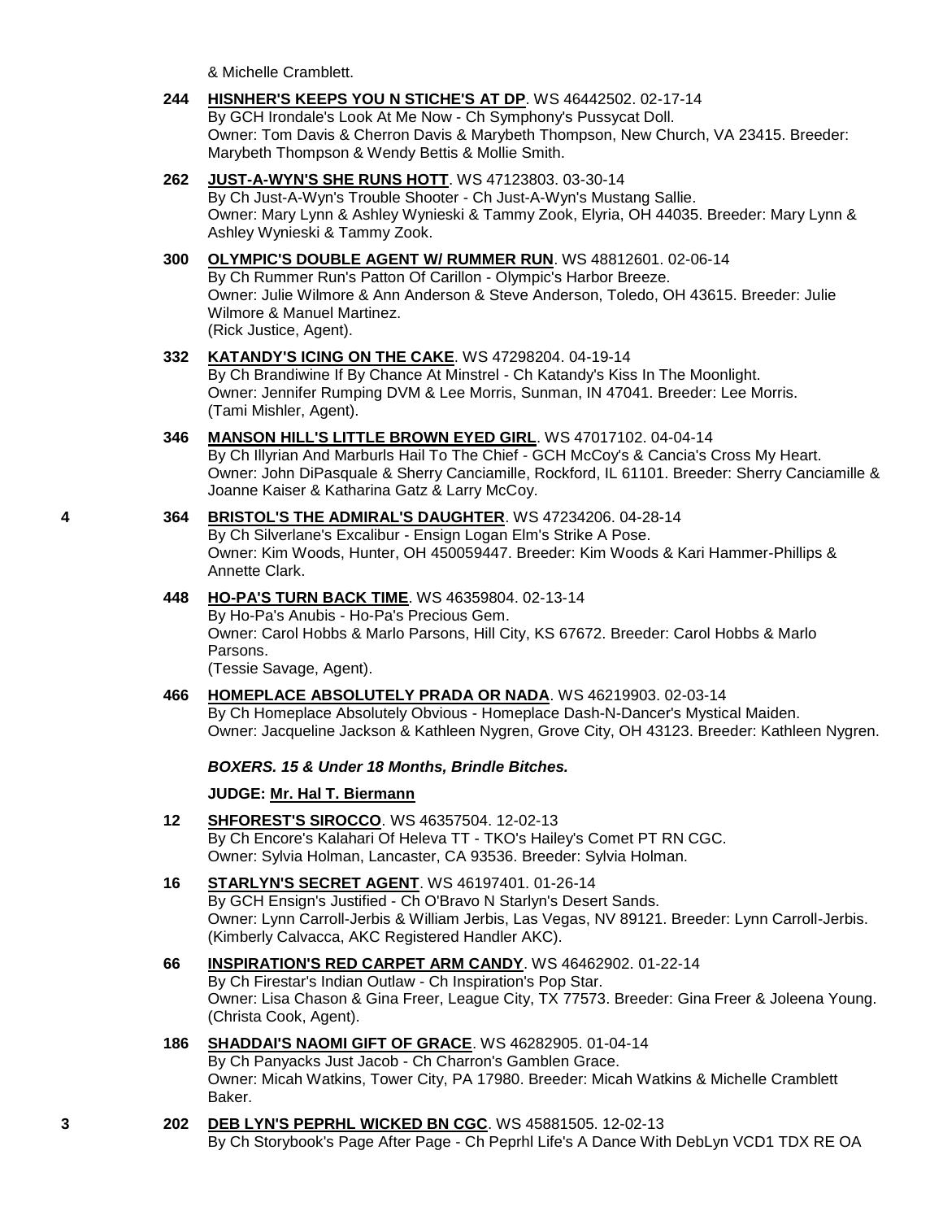& Michelle Cramblett.

**244** **HISNHER'S KEEPS YOU N STICHE'S AT DP**. WS 46442502. 02-17-14
By GCH Irondale's Look At Me Now - Ch Symphony's Pussycat Doll.
Owner: Tom Davis & Cherron Davis & Marybeth Thompson, New Church, VA 23415. Breeder: Marybeth Thompson & Wendy Bettis & Mollie Smith.

**262** **JUST-A-WYN'S SHE RUNS HOTT**. WS 47123803. 03-30-14
By Ch Just-A-Wyn's Trouble Shooter - Ch Just-A-Wyn's Mustang Sallie.
Owner: Mary Lynn & Ashley Wynieski & Tammy Zook, Elyria, OH 44035. Breeder: Mary Lynn & Ashley Wynieski & Tammy Zook.

**300** **OLYMPIC'S DOUBLE AGENT W/ RUMMER RUN**. WS 48812601. 02-06-14
By Ch Rummer Run's Patton Of Carillon - Olympic's Harbor Breeze.
Owner: Julie Wilmore & Ann Anderson & Steve Anderson, Toledo, OH 43615. Breeder: Julie Wilmore & Manuel Martinez.
(Rick Justice, Agent).

**332** **KATANDY'S ICING ON THE CAKE**. WS 47298204. 04-19-14
By Ch Brandiwine If By Chance At Minstrel - Ch Katandy's Kiss In The Moonlight.
Owner: Jennifer Rumping DVM & Lee Morris, Sunman, IN 47041. Breeder: Lee Morris.
(Tami Mishler, Agent).

**346** **MANSON HILL'S LITTLE BROWN EYED GIRL**. WS 47017102. 04-04-14
By Ch Illyrian And Marburls Hail To The Chief - GCH McCoy's & Cancia's Cross My Heart.
Owner: John DiPasquale & Sherry Canciamille, Rockford, IL 61101. Breeder: Sherry Canciamille & Joanne Kaiser & Katharina Gatz & Larry McCoy.

**4** **364** **BRISTOL'S THE ADMIRAL'S DAUGHTER**. WS 47234206. 04-28-14
By Ch Silverlane's Excalibur - Ensign Logan Elm's Strike A Pose.
Owner: Kim Woods, Hunter, OH 450059447. Breeder: Kim Woods & Kari Hammer-Phillips & Annette Clark.

**448** **HO-PA'S TURN BACK TIME**. WS 46359804. 02-13-14
By Ho-Pa's Anubis - Ho-Pa's Precious Gem.
Owner: Carol Hobbs & Marlo Parsons, Hill City, KS 67672. Breeder: Carol Hobbs & Marlo Parsons.
(Tessie Savage, Agent).

**466** **HOMEPLACE ABSOLUTELY PRADA OR NADA**. WS 46219903. 02-03-14
By Ch Homeplace Absolutely Obvious - Homeplace Dash-N-Dancer's Mystical Maiden.
Owner: Jacqueline Jackson & Kathleen Nygren, Grove City, OH 43123. Breeder: Kathleen Nygren.

***BOXERS. 15 & Under 18 Months, Brindle Bitches.***

**JUDGE: Mr. Hal T. Biermann**

**12** **SHFOREST'S SIROCCO**. WS 46357504. 12-02-13
By Ch Encore's Kalahari Of Heleva TT - TKO's Hailey's Comet PT RN CGC.
Owner: Sylvia Holman, Lancaster, CA 93536. Breeder: Sylvia Holman.

**16** **STARLYN'S SECRET AGENT**. WS 46197401. 01-26-14
By GCH Ensign's Justified - Ch O'Bravo N Starlyn's Desert Sands.
Owner: Lynn Carroll-Jerbis & William Jerbis, Las Vegas, NV 89121. Breeder: Lynn Carroll-Jerbis.
(Kimberly Calvacca, AKC Registered Handler AKC).

**66** **INSPIRATION'S RED CARPET ARM CANDY**. WS 46462902. 01-22-14
By Ch Firestar's Indian Outlaw - Ch Inspiration's Pop Star.
Owner: Lisa Chason & Gina Freer, League City, TX 77573. Breeder: Gina Freer & Joleena Young.
(Christa Cook, Agent).

**186** **SHADDAI'S NAOMI GIFT OF GRACE**. WS 46282905. 01-04-14
By Ch Panyacks Just Jacob - Ch Charron's Gamblen Grace.
Owner: Micah Watkins, Tower City, PA 17980. Breeder: Micah Watkins & Michelle Cramblett Baker.

**3** **202** **DEB LYN'S PEPRHL WICKED BN CGC**. WS 45881505. 12-02-13
By Ch Storybook's Page After Page - Ch Peprhl Life's A Dance With DebLyn VCD1 TDX RE OA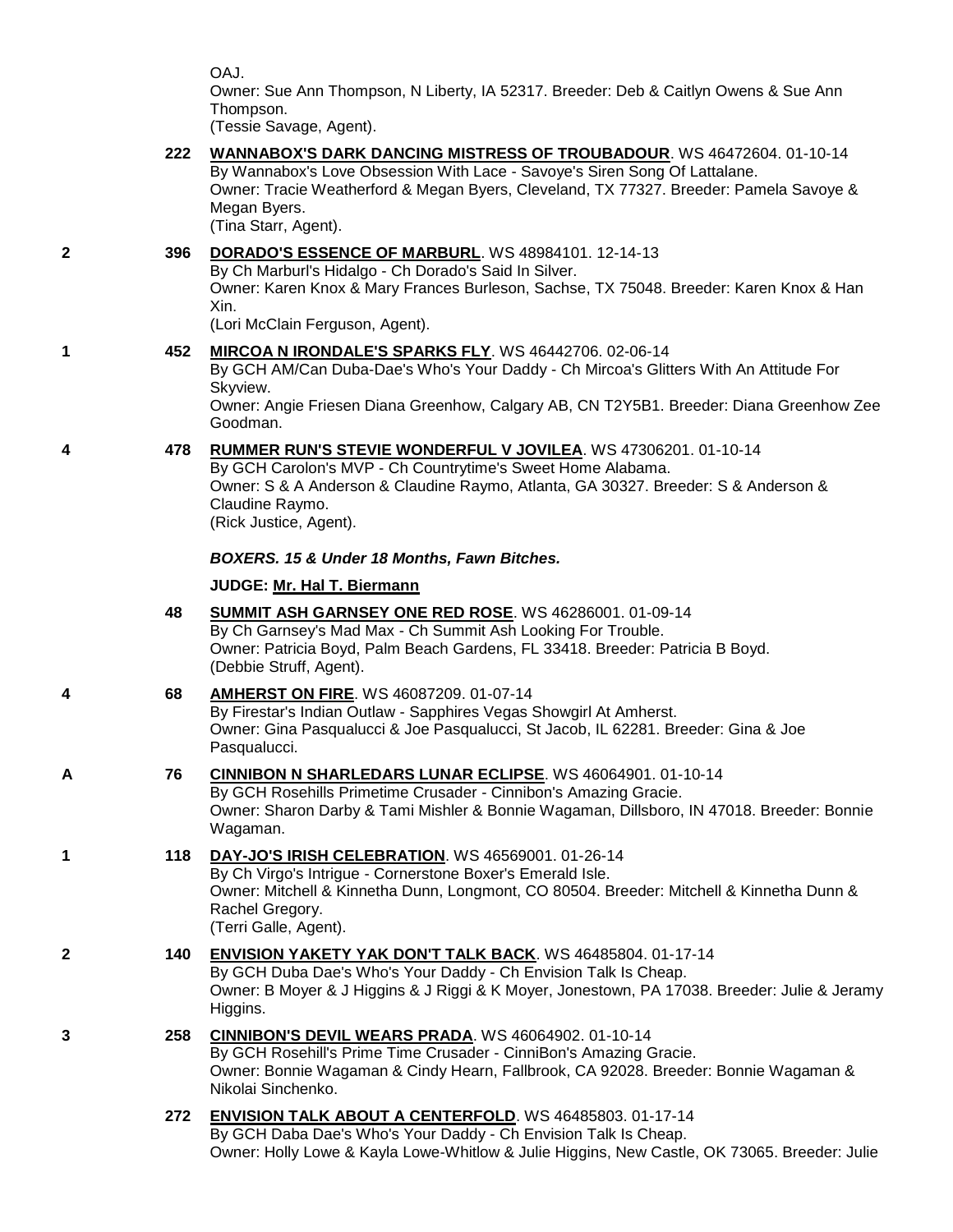OAJ.
Owner: Sue Ann Thompson, N Liberty, IA 52317. Breeder: Deb & Caitlyn Owens & Sue Ann Thompson.
(Tessie Savage, Agent).

222 **WANNABOX'S DARK DANCING MISTRESS OF TROUBADOUR**. WS 46472604. 01-10-14
By Wannabox's Love Obsession With Lace - Savoye's Siren Song Of Lattalane.
Owner: Tracie Weatherford & Megan Byers, Cleveland, TX 77327. Breeder: Pamela Savoye & Megan Byers.
(Tina Starr, Agent).

**2** 396 **DORADO'S ESSENCE OF MARBURL**. WS 48984101. 12-14-13
By Ch Marburl's Hidalgo - Ch Dorado's Said In Silver.
Owner: Karen Knox & Mary Frances Burleson, Sachse, TX 75048. Breeder: Karen Knox & Han Xin.
(Lori McClain Ferguson, Agent).

**1** 452 **MIRCOA N IRONDALE'S SPARKS FLY**. WS 46442706. 02-06-14
By GCH AM/Can Duba-Dae's Who's Your Daddy - Ch Mircoa's Glitters With An Attitude For Skyview.
Owner: Angie Friesen Diana Greenhow, Calgary AB, CN T2Y5B1. Breeder: Diana Greenhow Zee Goodman.

**4** 478 **RUMMER RUN'S STEVIE WONDERFUL V JOVILEA**. WS 47306201. 01-10-14
By GCH Carolon's MVP - Ch Countrytime's Sweet Home Alabama.
Owner: S & A Anderson & Claudine Raymo, Atlanta, GA 30327. Breeder: S & Anderson & Claudine Raymo.
(Rick Justice, Agent).

***BOXERS. 15 & Under 18 Months, Fawn Bitches.***

**JUDGE: Mr. Hal T. Biermann**

48 **SUMMIT ASH GARNSEY ONE RED ROSE**. WS 46286001. 01-09-14
By Ch Garnsey's Mad Max - Ch Summit Ash Looking For Trouble.
Owner: Patricia Boyd, Palm Beach Gardens, FL 33418. Breeder: Patricia B Boyd.
(Debbie Struff, Agent).

**4** 68 **AMHERST ON FIRE**. WS 46087209. 01-07-14
By Firestar's Indian Outlaw - Sapphires Vegas Showgirl At Amherst.
Owner: Gina Pasqualucci & Joe Pasqualucci, St Jacob, IL 62281. Breeder: Gina & Joe Pasqualucci.

**A** 76 **CINNIBON N SHARLEDARS LUNAR ECLIPSE**. WS 46064901. 01-10-14
By GCH Rosehills Primetime Crusader - Cinnibon's Amazing Gracie.
Owner: Sharon Darby & Tami Mishler & Bonnie Wagaman, Dillsboro, IN 47018. Breeder: Bonnie Wagaman.

**1** 118 **DAY-JO'S IRISH CELEBRATION**. WS 46569001. 01-26-14
By Ch Virgo's Intrigue - Cornerstone Boxer's Emerald Isle.
Owner: Mitchell & Kinnetha Dunn, Longmont, CO 80504. Breeder: Mitchell & Kinnetha Dunn & Rachel Gregory.
(Terri Galle, Agent).

**2** 140 **ENVISION YAKETY YAK DON'T TALK BACK**. WS 46485804. 01-17-14
By GCH Duba Dae's Who's Your Daddy - Ch Envision Talk Is Cheap.
Owner: B Moyer & J Higgins & J Riggi & K Moyer, Jonestown, PA 17038. Breeder: Julie & Jeramy Higgins.

**3** 258 **CINNIBON'S DEVIL WEARS PRADA**. WS 46064902. 01-10-14
By GCH Rosehill's Prime Time Crusader - CinniBon's Amazing Gracie.
Owner: Bonnie Wagaman & Cindy Hearn, Fallbrook, CA 92028. Breeder: Bonnie Wagaman & Nikolai Sinchenko.

272 **ENVISION TALK ABOUT A CENTERFOLD**. WS 46485803. 01-17-14
By GCH Daba Dae's Who's Your Daddy - Ch Envision Talk Is Cheap.
Owner: Holly Lowe & Kayla Lowe-Whitlow & Julie Higgins, New Castle, OK 73065. Breeder: Julie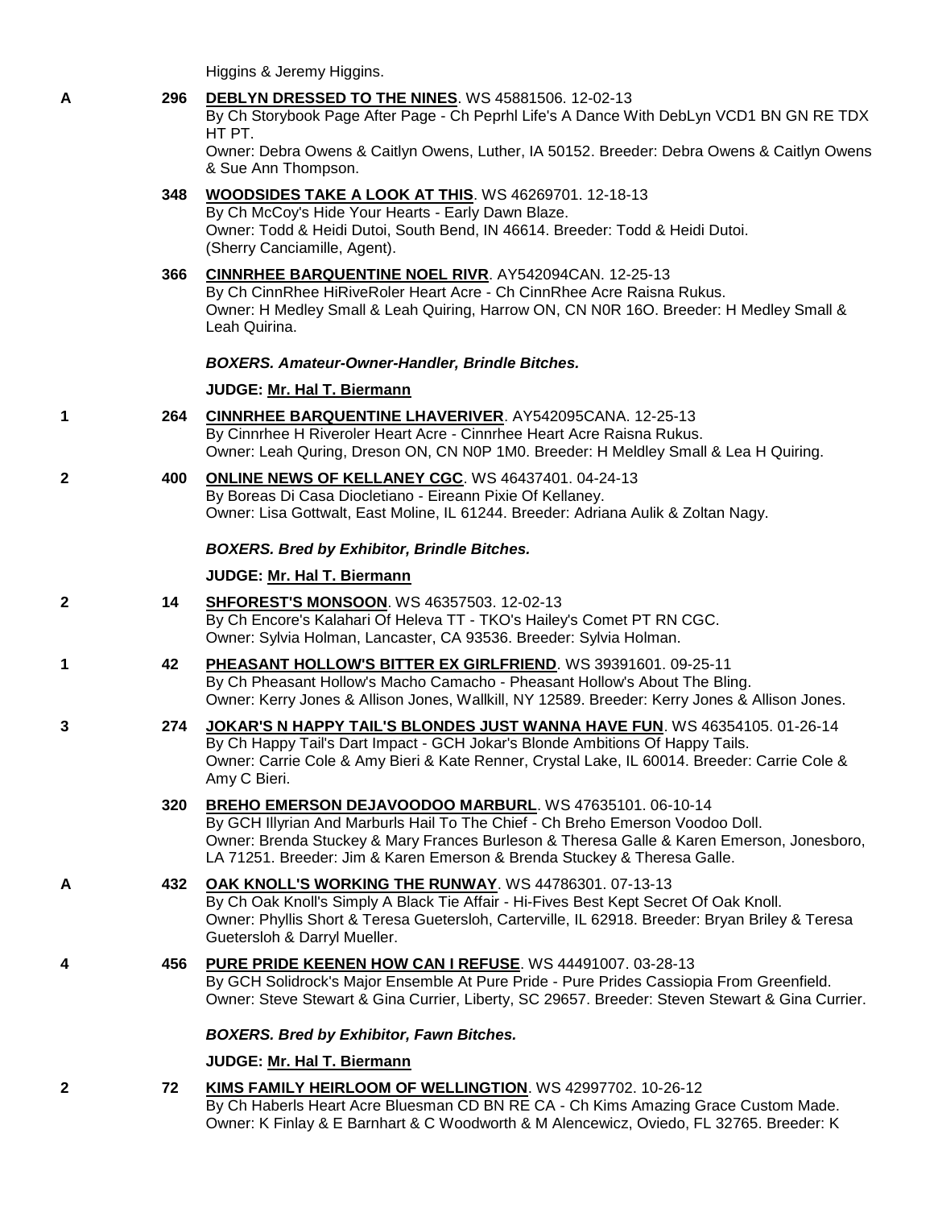Higgins & Jeremy Higgins.

A 296 **DEBLYN DRESSED TO THE NINES**. WS 45881506. 12-02-13
By Ch Storybook Page After Page - Ch Peprhl Life's A Dance With DebLyn VCD1 BN GN RE TDX HT PT.
Owner: Debra Owens & Caitlyn Owens, Luther, IA 50152. Breeder: Debra Owens & Caitlyn Owens & Sue Ann Thompson.

348 **WOODSIDES TAKE A LOOK AT THIS**. WS 46269701. 12-18-13
By Ch McCoy's Hide Your Hearts - Early Dawn Blaze.
Owner: Todd & Heidi Dutoi, South Bend, IN 46614. Breeder: Todd & Heidi Dutoi.
(Sherry Canciamille, Agent).

366 **CINNRHEE BARQUENTINE NOEL RIVR**. AY542094CAN. 12-25-13
By Ch CinnRhee HiRiveRoler Heart Acre - Ch CinnRhee Acre Raisna Rukus.
Owner: H Medley Small & Leah Quiring, Harrow ON, CN N0R 16O. Breeder: H Medley Small & Leah Quirina.

***BOXERS. Amateur-Owner-Handler, Brindle Bitches.***

**JUDGE: Mr. Hal T. Biermann**

1 264 **CINNRHEE BARQUENTINE LHAVERIVER**. AY542095CANA. 12-25-13
By Cinnrhee H Riveroler Heart Acre - Cinnrhee Heart Acre Raisna Rukus.
Owner: Leah Quring, Dreson ON, CN N0P 1M0. Breeder: H Meldley Small & Lea H Quiring.

2 400 **ONLINE NEWS OF KELLANEY CGC**. WS 46437401. 04-24-13
By Boreas Di Casa Diocletiano - Eireann Pixie Of Kellaney.
Owner: Lisa Gottwalt, East Moline, IL 61244. Breeder: Adriana Aulik & Zoltan Nagy.

***BOXERS. Bred by Exhibitor, Brindle Bitches.***

**JUDGE: Mr. Hal T. Biermann**

2 14 **SHFOREST'S MONSOON**. WS 46357503. 12-02-13
By Ch Encore's Kalahari Of Heleva TT - TKO's Hailey's Comet PT RN CGC.
Owner: Sylvia Holman, Lancaster, CA 93536. Breeder: Sylvia Holman.

1 42 **PHEASANT HOLLOW'S BITTER EX GIRLFRIEND**. WS 39391601. 09-25-11
By Ch Pheasant Hollow's Macho Camacho - Pheasant Hollow's About The Bling.
Owner: Kerry Jones & Allison Jones, Wallkill, NY 12589. Breeder: Kerry Jones & Allison Jones.

3 274 **JOKAR'S N HAPPY TAIL'S BLONDES JUST WANNA HAVE FUN**. WS 46354105. 01-26-14
By Ch Happy Tail's Dart Impact - GCH Jokar's Blonde Ambitions Of Happy Tails.
Owner: Carrie Cole & Amy Bieri & Kate Renner, Crystal Lake, IL 60014. Breeder: Carrie Cole & Amy C Bieri.

320 **BREHO EMERSON DEJAVOODOO MARBURL**. WS 47635101. 06-10-14
By GCH Illyrian And Marburls Hail To The Chief - Ch Breho Emerson Voodoo Doll.
Owner: Brenda Stuckey & Mary Frances Burleson & Theresa Galle & Karen Emerson, Jonesboro, LA 71251. Breeder: Jim & Karen Emerson & Brenda Stuckey & Theresa Galle.

A 432 **OAK KNOLL'S WORKING THE RUNWAY**. WS 44786301. 07-13-13
By Ch Oak Knoll's Simply A Black Tie Affair - Hi-Fives Best Kept Secret Of Oak Knoll.
Owner: Phyllis Short & Teresa Guetersloh, Carterville, IL 62918. Breeder: Bryan Briley & Teresa Guetersloh & Darryl Mueller.

4 456 **PURE PRIDE KEENEN HOW CAN I REFUSE**. WS 44491007. 03-28-13
By GCH Solidrock's Major Ensemble At Pure Pride - Pure Prides Cassiopia From Greenfield.
Owner: Steve Stewart & Gina Currier, Liberty, SC 29657. Breeder: Steven Stewart & Gina Currier.

***BOXERS. Bred by Exhibitor, Fawn Bitches.***

**JUDGE: Mr. Hal T. Biermann**

2 72 **KIMS FAMILY HEIRLOOM OF WELLINGTION**. WS 42997702. 10-26-12
By Ch Haberls Heart Acre Bluesman CD BN RE CA - Ch Kims Amazing Grace Custom Made.
Owner: K Finlay & E Barnhart & C Woodworth & M Alencewicz, Oviedo, FL 32765. Breeder: K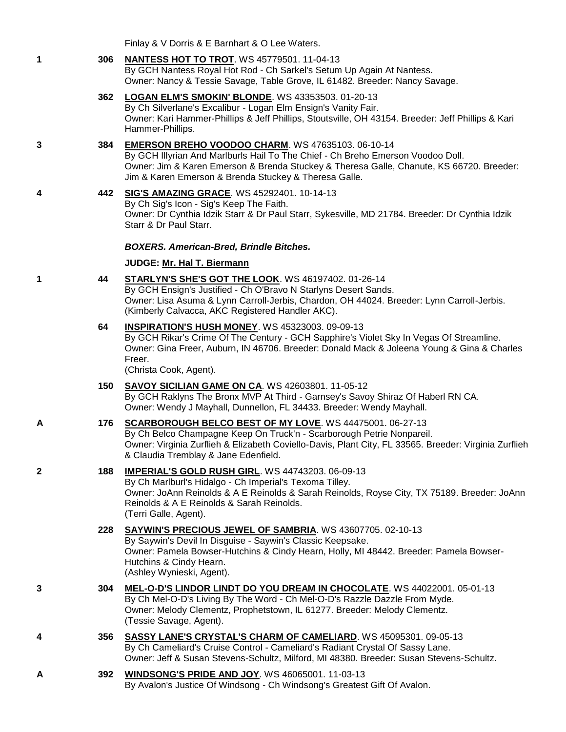Finlay & V Dorris & E Barnhart & O Lee Waters.

**1** **306** **NANTESS HOT TO TROT**. WS 45779501. 11-04-13
By GCH Nantess Royal Hot Rod - Ch Sarkel's Setum Up Again At Nantess.
Owner: Nancy & Tessie Savage, Table Grove, IL 61482. Breeder: Nancy Savage.

**362** **LOGAN ELM'S SMOKIN' BLONDE**. WS 43353503. 01-20-13
By Ch Silverlane's Excalibur - Logan Elm Ensign's Vanity Fair.
Owner: Kari Hammer-Phillips & Jeff Phillips, Stoutsville, OH 43154. Breeder: Jeff Phillips & Kari Hammer-Phillips.

**3** **384** **EMERSON BREHO VOODOO CHARM**. WS 47635103. 06-10-14
By GCH Illyrian And Marlburls Hail To The Chief - Ch Breho Emerson Voodoo Doll.
Owner: Jim & Karen Emerson & Brenda Stuckey & Theresa Galle, Chanute, KS 66720. Breeder: Jim & Karen Emerson & Brenda Stuckey & Theresa Galle.

**4** **442** **SIG'S AMAZING GRACE**. WS 45292401. 10-14-13
By Ch Sig's Icon - Sig's Keep The Faith.
Owner: Dr Cynthia Idzik Starr & Dr Paul Starr, Sykesville, MD 21784. Breeder: Dr Cynthia Idzik Starr & Dr Paul Starr.

***BOXERS. American-Bred, Brindle Bitches.***

**JUDGE: Mr. Hal T. Biermann**

**1** **44** **STARLYN'S SHE'S GOT THE LOOK**. WS 46197402. 01-26-14
By GCH Ensign's Justified - Ch O'Bravo N Starlyns Desert Sands.
Owner: Lisa Asuma & Lynn Carroll-Jerbis, Chardon, OH 44024. Breeder: Lynn Carroll-Jerbis.
(Kimberly Calvacca, AKC Registered Handler AKC).

**64** **INSPIRATION'S HUSH MONEY**. WS 45323003. 09-09-13
By GCH Rikar's Crime Of The Century - GCH Sapphire's Violet Sky In Vegas Of Streamline.
Owner: Gina Freer, Auburn, IN 46706. Breeder: Donald Mack & Joleena Young & Gina & Charles Freer.
(Christa Cook, Agent).

**150** **SAVOY SICILIAN GAME ON CA**. WS 42603801. 11-05-12
By GCH Raklyns The Bronx MVP At Third - Garnsey's Savoy Shiraz Of Haberl RN CA.
Owner: Wendy J Mayhall, Dunnellon, FL 34433. Breeder: Wendy Mayhall.

**A** **176** **SCARBOROUGH BELCO BEST OF MY LOVE**. WS 44475001. 06-27-13
By Ch Belco Champagne Keep On Truck'n - Scarborough Petrie Nonpareil.
Owner: Virginia Zurflieh & Elizabeth Coviello-Davis, Plant City, FL 33565. Breeder: Virginia Zurflieh & Claudia Tremblay & Jane Edenfield.

**2** **188** **IMPERIAL'S GOLD RUSH GIRL**. WS 44743203. 06-09-13
By Ch Marlburl's Hidalgo - Ch Imperial's Texoma Tilley.
Owner: JoAnn Reinolds & A E Reinolds & Sarah Reinolds, Royse City, TX 75189. Breeder: JoAnn Reinolds & A E Reinolds & Sarah Reinolds.
(Terri Galle, Agent).

**228** **SAYWIN'S PRECIOUS JEWEL OF SAMBRIA**. WS 43607705. 02-10-13
By Saywin's Devil In Disguise - Saywin's Classic Keepsake.
Owner: Pamela Bowser-Hutchins & Cindy Hearn, Holly, MI 48442. Breeder: Pamela Bowser-Hutchins & Cindy Hearn.
(Ashley Wynieski, Agent).

**3** **304** **MEL-O-D'S LINDOR LINDT DO YOU DREAM IN CHOCOLATE**. WS 44022001. 05-01-13
By Ch Mel-O-D's Living By The Word - Ch Mel-O-D's Razzle Dazzle From Myde.
Owner: Melody Clementz, Prophetstown, IL 61277. Breeder: Melody Clementz.
(Tessie Savage, Agent).

**4** **356** **SASSY LANE'S CRYSTAL'S CHARM OF CAMELIARD**. WS 45095301. 09-05-13
By Ch Cameliard's Cruise Control - Cameliard's Radiant Crystal Of Sassy Lane.
Owner: Jeff & Susan Stevens-Schultz, Milford, MI 48380. Breeder: Susan Stevens-Schultz.

**A** **392** **WINDSONG'S PRIDE AND JOY**. WS 46065001. 11-03-13
By Avalon's Justice Of Windsong - Ch Windsong's Greatest Gift Of Avalon.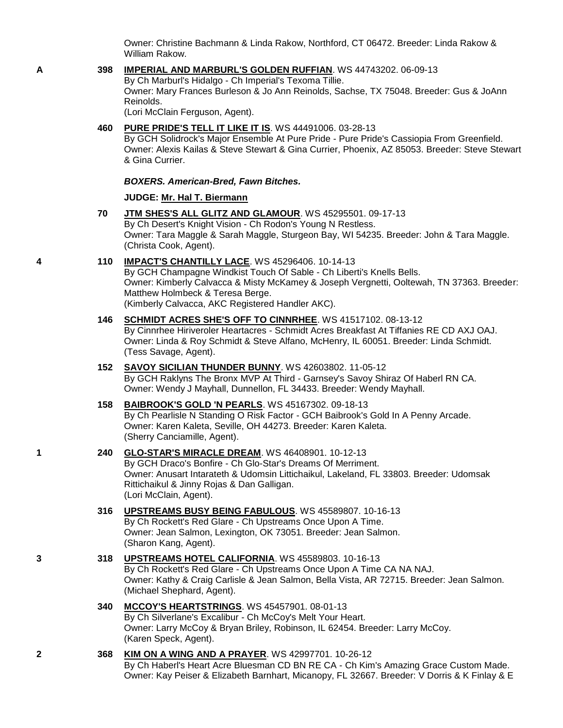Owner: Christine Bachmann & Linda Rakow, Northford, CT 06472. Breeder: Linda Rakow & William Rakow.

A **398** **IMPERIAL AND MARBURL'S GOLDEN RUFFIAN**. WS 44743202. 06-09-13
By Ch Marburl's Hidalgo - Ch Imperial's Texoma Tillie.
Owner: Mary Frances Burleson & Jo Ann Reinolds, Sachse, TX 75048. Breeder: Gus & JoAnn Reinolds.
(Lori McClain Ferguson, Agent).

**460** **PURE PRIDE'S TELL IT LIKE IT IS**. WS 44491006. 03-28-13
By GCH Solidrock's Major Ensemble At Pure Pride - Pure Pride's Cassiopia From Greenfield.
Owner: Alexis Kailas & Steve Stewart & Gina Currier, Phoenix, AZ 85053. Breeder: Steve Stewart & Gina Currier.

***BOXERS. American-Bred, Fawn Bitches.***

**JUDGE: Mr. Hal T. Biermann**

**70** **JTM SHES'S ALL GLITZ AND GLAMOUR**. WS 45295501. 09-17-13
By Ch Desert's Knight Vision - Ch Rodon's Young N Restless.
Owner: Tara Maggle & Sarah Maggle, Sturgeon Bay, WI 54235. Breeder: John & Tara Maggle.
(Christa Cook, Agent).

4 **110** **IMPACT'S CHANTILLY LACE**. WS 45296406. 10-14-13
By GCH Champagne Windkist Touch Of Sable - Ch Liberti's Knells Bells.
Owner: Kimberly Calvacca & Misty McKamey & Joseph Vergnetti, Ooltewah, TN 37363. Breeder: Matthew Holmbeck & Teresa Berge.
(Kimberly Calvacca, AKC Registered Handler AKC).

**146** **SCHMIDT ACRES SHE'S OFF TO CINNRHEE**. WS 41517102. 08-13-12
By Cinnrhee Hiriveroler Heartacres - Schmidt Acres Breakfast At Tiffanies RE CD AXJ OAJ.
Owner: Linda & Roy Schmidt & Steve Alfano, McHenry, IL 60051. Breeder: Linda Schmidt.
(Tess Savage, Agent).

**152** **SAVOY SICILIAN THUNDER BUNNY**. WS 42603802. 11-05-12
By GCH Raklyns The Bronx MVP At Third - Garnsey's Savoy Shiraz Of Haberl RN CA.
Owner: Wendy J Mayhall, Dunnellon, FL 34433. Breeder: Wendy Mayhall.

**158** **BAIBROOK'S GOLD 'N PEARLS**. WS 45167302. 09-18-13
By Ch Pearlisle N Standing O Risk Factor - GCH Baibrook's Gold In A Penny Arcade.
Owner: Karen Kaleta, Seville, OH 44273. Breeder: Karen Kaleta.
(Sherry Canciamille, Agent).

1 **240** **GLO-STAR'S MIRACLE DREAM**. WS 46408901. 10-12-13
By GCH Draco's Bonfire - Ch Glo-Star's Dreams Of Merriment.
Owner: Anusart Intarateth & Udomsin Littichaikul, Lakeland, FL 33803. Breeder: Udomsak Rittichaikul & Jinny Rojas & Dan Galligan.
(Lori McClain, Agent).

**316** **UPSTREAMS BUSY BEING FABULOUS**. WS 45589807. 10-16-13
By Ch Rockett's Red Glare - Ch Upstreams Once Upon A Time.
Owner: Jean Salmon, Lexington, OK 73051. Breeder: Jean Salmon.
(Sharon Kang, Agent).

3 **318** **UPSTREAMS HOTEL CALIFORNIA**. WS 45589803. 10-16-13
By Ch Rockett's Red Glare - Ch Upstreams Once Upon A Time CA NA NAJ.
Owner: Kathy & Craig Carlisle & Jean Salmon, Bella Vista, AR 72715. Breeder: Jean Salmon.
(Michael Shephard, Agent).

**340** **MCCOY'S HEARTSTRINGS**. WS 45457901. 08-01-13
By Ch Silverlane's Excalibur - Ch McCoy's Melt Your Heart.
Owner: Larry McCoy & Bryan Briley, Robinson, IL 62454. Breeder: Larry McCoy.
(Karen Speck, Agent).

2 **368** **KIM ON A WING AND A PRAYER**. WS 42997701. 10-26-12
By Ch Haberl's Heart Acre Bluesman CD BN RE CA - Ch Kim's Amazing Grace Custom Made.
Owner: Kay Peiser & Elizabeth Barnhart, Micanopy, FL 32667. Breeder: V Dorris & K Finlay & E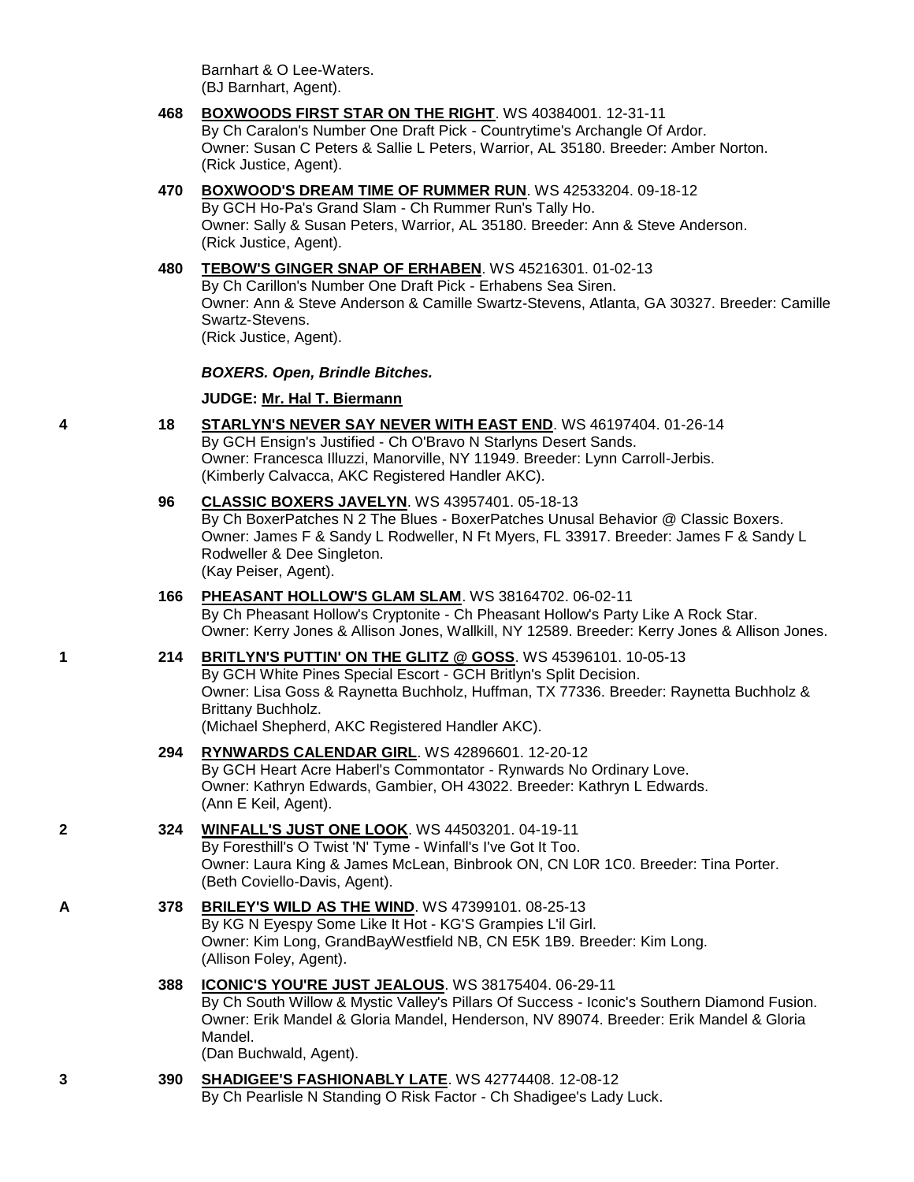Barnhart & O Lee-Waters.
(BJ Barnhart, Agent).

**468** **BOXWOODS FIRST STAR ON THE RIGHT**. WS 40384001. 12-31-11
By Ch Caralon's Number One Draft Pick - Countrytime's Archangle Of Ardor.
Owner: Susan C Peters & Sallie L Peters, Warrior, AL 35180. Breeder: Amber Norton.
(Rick Justice, Agent).

**470** **BOXWOOD'S DREAM TIME OF RUMMER RUN**. WS 42533204. 09-18-12
By GCH Ho-Pa's Grand Slam - Ch Rummer Run's Tally Ho.
Owner: Sally & Susan Peters, Warrior, AL 35180. Breeder: Ann & Steve Anderson.
(Rick Justice, Agent).

**480** **TEBOW'S GINGER SNAP OF ERHABEN**. WS 45216301. 01-02-13
By Ch Carillon's Number One Draft Pick - Erhabens Sea Siren.
Owner: Ann & Steve Anderson & Camille Swartz-Stevens, Atlanta, GA 30327. Breeder: Camille Swartz-Stevens.
(Rick Justice, Agent).

***BOXERS. Open, Brindle Bitches.***

**JUDGE: Mr. Hal T. Biermann**

4 **18** **STARLYN'S NEVER SAY NEVER WITH EAST END**. WS 46197404. 01-26-14
By GCH Ensign's Justified - Ch O'Bravo N Starlyns Desert Sands.
Owner: Francesca Illuzzi, Manorville, NY 11949. Breeder: Lynn Carroll-Jerbis.
(Kimberly Calvacca, AKC Registered Handler AKC).

**96** **CLASSIC BOXERS JAVELYN**. WS 43957401. 05-18-13
By Ch BoxerPatches N 2 The Blues - BoxerPatches Unusal Behavior @ Classic Boxers.
Owner: James F & Sandy L Rodweller, N Ft Myers, FL 33917. Breeder: James F & Sandy L Rodweller & Dee Singleton.
(Kay Peiser, Agent).

**166** **PHEASANT HOLLOW'S GLAM SLAM**. WS 38164702. 06-02-11
By Ch Pheasant Hollow's Cryptonite - Ch Pheasant Hollow's Party Like A Rock Star.
Owner: Kerry Jones & Allison Jones, Wallkill, NY 12589. Breeder: Kerry Jones & Allison Jones.

1 **214** **BRITLYN'S PUTTIN' ON THE GLITZ @ GOSS**. WS 45396101. 10-05-13
By GCH White Pines Special Escort - GCH Britlyn's Split Decision.
Owner: Lisa Goss & Raynetta Buchholz, Huffman, TX 77336. Breeder: Raynetta Buchholz & Brittany Buchholz.
(Michael Shepherd, AKC Registered Handler AKC).

**294** **RYNWARDS CALENDAR GIRL**. WS 42896601. 12-20-12
By GCH Heart Acre Haberl's Commontator - Rynwards No Ordinary Love.
Owner: Kathryn Edwards, Gambier, OH 43022. Breeder: Kathryn L Edwards.
(Ann E Keil, Agent).

2 **324** **WINFALL'S JUST ONE LOOK**. WS 44503201. 04-19-11
By Foresthill's O Twist 'N' Tyme - Winfall's I've Got It Too.
Owner: Laura King & James McLean, Binbrook ON, CN L0R 1C0. Breeder: Tina Porter.
(Beth Coviello-Davis, Agent).

A **378** **BRILEY'S WILD AS THE WIND**. WS 47399101. 08-25-13
By KG N Eyespy Some Like It Hot - KG'S Grampies L'il Girl.
Owner: Kim Long, GrandBayWestfield NB, CN E5K 1B9. Breeder: Kim Long.
(Allison Foley, Agent).

**388** **ICONIC'S YOU'RE JUST JEALOUS**. WS 38175404. 06-29-11
By Ch South Willow & Mystic Valley's Pillars Of Success - Iconic's Southern Diamond Fusion.
Owner: Erik Mandel & Gloria Mandel, Henderson, NV 89074. Breeder: Erik Mandel & Gloria Mandel.
(Dan Buchwald, Agent).

3 **390** **SHADIGEE'S FASHIONABLY LATE**. WS 42774408. 12-08-12
By Ch Pearlisle N Standing O Risk Factor - Ch Shadigee's Lady Luck.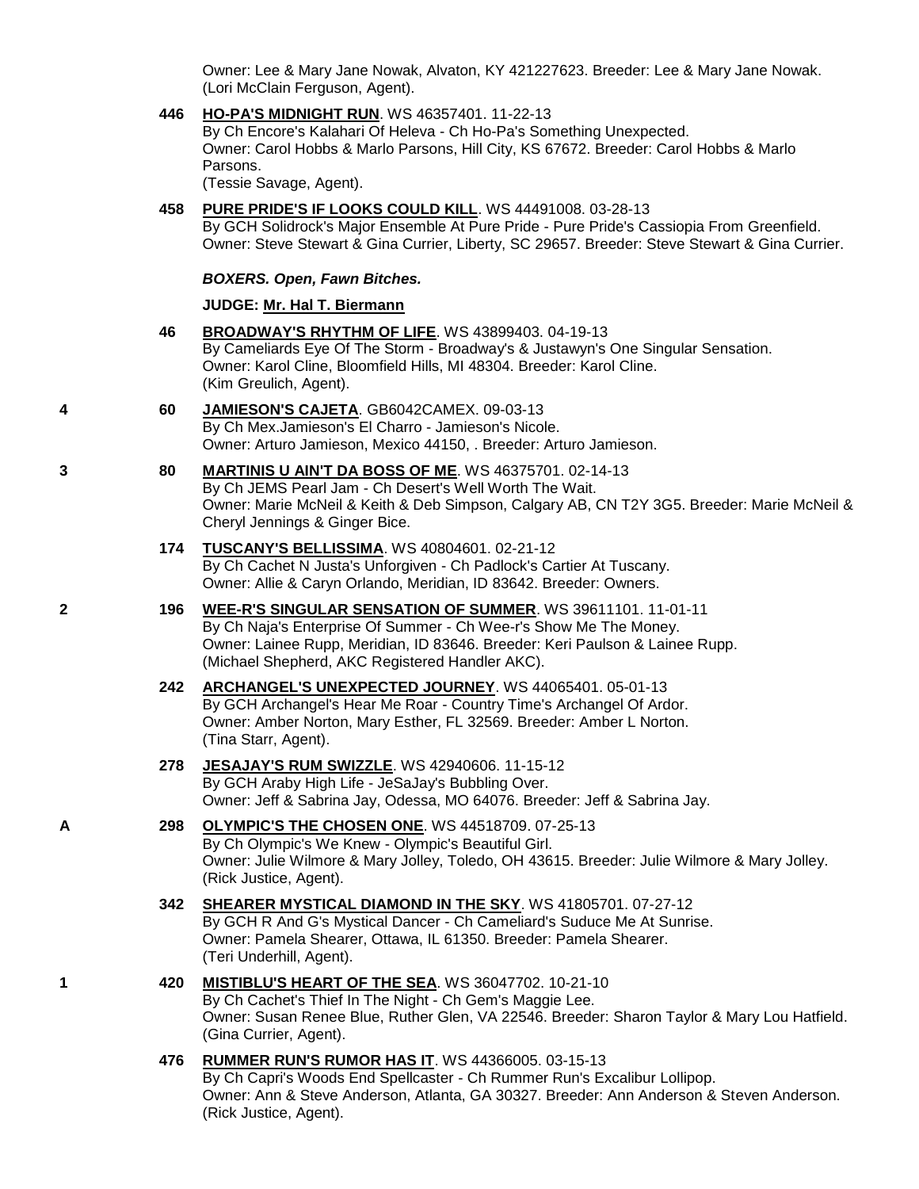Owner: Lee & Mary Jane Nowak, Alvaton, KY 421227623. Breeder: Lee & Mary Jane Nowak. (Lori McClain Ferguson, Agent).

446 **HO-PA'S MIDNIGHT RUN**. WS 46357401. 11-22-13
By Ch Encore's Kalahari Of Heleva - Ch Ho-Pa's Something Unexpected.
Owner: Carol Hobbs & Marlo Parsons, Hill City, KS 67672. Breeder: Carol Hobbs & Marlo Parsons.
(Tessie Savage, Agent).

458 **PURE PRIDE'S IF LOOKS COULD KILL**. WS 44491008. 03-28-13
By GCH Solidrock's Major Ensemble At Pure Pride - Pure Pride's Cassiopia From Greenfield.
Owner: Steve Stewart & Gina Currier, Liberty, SC 29657. Breeder: Steve Stewart & Gina Currier.

***BOXERS. Open, Fawn Bitches.***

**JUDGE: Mr. Hal T. Biermann**

46 **BROADWAY'S RHYTHM OF LIFE**. WS 43899403. 04-19-13
By Cameliards Eye Of The Storm - Broadway's & Justawyn's One Singular Sensation.
Owner: Karol Cline, Bloomfield Hills, MI 48304. Breeder: Karol Cline.
(Kim Greulich, Agent).

4 60 **JAMIESON'S CAJETA**. GB6042CAMEX. 09-03-13
By Ch Mex.Jamieson's El Charro - Jamieson's Nicole.
Owner: Arturo Jamieson, Mexico 44150, . Breeder: Arturo Jamieson.

3 80 **MARTINIS U AIN'T DA BOSS OF ME**. WS 46375701. 02-14-13
By Ch JEMS Pearl Jam - Ch Desert's Well Worth The Wait.
Owner: Marie McNeil & Keith & Deb Simpson, Calgary AB, CN T2Y 3G5. Breeder: Marie McNeil & Cheryl Jennings & Ginger Bice.

174 **TUSCANY'S BELLISSIMA**. WS 40804601. 02-21-12
By Ch Cachet N Justa's Unforgiven - Ch Padlock's Cartier At Tuscany.
Owner: Allie & Caryn Orlando, Meridian, ID 83642. Breeder: Owners.

2 196 **WEE-R'S SINGULAR SENSATION OF SUMMER**. WS 39611101. 11-01-11
By Ch Naja's Enterprise Of Summer - Ch Wee-r's Show Me The Money.
Owner: Lainee Rupp, Meridian, ID 83646. Breeder: Keri Paulson & Lainee Rupp.
(Michael Shepherd, AKC Registered Handler AKC).

242 **ARCHANGEL'S UNEXPECTED JOURNEY**. WS 44065401. 05-01-13
By GCH Archangel's Hear Me Roar - Country Time's Archangel Of Ardor.
Owner: Amber Norton, Mary Esther, FL 32569. Breeder: Amber L Norton.
(Tina Starr, Agent).

278 **JESAJAY'S RUM SWIZZLE**. WS 42940606. 11-15-12
By GCH Araby High Life - JeSaJay's Bubbling Over.
Owner: Jeff & Sabrina Jay, Odessa, MO 64076. Breeder: Jeff & Sabrina Jay.

A 298 **OLYMPIC'S THE CHOSEN ONE**. WS 44518709. 07-25-13
By Ch Olympic's We Knew - Olympic's Beautiful Girl.
Owner: Julie Wilmore & Mary Jolley, Toledo, OH 43615. Breeder: Julie Wilmore & Mary Jolley.
(Rick Justice, Agent).

342 **SHEARER MYSTICAL DIAMOND IN THE SKY**. WS 41805701. 07-27-12
By GCH R And G's Mystical Dancer - Ch Cameliard's Suduce Me At Sunrise.
Owner: Pamela Shearer, Ottawa, IL 61350. Breeder: Pamela Shearer.
(Teri Underhill, Agent).

1 420 **MISTIBLU'S HEART OF THE SEA**. WS 36047702. 10-21-10
By Ch Cachet's Thief In The Night - Ch Gem's Maggie Lee.
Owner: Susan Renee Blue, Ruther Glen, VA 22546. Breeder: Sharon Taylor & Mary Lou Hatfield.
(Gina Currier, Agent).

476 **RUMMER RUN'S RUMOR HAS IT**. WS 44366005. 03-15-13
By Ch Capri's Woods End Spellcaster - Ch Rummer Run's Excalibur Lollipop.
Owner: Ann & Steve Anderson, Atlanta, GA 30327. Breeder: Ann Anderson & Steven Anderson.
(Rick Justice, Agent).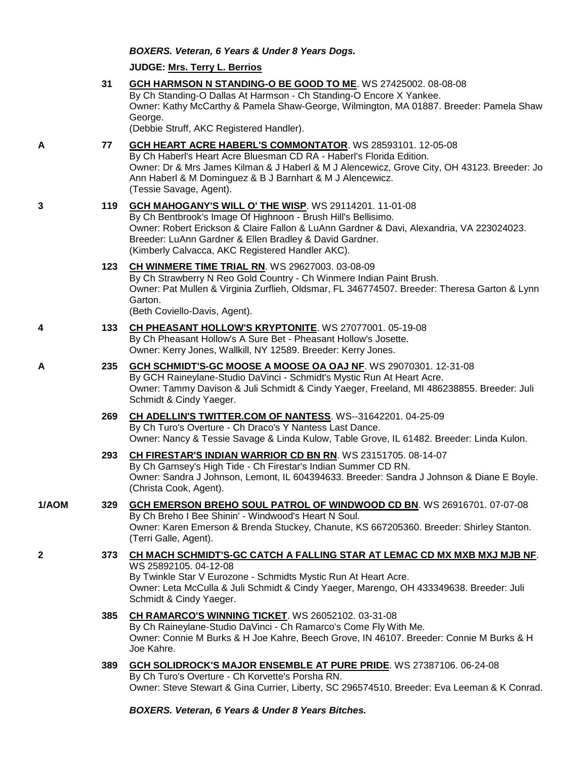***BOXERS. Veteran, 6 Years & Under 8 Years Dogs.***

**JUDGE: Mrs. Terry L. Berrios**

**31** **GCH HARMSON N STANDING-O BE GOOD TO ME**. WS 27425002. 08-08-08
By Ch Standing-O Dallas At Harmson - Ch Standing-O Encore X Yankee.
Owner: Kathy McCarthy & Pamela Shaw-George, Wilmington, MA 01887. Breeder: Pamela Shaw George.
(Debbie Struff, AKC Registered Handler).

**A** **77** **GCH HEART ACRE HABERL'S COMMONTATOR**. WS 28593101. 12-05-08
By Ch Haberl's Heart Acre Bluesman CD RA - Haberl's Florida Edition.
Owner: Dr & Mrs James Kilman & J Haberl & M J Alencewicz, Grove City, OH 43123. Breeder: Jo Ann Haberl & M Dominguez & B J Barnhart & M J Alencewicz.
(Tessie Savage, Agent).

**3** **119** **GCH MAHOGANY'S WILL O' THE WISP**. WS 29114201. 11-01-08
By Ch Bentbrook's Image Of Highnoon - Brush Hill's Bellisimo.
Owner: Robert Erickson & Claire Fallon & LuAnn Gardner & Davi, Alexandria, VA 223024023. Breeder: LuAnn Gardner & Ellen Bradley & David Gardner.
(Kimberly Calvacca, AKC Registered Handler AKC).

**123** **CH WINMERE TIME TRIAL RN**. WS 29627003. 03-08-09
By Ch Strawberry N Reo Gold Country - Ch Winmere Indian Paint Brush.
Owner: Pat Mullen & Virginia Zurflieh, Oldsmar, FL 346774507. Breeder: Theresa Garton & Lynn Garton.
(Beth Coviello-Davis, Agent).

**4** **133** **CH PHEASANT HOLLOW'S KRYPTONITE**. WS 27077001. 05-19-08
By Ch Pheasant Hollow's A Sure Bet - Pheasant Hollow's Josette.
Owner: Kerry Jones, Wallkill, NY 12589. Breeder: Kerry Jones.

**A** **235** **GCH SCHMIDT'S-GC MOOSE A MOOSE OA OAJ NF**. WS 29070301. 12-31-08
By GCH Raineylane-Studio DaVinci - Schmidt's Mystic Run At Heart Acre.
Owner: Tammy Davison & Juli Schmidt & Cindy Yaeger, Freeland, MI 486238855. Breeder: Juli Schmidt & Cindy Yaeger.

**269** **CH ADELLIN'S TWITTER.COM OF NANTESS**. WS--31642201. 04-25-09
By Ch Turo's Overture - Ch Draco's Y Nantess Last Dance.
Owner: Nancy & Tessie Savage & Linda Kulow, Table Grove, IL 61482. Breeder: Linda Kulon.

**293** **CH FIRESTAR'S INDIAN WARRIOR CD BN RN**. WS 23151705. 08-14-07
By Ch Garnsey's High Tide - Ch Firestar's Indian Summer CD RN.
Owner: Sandra J Johnson, Lemont, IL 604394633. Breeder: Sandra J Johnson & Diane E Boyle.
(Christa Cook, Agent).

**1/AOM** **329** **GCH EMERSON BREHO SOUL PATROL OF WINDWOOD CD BN**. WS 26916701. 07-07-08
By Ch Breho I Bee Shinin' - Windwood's Heart N Soul.
Owner: Karen Emerson & Brenda Stuckey, Chanute, KS 667205360. Breeder: Shirley Stanton.
(Terri Galle, Agent).

**2** **373** **CH MACH SCHMIDT'S-GC CATCH A FALLING STAR AT LEMAC CD MX MXB MXJ MJB NF**. WS 25892105. 04-12-08
By Twinkle Star V Eurozone - Schmidts Mystic Run At Heart Acre.
Owner: Leta McCulla & Juli Schmidt & Cindy Yaeger, Marengo, OH 433349638. Breeder: Juli Schmidt & Cindy Yaeger.

**385** **CH RAMARCO'S WINNING TICKET**. WS 26052102. 03-31-08
By Ch Raineylane-Studio DaVinci - Ch Ramarco's Come Fly With Me.
Owner: Connie M Burks & H Joe Kahre, Beech Grove, IN 46107. Breeder: Connie M Burks & H Joe Kahre.

**389** **GCH SOLIDROCK'S MAJOR ENSEMBLE AT PURE PRIDE**. WS 27387106. 06-24-08
By Ch Turo's Overture - Ch Korvette's Porsha RN.
Owner: Steve Stewart & Gina Currier, Liberty, SC 296574510. Breeder: Eva Leeman & K Conrad.

***BOXERS. Veteran, 6 Years & Under 8 Years Bitches.***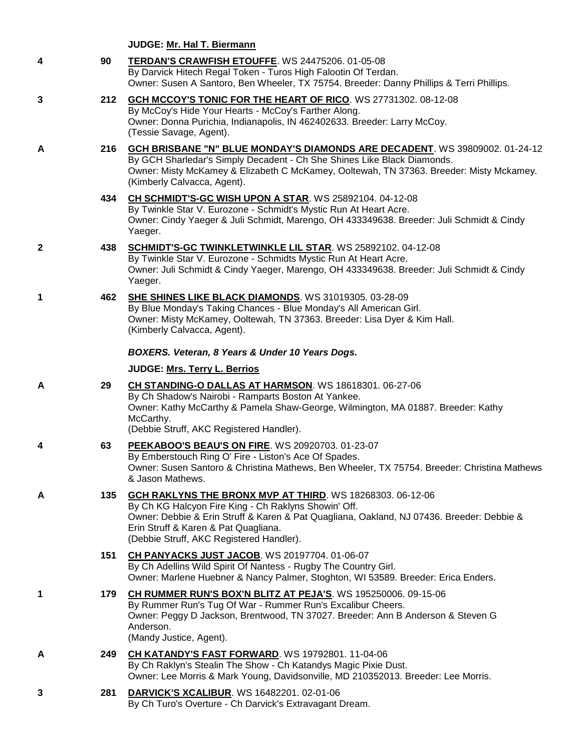**JUDGE: Mr. Hal T. Biermann**

4 &nbsp;&nbsp; 90 &nbsp;&nbsp; **TERDAN'S CRAWFISH ETOUFFE**. WS 24475206. 01-05-08
By Darvick Hitech Regal Token - Turos High Falootin Of Terdan.
Owner: Susen A Santoro, Ben Wheeler, TX 75754. Breeder: Danny Phillips & Terri Phillips.

3 &nbsp;&nbsp; 212 &nbsp;&nbsp; **GCH MCCOY'S TONIC FOR THE HEART OF RICO**. WS 27731302. 08-12-08
By McCoy's Hide Your Hearts - McCoy's Farther Along.
Owner: Donna Purichia, Indianapolis, IN 462402633. Breeder: Larry McCoy.
(Tessie Savage, Agent).

A &nbsp;&nbsp; 216 &nbsp;&nbsp; **GCH BRISBANE "N" BLUE MONDAY'S DIAMONDS ARE DECADENT**. WS 39809002. 01-24-12
By GCH Sharledar's Simply Decadent - Ch She Shines Like Black Diamonds.
Owner: Misty McKamey & Elizabeth C McKamey, Ooltewah, TN 37363. Breeder: Misty Mckamey.
(Kimberly Calvacca, Agent).

434 &nbsp;&nbsp; **CH SCHMIDT'S-GC WISH UPON A STAR**. WS 25892104. 04-12-08
By Twinkle Star V. Eurozone - Schmidt's Mystic Run At Heart Acre.
Owner: Cindy Yaeger & Juli Schmidt, Marengo, OH 433349638. Breeder: Juli Schmidt & Cindy Yaeger.

2 &nbsp;&nbsp; 438 &nbsp;&nbsp; **SCHMIDT'S-GC TWINKLETWINKLE LIL STAR**. WS 25892102. 04-12-08
By Twinkle Star V. Eurozone - Schmidts Mystic Run At Heart Acre.
Owner: Juli Schmidt & Cindy Yaeger, Marengo, OH 433349638. Breeder: Juli Schmidt & Cindy Yaeger.

1 &nbsp;&nbsp; 462 &nbsp;&nbsp; **SHE SHINES LIKE BLACK DIAMONDS**. WS 31019305. 03-28-09
By Blue Monday's Taking Chances - Blue Monday's All American Girl.
Owner: Misty McKamey, Ooltewah, TN 37363. Breeder: Lisa Dyer & Kim Hall.
(Kimberly Calvacca, Agent).

***BOXERS. Veteran, 8 Years & Under 10 Years Dogs.***

**JUDGE: Mrs. Terry L. Berrios**

A &nbsp;&nbsp; 29 &nbsp;&nbsp; **CH STANDING-O DALLAS AT HARMSON**. WS 18618301. 06-27-06
By Ch Shadow's Nairobi - Ramparts Boston At Yankee.
Owner: Kathy McCarthy & Pamela Shaw-George, Wilmington, MA 01887. Breeder: Kathy McCarthy.
(Debbie Struff, AKC Registered Handler).

4 &nbsp;&nbsp; 63 &nbsp;&nbsp; **PEEKABOO'S BEAU'S ON FIRE**. WS 20920703. 01-23-07
By Emberstouch Ring O' Fire - Liston's Ace Of Spades.
Owner: Susen Santoro & Christina Mathews, Ben Wheeler, TX 75754. Breeder: Christina Mathews & Jason Mathews.

A &nbsp;&nbsp; 135 &nbsp;&nbsp; **GCH RAKLYNS THE BRONX MVP AT THIRD**. WS 18268303. 06-12-06
By Ch KG Halcyon Fire King - Ch Raklyns Showin' Off.
Owner: Debbie & Erin Struff & Karen & Pat Quagliana, Oakland, NJ 07436. Breeder: Debbie & Erin Struff & Karen & Pat Quagliana.
(Debbie Struff, AKC Registered Handler).

151 &nbsp;&nbsp; **CH PANYACKS JUST JACOB**. WS 20197704. 01-06-07
By Ch Adellins Wild Spirit Of Nantess - Rugby The Country Girl.
Owner: Marlene Huebner & Nancy Palmer, Stoghton, WI 53589. Breeder: Erica Enders.

1 &nbsp;&nbsp; 179 &nbsp;&nbsp; **CH RUMMER RUN'S BOX'N BLITZ AT PEJA'S**. WS 195250006. 09-15-06
By Rummer Run's Tug Of War - Rummer Run's Excalibur Cheers.
Owner: Peggy D Jackson, Brentwood, TN 37027. Breeder: Ann B Anderson & Steven G Anderson.
(Mandy Justice, Agent).

A &nbsp;&nbsp; 249 &nbsp;&nbsp; **CH KATANDY'S FAST FORWARD**. WS 19792801. 11-04-06
By Ch Raklyn's Stealin The Show - Ch Katandys Magic Pixie Dust.
Owner: Lee Morris & Mark Young, Davidsonville, MD 210352013. Breeder: Lee Morris.

3 &nbsp;&nbsp; 281 &nbsp;&nbsp; **DARVICK'S XCALIBUR**. WS 16482201. 02-01-06
By Ch Turo's Overture - Ch Darvick's Extravagant Dream.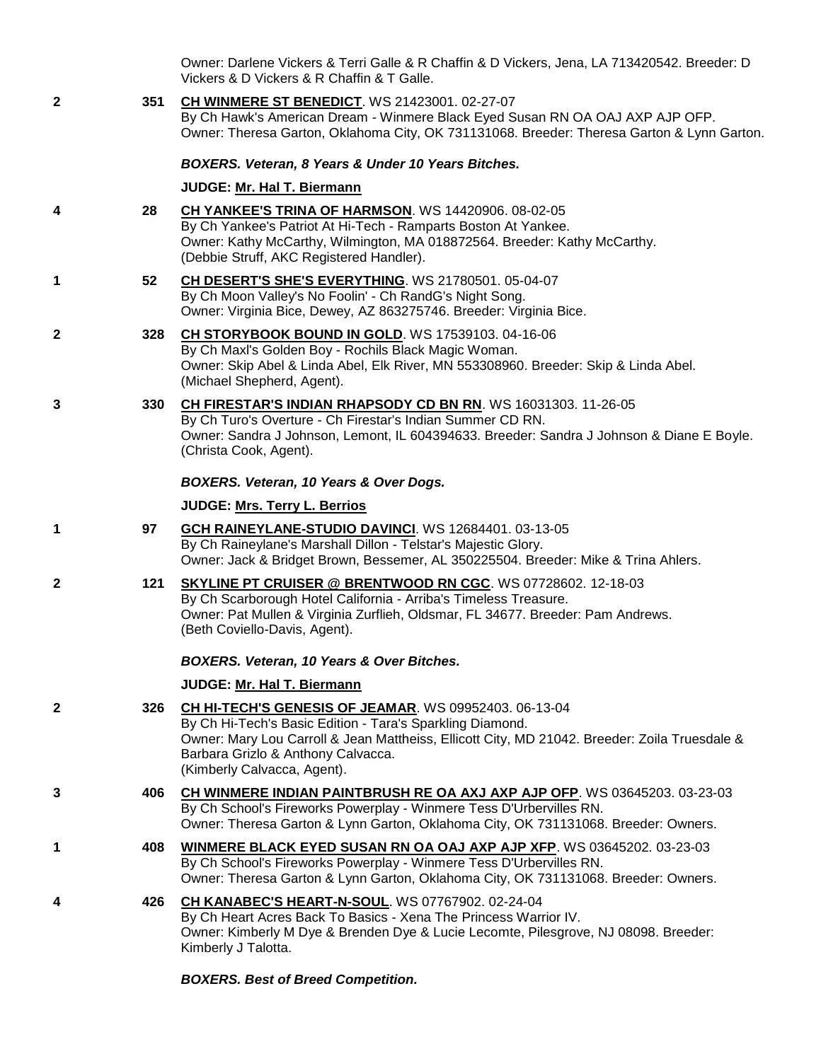Owner: Darlene Vickers & Terri Galle & R Chaffin & D Vickers, Jena, LA 713420542. Breeder: D Vickers & D Vickers & R Chaffin & T Galle.

2 351 **CH WINMERE ST BENEDICT**. WS 21423001. 02-27-07
By Ch Hawk's American Dream - Winmere Black Eyed Susan RN OA OAJ AXP AJP OFP.
Owner: Theresa Garton, Oklahoma City, OK 731131068. Breeder: Theresa Garton & Lynn Garton.

***BOXERS. Veteran, 8 Years & Under 10 Years Bitches.***

**JUDGE: Mr. Hal T. Biermann**

4 28 **CH YANKEE'S TRINA OF HARMSON**. WS 14420906. 08-02-05
By Ch Yankee's Patriot At Hi-Tech - Ramparts Boston At Yankee.
Owner: Kathy McCarthy, Wilmington, MA 018872564. Breeder: Kathy McCarthy.
(Debbie Struff, AKC Registered Handler).

1 52 **CH DESERT'S SHE'S EVERYTHING**. WS 21780501. 05-04-07
By Ch Moon Valley's No Foolin' - Ch RandG's Night Song.
Owner: Virginia Bice, Dewey, AZ 863275746. Breeder: Virginia Bice.

2 328 **CH STORYBOOK BOUND IN GOLD**. WS 17539103. 04-16-06
By Ch Maxl's Golden Boy - Rochils Black Magic Woman.
Owner: Skip Abel & Linda Abel, Elk River, MN 553308960. Breeder: Skip & Linda Abel.
(Michael Shepherd, Agent).

3 330 **CH FIRESTAR'S INDIAN RHAPSODY CD BN RN**. WS 16031303. 11-26-05
By Ch Turo's Overture - Ch Firestar's Indian Summer CD RN.
Owner: Sandra J Johnson, Lemont, IL 604394633. Breeder: Sandra J Johnson & Diane E Boyle.
(Christa Cook, Agent).

***BOXERS. Veteran, 10 Years & Over Dogs.***

**JUDGE: Mrs. Terry L. Berrios**

1 97 **GCH RAINEYLANE-STUDIO DAVINCI**. WS 12684401. 03-13-05
By Ch Raineylane's Marshall Dillon - Telstar's Majestic Glory.
Owner: Jack & Bridget Brown, Bessemer, AL 350225504. Breeder: Mike & Trina Ahlers.

2 121 **SKYLINE PT CRUISER @ BRENTWOOD RN CGC**. WS 07728602. 12-18-03
By Ch Scarborough Hotel California - Arriba's Timeless Treasure.
Owner: Pat Mullen & Virginia Zurflieh, Oldsmar, FL 34677. Breeder: Pam Andrews.
(Beth Coviello-Davis, Agent).

***BOXERS. Veteran, 10 Years & Over Bitches.***

**JUDGE: Mr. Hal T. Biermann**

2 326 **CH HI-TECH'S GENESIS OF JEAMAR**. WS 09952403. 06-13-04
By Ch Hi-Tech's Basic Edition - Tara's Sparkling Diamond.
Owner: Mary Lou Carroll & Jean Mattheiss, Ellicott City, MD 21042. Breeder: Zoila Truesdale & Barbara Grizlo & Anthony Calvacca.
(Kimberly Calvacca, Agent).

3 406 **CH WINMERE INDIAN PAINTBRUSH RE OA AXJ AXP AJP OFP**. WS 03645203. 03-23-03
By Ch School's Fireworks Powerplay - Winmere Tess D'Urbervilles RN.
Owner: Theresa Garton & Lynn Garton, Oklahoma City, OK 731131068. Breeder: Owners.

1 408 **WINMERE BLACK EYED SUSAN RN OA OAJ AXP AJP XFP**. WS 03645202. 03-23-03
By Ch School's Fireworks Powerplay - Winmere Tess D'Urbervilles RN.
Owner: Theresa Garton & Lynn Garton, Oklahoma City, OK 731131068. Breeder: Owners.

4 426 **CH KANABEC'S HEART-N-SOUL**. WS 07767902. 02-24-04
By Ch Heart Acres Back To Basics - Xena The Princess Warrior IV.
Owner: Kimberly M Dye & Brenden Dye & Lucie Lecomte, Pilesgrove, NJ 08098. Breeder: Kimberly J Talotta.

***BOXERS. Best of Breed Competition.***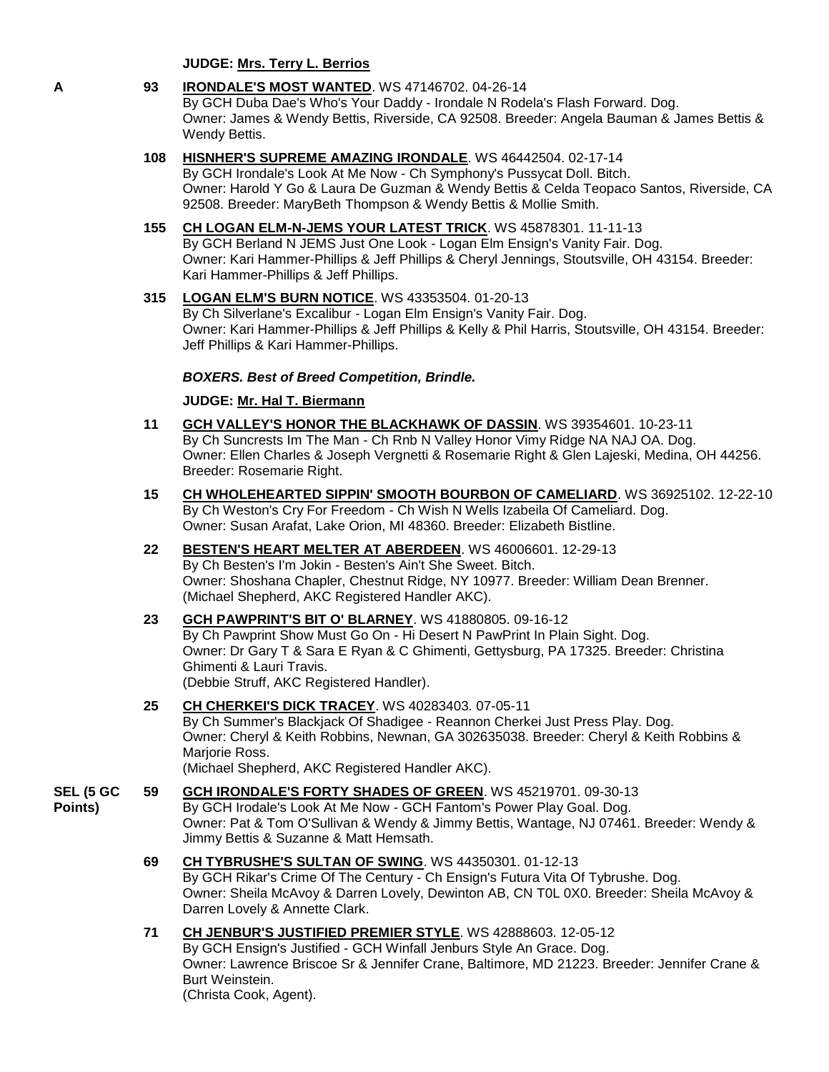**JUDGE: Mrs. Terry L. Berrios**

**A** **93** **IRONDALE'S MOST WANTED**. WS 47146702. 04-26-14
By GCH Duba Dae's Who's Your Daddy - Irondale N Rodela's Flash Forward. Dog.
Owner: James & Wendy Bettis, Riverside, CA 92508. Breeder: Angela Bauman & James Bettis & Wendy Bettis.

**108** **HISNHER'S SUPREME AMAZING IRONDALE**. WS 46442504. 02-17-14
By GCH Irondale's Look At Me Now - Ch Symphony's Pussycat Doll. Bitch.
Owner: Harold Y Go & Laura De Guzman & Wendy Bettis & Celda Teopaco Santos, Riverside, CA 92508. Breeder: MaryBeth Thompson & Wendy Bettis & Mollie Smith.

**155** **CH LOGAN ELM-N-JEMS YOUR LATEST TRICK**. WS 45878301. 11-11-13
By GCH Berland N JEMS Just One Look - Logan Elm Ensign's Vanity Fair. Dog.
Owner: Kari Hammer-Phillips & Jeff Phillips & Cheryl Jennings, Stoutsville, OH 43154. Breeder: Kari Hammer-Phillips & Jeff Phillips.

**315** **LOGAN ELM'S BURN NOTICE**. WS 43353504. 01-20-13
By Ch Silverlane's Excalibur - Logan Elm Ensign's Vanity Fair. Dog.
Owner: Kari Hammer-Phillips & Jeff Phillips & Kelly & Phil Harris, Stoutsville, OH 43154. Breeder: Jeff Phillips & Kari Hammer-Phillips.

***BOXERS. Best of Breed Competition, Brindle.***

**JUDGE: Mr. Hal T. Biermann**

**11** **GCH VALLEY'S HONOR THE BLACKHAWK OF DASSIN**. WS 39354601. 10-23-11
By Ch Suncrests Im The Man - Ch Rnb N Valley Honor Vimy Ridge NA NAJ OA. Dog.
Owner: Ellen Charles & Joseph Vergnetti & Rosemarie Right & Glen Lajeski, Medina, OH 44256. Breeder: Rosemarie Right.

**15** **CH WHOLEHEARTED SIPPIN' SMOOTH BOURBON OF CAMELIARD**. WS 36925102. 12-22-10
By Ch Weston's Cry For Freedom - Ch Wish N Wells Izabeila Of Cameliard. Dog.
Owner: Susan Arafat, Lake Orion, MI 48360. Breeder: Elizabeth Bistline.

**22** **BESTEN'S HEART MELTER AT ABERDEEN**. WS 46006601. 12-29-13
By Ch Besten's I'm Jokin - Besten's Ain't She Sweet. Bitch.
Owner: Shoshana Chapler, Chestnut Ridge, NY 10977. Breeder: William Dean Brenner.
(Michael Shepherd, AKC Registered Handler AKC).

**23** **GCH PAWPRINT'S BIT O' BLARNEY**. WS 41880805. 09-16-12
By Ch Pawprint Show Must Go On - Hi Desert N PawPrint In Plain Sight. Dog.
Owner: Dr Gary T & Sara E Ryan & C Ghimenti, Gettysburg, PA 17325. Breeder: Christina Ghimenti & Lauri Travis.
(Debbie Struff, AKC Registered Handler).

**25** **CH CHERKEI'S DICK TRACEY**. WS 40283403. 07-05-11
By Ch Summer's Blackjack Of Shadigee - Reannon Cherkei Just Press Play. Dog.
Owner: Cheryl & Keith Robbins, Newnan, GA 302635038. Breeder: Cheryl & Keith Robbins & Marjorie Ross.
(Michael Shepherd, AKC Registered Handler AKC).

**SEL (5 GC Points)** **59** **GCH IRONDALE'S FORTY SHADES OF GREEN**. WS 45219701. 09-30-13
By GCH Irodale's Look At Me Now - GCH Fantom's Power Play Goal. Dog.
Owner: Pat & Tom O'Sullivan & Wendy & Jimmy Bettis, Wantage, NJ 07461. Breeder: Wendy & Jimmy Bettis & Suzanne & Matt Hemsath.

**69** **CH TYBRUSHE'S SULTAN OF SWING**. WS 44350301. 01-12-13
By GCH Rikar's Crime Of The Century - Ch Ensign's Futura Vita Of Tybrushe. Dog.
Owner: Sheila McAvoy & Darren Lovely, Dewinton AB, CN T0L 0X0. Breeder: Sheila McAvoy & Darren Lovely & Annette Clark.

**71** **CH JENBUR'S JUSTIFIED PREMIER STYLE**. WS 42888603. 12-05-12
By GCH Ensign's Justified - GCH Winfall Jenburs Style An Grace. Dog.
Owner: Lawrence Briscoe Sr & Jennifer Crane, Baltimore, MD 21223. Breeder: Jennifer Crane & Burt Weinstein.
(Christa Cook, Agent).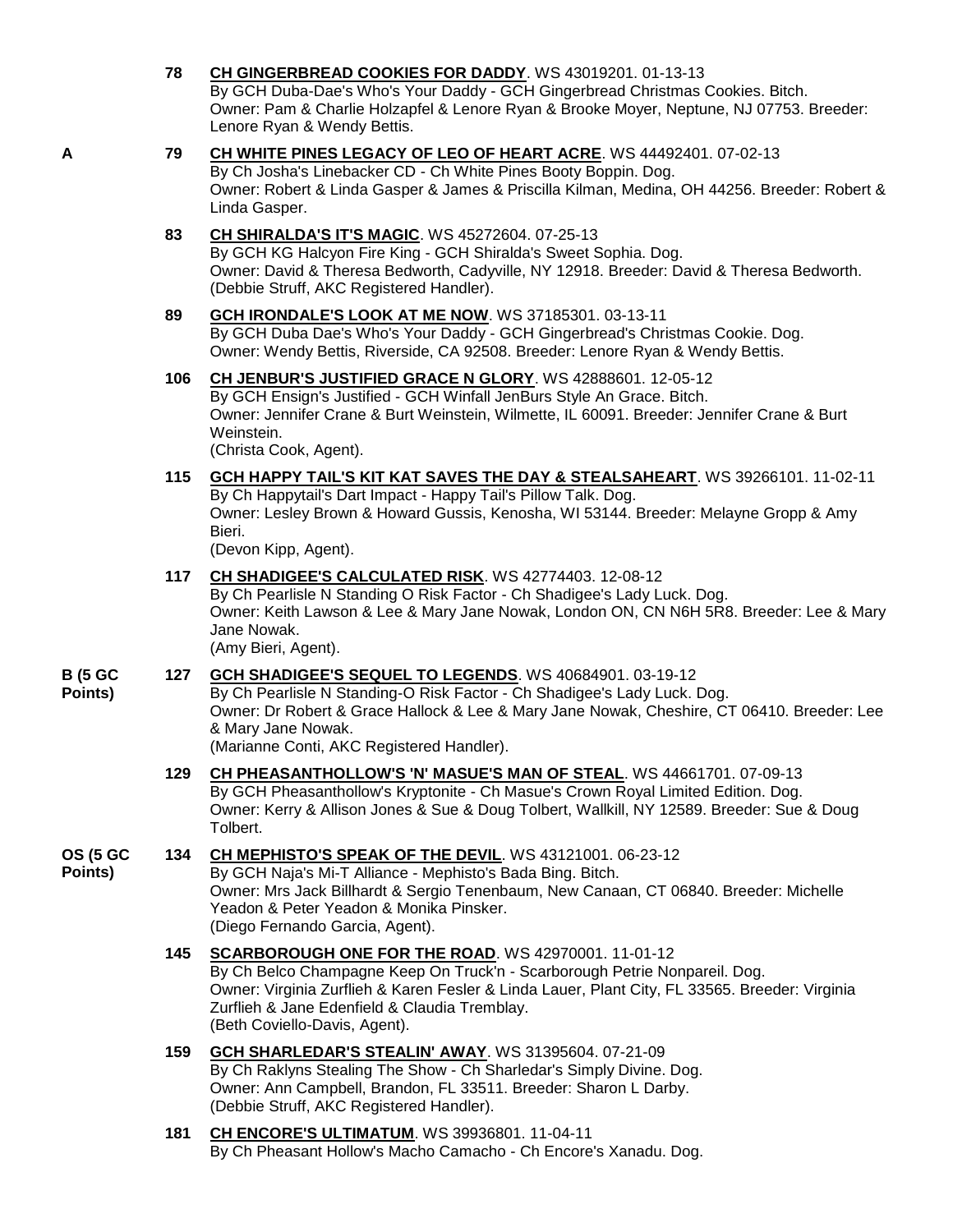**78** **CH GINGERBREAD COOKIES FOR DADDY**. WS 43019201. 01-13-13
By GCH Duba-Dae's Who's Your Daddy - GCH Gingerbread Christmas Cookies. Bitch.
Owner: Pam & Charlie Holzapfel & Lenore Ryan & Brooke Moyer, Neptune, NJ 07753. Breeder: Lenore Ryan & Wendy Bettis.

A **79** **CH WHITE PINES LEGACY OF LEO OF HEART ACRE**. WS 44492401. 07-02-13
By Ch Josha's Linebacker CD - Ch White Pines Booty Boppin. Dog.
Owner: Robert & Linda Gasper & James & Priscilla Kilman, Medina, OH 44256. Breeder: Robert & Linda Gasper.

**83** **CH SHIRALDA'S IT'S MAGIC**. WS 45272604. 07-25-13
By GCH KG Halcyon Fire King - GCH Shiralda's Sweet Sophia. Dog.
Owner: David & Theresa Bedworth, Cadyville, NY 12918. Breeder: David & Theresa Bedworth.
(Debbie Struff, AKC Registered Handler).

**89** **GCH IRONDALE'S LOOK AT ME NOW**. WS 37185301. 03-13-11
By GCH Duba Dae's Who's Your Daddy - GCH Gingerbread's Christmas Cookie. Dog.
Owner: Wendy Bettis, Riverside, CA 92508. Breeder: Lenore Ryan & Wendy Bettis.

**106** **CH JENBUR'S JUSTIFIED GRACE N GLORY**. WS 42888601. 12-05-12
By GCH Ensign's Justified - GCH Winfall JenBurs Style An Grace. Bitch.
Owner: Jennifer Crane & Burt Weinstein, Wilmette, IL 60091. Breeder: Jennifer Crane & Burt Weinstein.
(Christa Cook, Agent).

**115** **GCH HAPPY TAIL'S KIT KAT SAVES THE DAY & STEALSAHEART**. WS 39266101. 11-02-11
By Ch Happytail's Dart Impact - Happy Tail's Pillow Talk. Dog.
Owner: Lesley Brown & Howard Gussis, Kenosha, WI 53144. Breeder: Melayne Gropp & Amy Bieri.
(Devon Kipp, Agent).

**117** **CH SHADIGEE'S CALCULATED RISK**. WS 42774403. 12-08-12
By Ch Pearlisle N Standing O Risk Factor - Ch Shadigee's Lady Luck. Dog.
Owner: Keith Lawson & Lee & Mary Jane Nowak, London ON, CN N6H 5R8. Breeder: Lee & Mary Jane Nowak.
(Amy Bieri, Agent).

B (5 GC Points) **127** **GCH SHADIGEE'S SEQUEL TO LEGENDS**. WS 40684901. 03-19-12
By Ch Pearlisle N Standing-O Risk Factor - Ch Shadigee's Lady Luck. Dog.
Owner: Dr Robert & Grace Hallock & Lee & Mary Jane Nowak, Cheshire, CT 06410. Breeder: Lee & Mary Jane Nowak.
(Marianne Conti, AKC Registered Handler).

**129** **CH PHEASANTHOLLOW'S 'N' MASUE'S MAN OF STEAL**. WS 44661701. 07-09-13
By GCH Pheasanthollow's Kryptonite - Ch Masue's Crown Royal Limited Edition. Dog.
Owner: Kerry & Allison Jones & Sue & Doug Tolbert, Wallkill, NY 12589. Breeder: Sue & Doug Tolbert.

OS (5 GC Points) **134** **CH MEPHISTO'S SPEAK OF THE DEVIL**. WS 43121001. 06-23-12
By GCH Naja's Mi-T Alliance - Mephisto's Bada Bing. Bitch.
Owner: Mrs Jack Billhardt & Sergio Tenenbaum, New Canaan, CT 06840. Breeder: Michelle Yeadon & Peter Yeadon & Monika Pinsker.
(Diego Fernando Garcia, Agent).

**145** **SCARBOROUGH ONE FOR THE ROAD**. WS 42970001. 11-01-12
By Ch Belco Champagne Keep On Truck'n - Scarborough Petrie Nonpareil. Dog.
Owner: Virginia Zurflieh & Karen Fesler & Linda Lauer, Plant City, FL 33565. Breeder: Virginia Zurflieh & Jane Edenfield & Claudia Tremblay.
(Beth Coviello-Davis, Agent).

**159** **GCH SHARLEDAR'S STEALIN' AWAY**. WS 31395604. 07-21-09
By Ch Raklyns Stealing The Show - Ch Sharledar's Simply Divine. Dog.
Owner: Ann Campbell, Brandon, FL 33511. Breeder: Sharon L Darby.
(Debbie Struff, AKC Registered Handler).

**181** **CH ENCORE'S ULTIMATUM**. WS 39936801. 11-04-11
By Ch Pheasant Hollow's Macho Camacho - Ch Encore's Xanadu. Dog.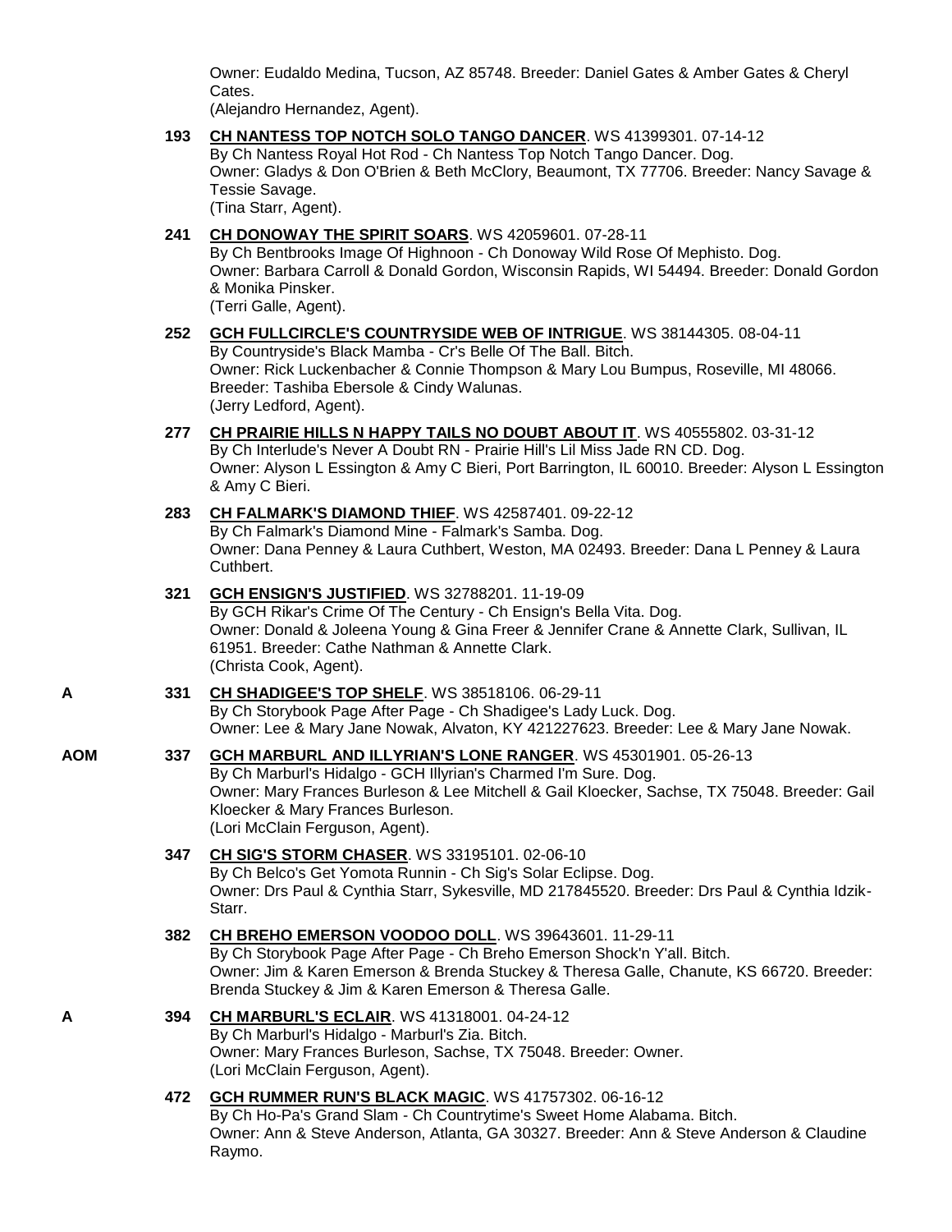Owner: Eudaldo Medina, Tucson, AZ 85748. Breeder: Daniel Gates & Amber Gates & Cheryl Cates.
(Alejandro Hernandez, Agent).

**193** **CH NANTESS TOP NOTCH SOLO TANGO DANCER**. WS 41399301. 07-14-12
By Ch Nantess Royal Hot Rod - Ch Nantess Top Notch Tango Dancer. Dog.
Owner: Gladys & Don O'Brien & Beth McClory, Beaumont, TX 77706. Breeder: Nancy Savage & Tessie Savage.
(Tina Starr, Agent).

**241** **CH DONOWAY THE SPIRIT SOARS**. WS 42059601. 07-28-11
By Ch Bentbrooks Image Of Highnoon - Ch Donoway Wild Rose Of Mephisto. Dog.
Owner: Barbara Carroll & Donald Gordon, Wisconsin Rapids, WI 54494. Breeder: Donald Gordon & Monika Pinsker.
(Terri Galle, Agent).

**252** **GCH FULLCIRCLE'S COUNTRYSIDE WEB OF INTRIGUE**. WS 38144305. 08-04-11
By Countryside's Black Mamba - Cr's Belle Of The Ball. Bitch.
Owner: Rick Luckenbacher & Connie Thompson & Mary Lou Bumpus, Roseville, MI 48066. Breeder: Tashiba Ebersole & Cindy Walunas.
(Jerry Ledford, Agent).

**277** **CH PRAIRIE HILLS N HAPPY TAILS NO DOUBT ABOUT IT**. WS 40555802. 03-31-12
By Ch Interlude's Never A Doubt RN - Prairie Hill's Lil Miss Jade RN CD. Dog.
Owner: Alyson L Essington & Amy C Bieri, Port Barrington, IL 60010. Breeder: Alyson L Essington & Amy C Bieri.

**283** **CH FALMARK'S DIAMOND THIEF**. WS 42587401. 09-22-12
By Ch Falmark's Diamond Mine - Falmark's Samba. Dog.
Owner: Dana Penney & Laura Cuthbert, Weston, MA 02493. Breeder: Dana L Penney & Laura Cuthbert.

**321** **GCH ENSIGN'S JUSTIFIED**. WS 32788201. 11-19-09
By GCH Rikar's Crime Of The Century - Ch Ensign's Bella Vita. Dog.
Owner: Donald & Joleena Young & Gina Freer & Jennifer Crane & Annette Clark, Sullivan, IL 61951. Breeder: Cathe Nathman & Annette Clark.
(Christa Cook, Agent).

**A** **331** **CH SHADIGEE'S TOP SHELF**. WS 38518106. 06-29-11
By Ch Storybook Page After Page - Ch Shadigee's Lady Luck. Dog.
Owner: Lee & Mary Jane Nowak, Alvaton, KY 421227623. Breeder: Lee & Mary Jane Nowak.

**AOM** **337** **GCH MARBURL AND ILLYRIAN'S LONE RANGER**. WS 45301901. 05-26-13
By Ch Marburl's Hidalgo - GCH Illyrian's Charmed I'm Sure. Dog.
Owner: Mary Frances Burleson & Lee Mitchell & Gail Kloecker, Sachse, TX 75048. Breeder: Gail Kloecker & Mary Frances Burleson.
(Lori McClain Ferguson, Agent).

**347** **CH SIG'S STORM CHASER**. WS 33195101. 02-06-10
By Ch Belco's Get Yomota Runnin - Ch Sig's Solar Eclipse. Dog.
Owner: Drs Paul & Cynthia Starr, Sykesville, MD 217845520. Breeder: Drs Paul & Cynthia Idzik-Starr.

**382** **CH BREHO EMERSON VOODOO DOLL**. WS 39643601. 11-29-11
By Ch Storybook Page After Page - Ch Breho Emerson Shock'n Y'all. Bitch.
Owner: Jim & Karen Emerson & Brenda Stuckey & Theresa Galle, Chanute, KS 66720. Breeder: Brenda Stuckey & Jim & Karen Emerson & Theresa Galle.

**A** **394** **CH MARBURL'S ECLAIR**. WS 41318001. 04-24-12
By Ch Marburl's Hidalgo - Marburl's Zia. Bitch.
Owner: Mary Frances Burleson, Sachse, TX 75048. Breeder: Owner.
(Lori McClain Ferguson, Agent).

**472** **GCH RUMMER RUN'S BLACK MAGIC**. WS 41757302. 06-16-12
By Ch Ho-Pa's Grand Slam - Ch Countrytime's Sweet Home Alabama. Bitch.
Owner: Ann & Steve Anderson, Atlanta, GA 30327. Breeder: Ann & Steve Anderson & Claudine Raymo.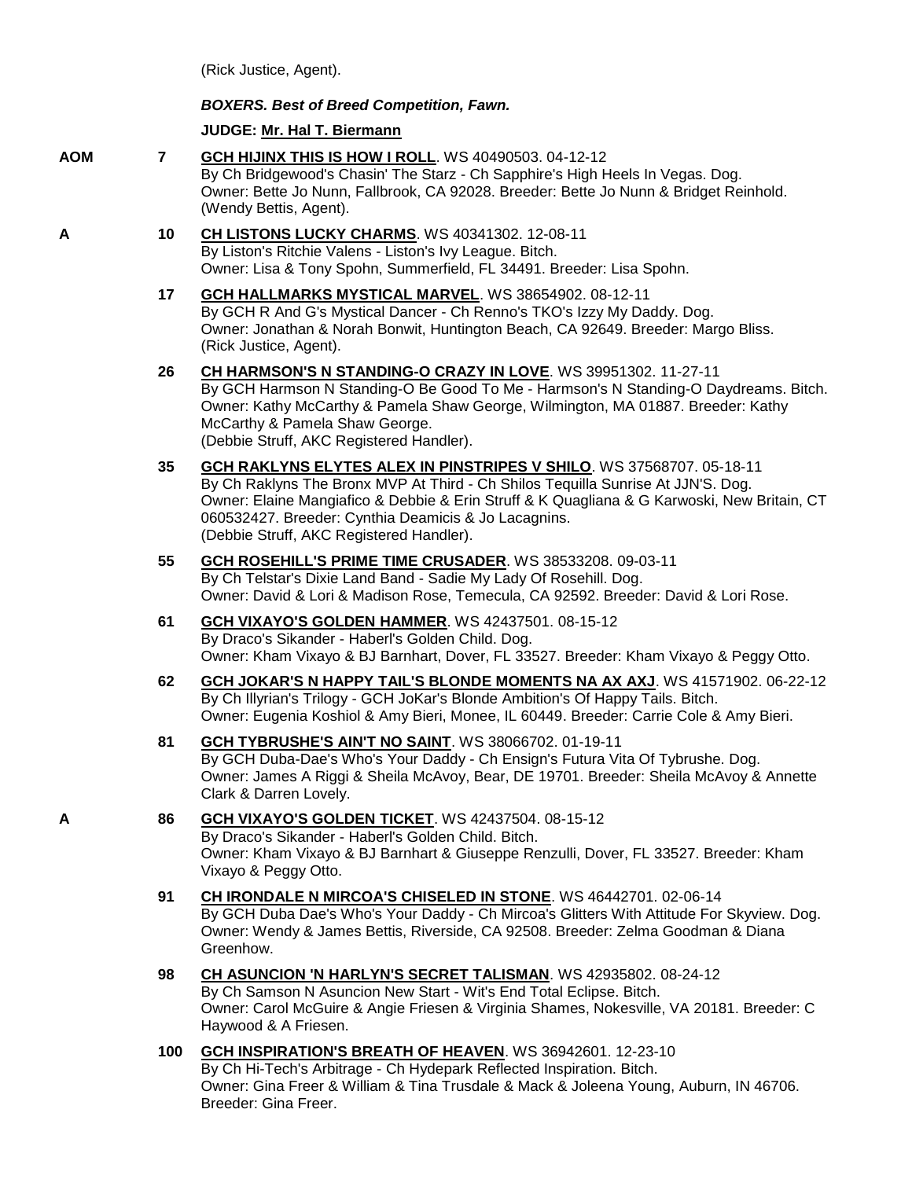(Rick Justice, Agent).

***BOXERS. Best of Breed Competition, Fawn.***

**JUDGE: Mr. Hal T. Biermann**

**AOM 7** **GCH HIJINX THIS IS HOW I ROLL**. WS 40490503. 04-12-12
By Ch Bridgewood's Chasin' The Starz - Ch Sapphire's High Heels In Vegas. Dog.
Owner: Bette Jo Nunn, Fallbrook, CA 92028. Breeder: Bette Jo Nunn & Bridget Reinhold.
(Wendy Bettis, Agent).

**A 10** **CH LISTONS LUCKY CHARMS**. WS 40341302. 12-08-11
By Liston's Ritchie Valens - Liston's Ivy League. Bitch.
Owner: Lisa & Tony Spohn, Summerfield, FL 34491. Breeder: Lisa Spohn.

**17** **GCH HALLMARKS MYSTICAL MARVEL**. WS 38654902. 08-12-11
By GCH R And G's Mystical Dancer - Ch Renno's TKO's Izzy My Daddy. Dog.
Owner: Jonathan & Norah Bonwit, Huntington Beach, CA 92649. Breeder: Margo Bliss.
(Rick Justice, Agent).

**26** **CH HARMSON'S N STANDING-O CRAZY IN LOVE**. WS 39951302. 11-27-11
By GCH Harmson N Standing-O Be Good To Me - Harmson's N Standing-O Daydreams. Bitch.
Owner: Kathy McCarthy & Pamela Shaw George, Wilmington, MA 01887. Breeder: Kathy McCarthy & Pamela Shaw George.
(Debbie Struff, AKC Registered Handler).

**35** **GCH RAKLYNS ELYTES ALEX IN PINSTRIPES V SHILO**. WS 37568707. 05-18-11
By Ch Raklyns The Bronx MVP At Third - Ch Shilos Tequilla Sunrise At JJN'S. Dog.
Owner: Elaine Mangiafico & Debbie & Erin Struff & K Quagliana & G Karwoski, New Britain, CT 060532427. Breeder: Cynthia Deamicis & Jo Lacagnins.
(Debbie Struff, AKC Registered Handler).

**55** **GCH ROSEHILL'S PRIME TIME CRUSADER**. WS 38533208. 09-03-11
By Ch Telstar's Dixie Land Band - Sadie My Lady Of Rosehill. Dog.
Owner: David & Lori & Madison Rose, Temecula, CA 92592. Breeder: David & Lori Rose.

**61** **GCH VIXAYO'S GOLDEN HAMMER**. WS 42437501. 08-15-12
By Draco's Sikander - Haberl's Golden Child. Dog.
Owner: Kham Vixayo & BJ Barnhart, Dover, FL 33527. Breeder: Kham Vixayo & Peggy Otto.

**62** **GCH JOKAR'S N HAPPY TAIL'S BLONDE MOMENTS NA AX AXJ**. WS 41571902. 06-22-12
By Ch Illyrian's Trilogy - GCH JoKar's Blonde Ambition's Of Happy Tails. Bitch.
Owner: Eugenia Koshiol & Amy Bieri, Monee, IL 60449. Breeder: Carrie Cole & Amy Bieri.

**81** **GCH TYBRUSHE'S AIN'T NO SAINT**. WS 38066702. 01-19-11
By GCH Duba-Dae's Who's Your Daddy - Ch Ensign's Futura Vita Of Tybrushe. Dog.
Owner: James A Riggi & Sheila McAvoy, Bear, DE 19701. Breeder: Sheila McAvoy & Annette Clark & Darren Lovely.

**A 86** **GCH VIXAYO'S GOLDEN TICKET**. WS 42437504. 08-15-12
By Draco's Sikander - Haberl's Golden Child. Bitch.
Owner: Kham Vixayo & BJ Barnhart & Giuseppe Renzulli, Dover, FL 33527. Breeder: Kham Vixayo & Peggy Otto.

**91** **CH IRONDALE N MIRCOA'S CHISELED IN STONE**. WS 46442701. 02-06-14
By GCH Duba Dae's Who's Your Daddy - Ch Mircoa's Glitters With Attitude For Skyview. Dog.
Owner: Wendy & James Bettis, Riverside, CA 92508. Breeder: Zelma Goodman & Diana Greenhow.

**98** **CH ASUNCION 'N HARLYN'S SECRET TALISMAN**. WS 42935802. 08-24-12
By Ch Samson N Asuncion New Start - Wit's End Total Eclipse. Bitch.
Owner: Carol McGuire & Angie Friesen & Virginia Shames, Nokesville, VA 20181. Breeder: C Haywood & A Friesen.

**100** **GCH INSPIRATION'S BREATH OF HEAVEN**. WS 36942601. 12-23-10
By Ch Hi-Tech's Arbitrage - Ch Hydepark Reflected Inspiration. Bitch.
Owner: Gina Freer & William & Tina Trusdale & Mack & Joleena Young, Auburn, IN 46706. Breeder: Gina Freer.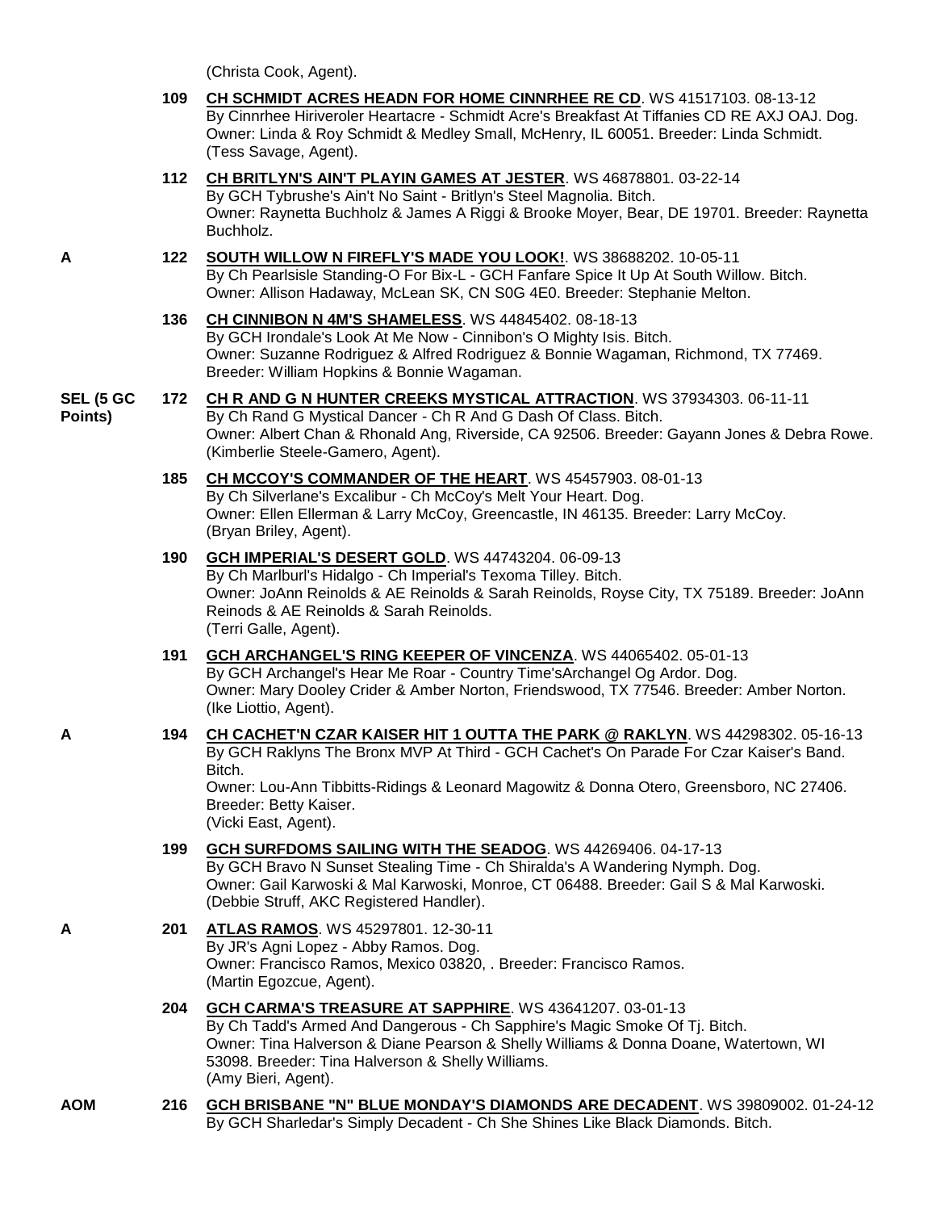(Christa Cook, Agent).

| | | |
|---|---|---|
| | 109 | **CH SCHMIDT ACRES HEADN FOR HOME CINNRHEE RE CD**. WS 41517103. 08-13-12 By Cinnrhee Hiriveroler Heartacre - Schmidt Acre's Breakfast At Tiffanies CD RE AXJ OAJ. Dog. Owner: Linda & Roy Schmidt & Medley Small, McHenry, IL 60051. Breeder: Linda Schmidt. (Tess Savage, Agent). |
| | 112 | **CH BRITLYN'S AIN'T PLAYIN GAMES AT JESTER**. WS 46878801. 03-22-14 By GCH Tybrushe's Ain't No Saint - Britlyn's Steel Magnolia. Bitch. Owner: Raynetta Buchholz & James A Riggi & Brooke Moyer, Bear, DE 19701. Breeder: Raynetta Buchholz. |
| A | 122 | **SOUTH WILLOW N FIREFLY'S MADE YOU LOOK!**. WS 38688202. 10-05-11 By Ch Pearlsisle Standing-O For Bix-L - GCH Fanfare Spice It Up At South Willow. Bitch. Owner: Allison Hadaway, McLean SK, CN S0G 4E0. Breeder: Stephanie Melton. |
| | 136 | **CH CINNIBON N 4M'S SHAMELESS**. WS 44845402. 08-18-13 By GCH Irondale's Look At Me Now - Cinnibon's O Mighty Isis. Bitch. Owner: Suzanne Rodriguez & Alfred Rodriguez & Bonnie Wagaman, Richmond, TX 77469. Breeder: William Hopkins & Bonnie Wagaman. |
| SEL (5 GC Points) | 172 | **CH R AND G N HUNTER CREEKS MYSTICAL ATTRACTION**. WS 37934303. 06-11-11 By Ch Rand G Mystical Dancer - Ch R And G Dash Of Class. Bitch. Owner: Albert Chan & Rhonald Ang, Riverside, CA 92506. Breeder: Gayann Jones & Debra Rowe. (Kimberlie Steele-Gamero, Agent). |
| | 185 | **CH MCCOY'S COMMANDER OF THE HEART**. WS 45457903. 08-01-13 By Ch Silverlane's Excalibur - Ch McCoy's Melt Your Heart. Dog. Owner: Ellen Ellerman & Larry McCoy, Greencastle, IN 46135. Breeder: Larry McCoy. (Bryan Briley, Agent). |
| | 190 | **GCH IMPERIAL'S DESERT GOLD**. WS 44743204. 06-09-13 By Ch Marlburl's Hidalgo - Ch Imperial's Texoma Tilley. Bitch. Owner: JoAnn Reinolds & AE Reinolds & Sarah Reinolds, Royse City, TX 75189. Breeder: JoAnn Reinods & AE Reinolds & Sarah Reinolds. (Terri Galle, Agent). |
| | 191 | **GCH ARCHANGEL'S RING KEEPER OF VINCENZA**. WS 44065402. 05-01-13 By GCH Archangel's Hear Me Roar - Country Time'sArchangel Og Ardor. Dog. Owner: Mary Dooley Crider & Amber Norton, Friendswood, TX 77546. Breeder: Amber Norton. (Ike Liottio, Agent). |
| A | 194 | **CH CACHET'N CZAR KAISER HIT 1 OUTTA THE PARK @ RAKLYN**. WS 44298302. 05-16-13 By GCH Raklyns The Bronx MVP At Third - GCH Cachet's On Parade For Czar Kaiser's Band. Bitch. Owner: Lou-Ann Tibbitts-Ridings & Leonard Magowitz & Donna Otero, Greensboro, NC 27406. Breeder: Betty Kaiser. (Vicki East, Agent). |
| | 199 | **GCH SURFDOMS SAILING WITH THE SEADOG**. WS 44269406. 04-17-13 By GCH Bravo N Sunset Stealing Time - Ch Shiralda's A Wandering Nymph. Dog. Owner: Gail Karwoski & Mal Karwoski, Monroe, CT 06488. Breeder: Gail S & Mal Karwoski. (Debbie Struff, AKC Registered Handler). |
| A | 201 | **ATLAS RAMOS**. WS 45297801. 12-30-11 By JR's Agni Lopez - Abby Ramos. Dog. Owner: Francisco Ramos, Mexico 03820, . Breeder: Francisco Ramos. (Martin Egozcue, Agent). |
| | 204 | **GCH CARMA'S TREASURE AT SAPPHIRE**. WS 43641207. 03-01-13 By Ch Tadd's Armed And Dangerous - Ch Sapphire's Magic Smoke Of Tj. Bitch. Owner: Tina Halverson & Diane Pearson & Shelly Williams & Donna Doane, Watertown, WI 53098. Breeder: Tina Halverson & Shelly Williams. (Amy Bieri, Agent). |
| AOM | 216 | **GCH BRISBANE "N" BLUE MONDAY'S DIAMONDS ARE DECADENT**. WS 39809002. 01-24-12 By GCH Sharledar's Simply Decadent - Ch She Shines Like Black Diamonds. Bitch. |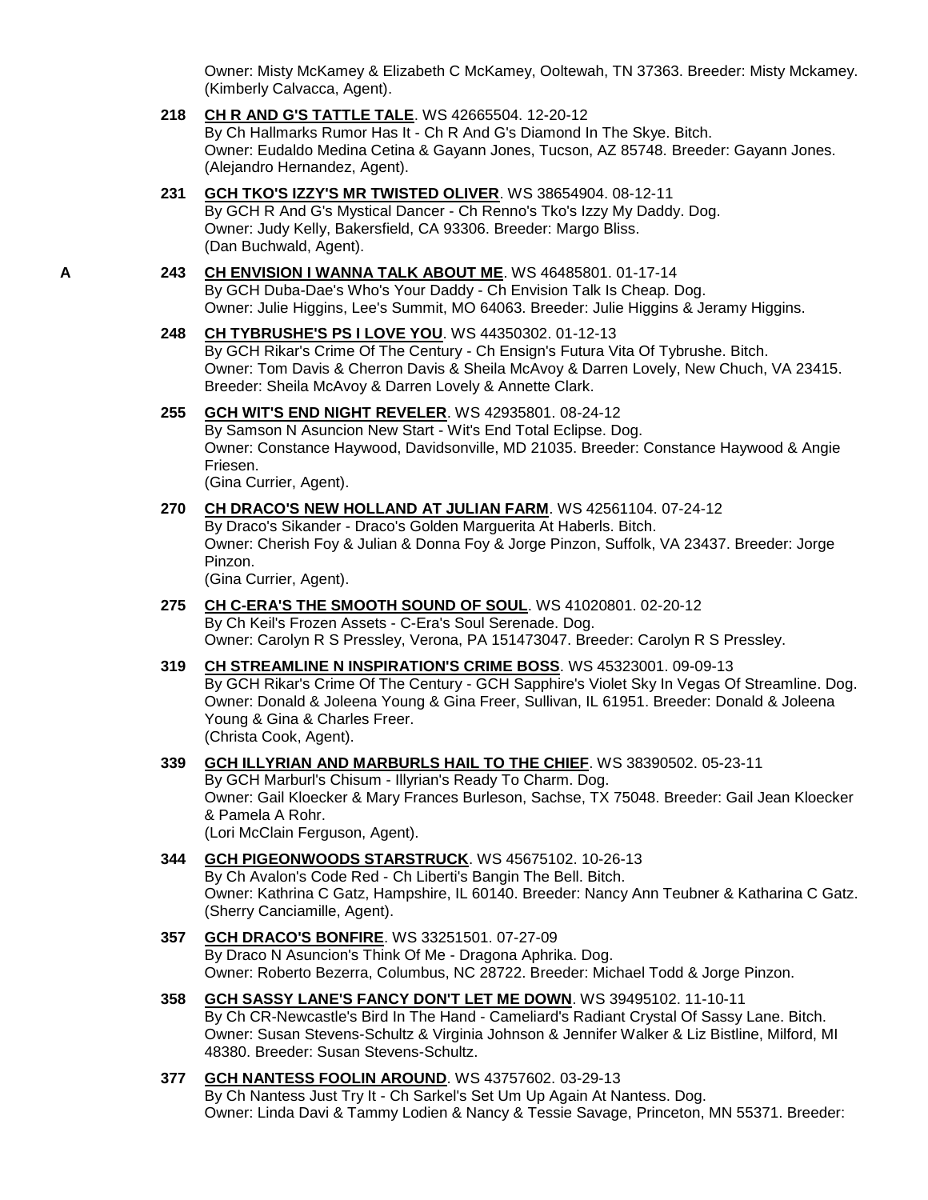Owner: Misty McKamey & Elizabeth C McKamey, Ooltewah, TN 37363. Breeder: Misty Mckamey. (Kimberly Calvacca, Agent).

**218** **CH R AND G'S TATTLE TALE**. WS 42665504. 12-20-12
By Ch Hallmarks Rumor Has It - Ch R And G's Diamond In The Skye. Bitch.
Owner: Eudaldo Medina Cetina & Gayann Jones, Tucson, AZ 85748. Breeder: Gayann Jones. (Alejandro Hernandez, Agent).

**231** **GCH TKO'S IZZY'S MR TWISTED OLIVER**. WS 38654904. 08-12-11
By GCH R And G's Mystical Dancer - Ch Renno's Tko's Izzy My Daddy. Dog.
Owner: Judy Kelly, Bakersfield, CA 93306. Breeder: Margo Bliss.
(Dan Buchwald, Agent).

**A** **243** **CH ENVISION I WANNA TALK ABOUT ME**. WS 46485801. 01-17-14
By GCH Duba-Dae's Who's Your Daddy - Ch Envision Talk Is Cheap. Dog.
Owner: Julie Higgins, Lee's Summit, MO 64063. Breeder: Julie Higgins & Jeramy Higgins.

**248** **CH TYBRUSHE'S PS I LOVE YOU**. WS 44350302. 01-12-13
By GCH Rikar's Crime Of The Century - Ch Ensign's Futura Vita Of Tybrushe. Bitch.
Owner: Tom Davis & Cherron Davis & Sheila McAvoy & Darren Lovely, New Chuch, VA 23415. Breeder: Sheila McAvoy & Darren Lovely & Annette Clark.

**255** **GCH WIT'S END NIGHT REVELER**. WS 42935801. 08-24-12
By Samson N Asuncion New Start - Wit's End Total Eclipse. Dog.
Owner: Constance Haywood, Davidsonville, MD 21035. Breeder: Constance Haywood & Angie Friesen.
(Gina Currier, Agent).

**270** **CH DRACO'S NEW HOLLAND AT JULIAN FARM**. WS 42561104. 07-24-12
By Draco's Sikander - Draco's Golden Marguerita At Haberls. Bitch.
Owner: Cherish Foy & Julian & Donna Foy & Jorge Pinzon, Suffolk, VA 23437. Breeder: Jorge Pinzon.
(Gina Currier, Agent).

**275** **CH C-ERA'S THE SMOOTH SOUND OF SOUL**. WS 41020801. 02-20-12
By Ch Keil's Frozen Assets - C-Era's Soul Serenade. Dog.
Owner: Carolyn R S Pressley, Verona, PA 151473047. Breeder: Carolyn R S Pressley.

**319** **CH STREAMLINE N INSPIRATION'S CRIME BOSS**. WS 45323001. 09-09-13
By GCH Rikar's Crime Of The Century - GCH Sapphire's Violet Sky In Vegas Of Streamline. Dog.
Owner: Donald & Joleena Young & Gina Freer, Sullivan, IL 61951. Breeder: Donald & Joleena Young & Gina & Charles Freer.
(Christa Cook, Agent).

**339** **GCH ILLYRIAN AND MARBURLS HAIL TO THE CHIEF**. WS 38390502. 05-23-11
By GCH Marburl's Chisum - Illyrian's Ready To Charm. Dog.
Owner: Gail Kloecker & Mary Frances Burleson, Sachse, TX 75048. Breeder: Gail Jean Kloecker & Pamela A Rohr.
(Lori McClain Ferguson, Agent).

**344** **GCH PIGEONWOODS STARSTRUCK**. WS 45675102. 10-26-13
By Ch Avalon's Code Red - Ch Liberti's Bangin The Bell. Bitch.
Owner: Kathrina C Gatz, Hampshire, IL 60140. Breeder: Nancy Ann Teubner & Katharina C Gatz. (Sherry Canciamille, Agent).

**357** **GCH DRACO'S BONFIRE**. WS 33251501. 07-27-09
By Draco N Asuncion's Think Of Me - Dragona Aphrika. Dog.
Owner: Roberto Bezerra, Columbus, NC 28722. Breeder: Michael Todd & Jorge Pinzon.

**358** **GCH SASSY LANE'S FANCY DON'T LET ME DOWN**. WS 39495102. 11-10-11
By Ch CR-Newcastle's Bird In The Hand - Cameliard's Radiant Crystal Of Sassy Lane. Bitch.
Owner: Susan Stevens-Schultz & Virginia Johnson & Jennifer Walker & Liz Bistline, Milford, MI 48380. Breeder: Susan Stevens-Schultz.

**377** **GCH NANTESS FOOLIN AROUND**. WS 43757602. 03-29-13
By Ch Nantess Just Try It - Ch Sarkel's Set Um Up Again At Nantess. Dog.
Owner: Linda Davi & Tammy Lodien & Nancy & Tessie Savage, Princeton, MN 55371. Breeder: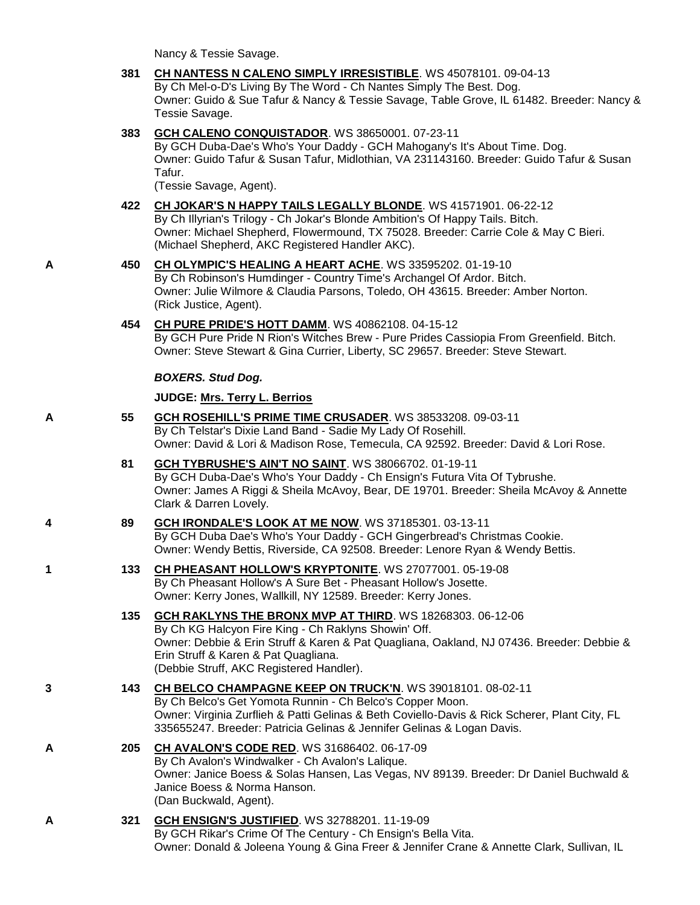Nancy & Tessie Savage.

**381** **CH NANTESS N CALENO SIMPLY IRRESISTIBLE**. WS 45078101. 09-04-13
By Ch Mel-o-D's Living By The Word - Ch Nantes Simply The Best. Dog.
Owner: Guido & Sue Tafur & Nancy & Tessie Savage, Table Grove, IL 61482. Breeder: Nancy & Tessie Savage.

**383** **GCH CALENO CONQUISTADOR**. WS 38650001. 07-23-11
By GCH Duba-Dae's Who's Your Daddy - GCH Mahogany's It's About Time. Dog.
Owner: Guido Tafur & Susan Tafur, Midlothian, VA 231143160. Breeder: Guido Tafur & Susan Tafur.
(Tessie Savage, Agent).

**422** **CH JOKAR'S N HAPPY TAILS LEGALLY BLONDE**. WS 41571901. 06-22-12
By Ch Illyrian's Trilogy - Ch Jokar's Blonde Ambition's Of Happy Tails. Bitch.
Owner: Michael Shepherd, Flowermound, TX 75028. Breeder: Carrie Cole & May C Bieri.
(Michael Shepherd, AKC Registered Handler AKC).

A **450** **CH OLYMPIC'S HEALING A HEART ACHE**. WS 33595202. 01-19-10
By Ch Robinson's Humdinger - Country Time's Archangel Of Ardor. Bitch.
Owner: Julie Wilmore & Claudia Parsons, Toledo, OH 43615. Breeder: Amber Norton.
(Rick Justice, Agent).

**454** **CH PURE PRIDE'S HOTT DAMM**. WS 40862108. 04-15-12
By GCH Pure Pride N Rion's Witches Brew - Pure Prides Cassiopia From Greenfield. Bitch.
Owner: Steve Stewart & Gina Currier, Liberty, SC 29657. Breeder: Steve Stewart.

***BOXERS. Stud Dog.***

**JUDGE: Mrs. Terry L. Berrios**

A **55** **GCH ROSEHILL'S PRIME TIME CRUSADER**. WS 38533208. 09-03-11
By Ch Telstar's Dixie Land Band - Sadie My Lady Of Rosehill.
Owner: David & Lori & Madison Rose, Temecula, CA 92592. Breeder: David & Lori Rose.

**81** **GCH TYBRUSHE'S AIN'T NO SAINT**. WS 38066702. 01-19-11
By GCH Duba-Dae's Who's Your Daddy - Ch Ensign's Futura Vita Of Tybrushe.
Owner: James A Riggi & Sheila McAvoy, Bear, DE 19701. Breeder: Sheila McAvoy & Annette Clark & Darren Lovely.

4 **89** **GCH IRONDALE'S LOOK AT ME NOW**. WS 37185301. 03-13-11
By GCH Duba Dae's Who's Your Daddy - GCH Gingerbread's Christmas Cookie.
Owner: Wendy Bettis, Riverside, CA 92508. Breeder: Lenore Ryan & Wendy Bettis.

1 **133** **CH PHEASANT HOLLOW'S KRYPTONITE**. WS 27077001. 05-19-08
By Ch Pheasant Hollow's A Sure Bet - Pheasant Hollow's Josette.
Owner: Kerry Jones, Wallkill, NY 12589. Breeder: Kerry Jones.

**135** **GCH RAKLYNS THE BRONX MVP AT THIRD**. WS 18268303. 06-12-06
By Ch KG Halcyon Fire King - Ch Raklyns Showin' Off.
Owner: Debbie & Erin Struff & Karen & Pat Quagliana, Oakland, NJ 07436. Breeder: Debbie & Erin Struff & Karen & Pat Quagliana.
(Debbie Struff, AKC Registered Handler).

3 **143** **CH BELCO CHAMPAGNE KEEP ON TRUCK'N**. WS 39018101. 08-02-11
By Ch Belco's Get Yomota Runnin - Ch Belco's Copper Moon.
Owner: Virginia Zurflieh & Patti Gelinas & Beth Coviello-Davis & Rick Scherer, Plant City, FL 335655247. Breeder: Patricia Gelinas & Jennifer Gelinas & Logan Davis.

A **205** **CH AVALON'S CODE RED**. WS 31686402. 06-17-09
By Ch Avalon's Windwalker - Ch Avalon's Lalique.
Owner: Janice Boess & Solas Hansen, Las Vegas, NV 89139. Breeder: Dr Daniel Buchwald & Janice Boess & Norma Hanson.
(Dan Buckwald, Agent).

A **321** **GCH ENSIGN'S JUSTIFIED**. WS 32788201. 11-19-09
By GCH Rikar's Crime Of The Century - Ch Ensign's Bella Vita.
Owner: Donald & Joleena Young & Gina Freer & Jennifer Crane & Annette Clark, Sullivan, IL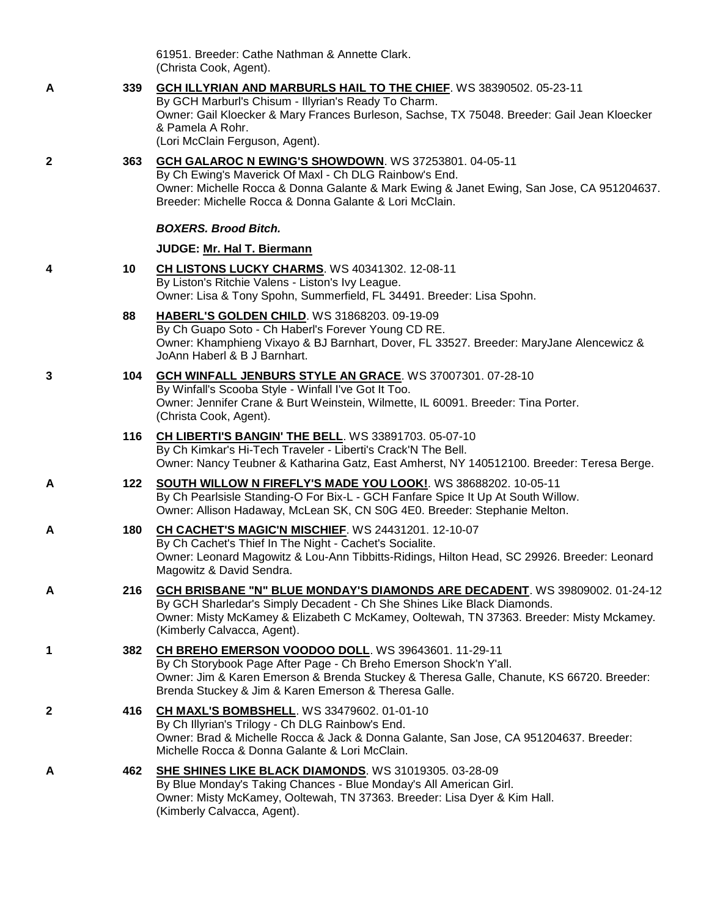61951. Breeder: Cathe Nathman & Annette Clark.
(Christa Cook, Agent).

A 339 **GCH ILLYRIAN AND MARBURLS HAIL TO THE CHIEF**. WS 38390502. 05-23-11
By GCH Marburl's Chisum - Illyrian's Ready To Charm.
Owner: Gail Kloecker & Mary Frances Burleson, Sachse, TX 75048. Breeder: Gail Jean Kloecker & Pamela A Rohr.
(Lori McClain Ferguson, Agent).

2 363 **GCH GALAROC N EWING'S SHOWDOWN**. WS 37253801. 04-05-11
By Ch Ewing's Maverick Of Maxl - Ch DLG Rainbow's End.
Owner: Michelle Rocca & Donna Galante & Mark Ewing & Janet Ewing, San Jose, CA 951204637. Breeder: Michelle Rocca & Donna Galante & Lori McClain.

***BOXERS. Brood Bitch.***

**JUDGE: Mr. Hal T. Biermann**

4 10 **CH LISTONS LUCKY CHARMS**. WS 40341302. 12-08-11
By Liston's Ritchie Valens - Liston's Ivy League.
Owner: Lisa & Tony Spohn, Summerfield, FL 34491. Breeder: Lisa Spohn.

88 **HABERL'S GOLDEN CHILD**. WS 31868203. 09-19-09
By Ch Guapo Soto - Ch Haberl's Forever Young CD RE.
Owner: Khamphieng Vixayo & BJ Barnhart, Dover, FL 33527. Breeder: MaryJane Alencewicz & JoAnn Haberl & B J Barnhart.

3 104 **GCH WINFALL JENBURS STYLE AN GRACE**. WS 37007301. 07-28-10
By Winfall's Scooba Style - Winfall I've Got It Too.
Owner: Jennifer Crane & Burt Weinstein, Wilmette, IL 60091. Breeder: Tina Porter.
(Christa Cook, Agent).

116 **CH LIBERTI'S BANGIN' THE BELL**. WS 33891703. 05-07-10
By Ch Kimkar's Hi-Tech Traveler - Liberti's Crack'N The Bell.
Owner: Nancy Teubner & Katharina Gatz, East Amherst, NY 140512100. Breeder: Teresa Berge.

A 122 **SOUTH WILLOW N FIREFLY'S MADE YOU LOOK!**. WS 38688202. 10-05-11
By Ch Pearlsisle Standing-O For Bix-L - GCH Fanfare Spice It Up At South Willow.
Owner: Allison Hadaway, McLean SK, CN S0G 4E0. Breeder: Stephanie Melton.

A 180 **CH CACHET'S MAGIC'N MISCHIEF**. WS 24431201. 12-10-07
By Ch Cachet's Thief In The Night - Cachet's Socialite.
Owner: Leonard Magowitz & Lou-Ann Tibbitts-Ridings, Hilton Head, SC 29926. Breeder: Leonard Magowitz & David Sendra.

A 216 **GCH BRISBANE "N" BLUE MONDAY'S DIAMONDS ARE DECADENT**. WS 39809002. 01-24-12
By GCH Sharledar's Simply Decadent - Ch She Shines Like Black Diamonds.
Owner: Misty McKamey & Elizabeth C McKamey, Ooltewah, TN 37363. Breeder: Misty Mckamey.
(Kimberly Calvacca, Agent).

1 382 **CH BREHO EMERSON VOODOO DOLL**. WS 39643601. 11-29-11
By Ch Storybook Page After Page - Ch Breho Emerson Shock'n Y'all.
Owner: Jim & Karen Emerson & Brenda Stuckey & Theresa Galle, Chanute, KS 66720. Breeder: Brenda Stuckey & Jim & Karen Emerson & Theresa Galle.

2 416 **CH MAXL'S BOMBSHELL**. WS 33479602. 01-01-10
By Ch Illyrian's Trilogy - Ch DLG Rainbow's End.
Owner: Brad & Michelle Rocca & Jack & Donna Galante, San Jose, CA 951204637. Breeder: Michelle Rocca & Donna Galante & Lori McClain.

A 462 **SHE SHINES LIKE BLACK DIAMONDS**. WS 31019305. 03-28-09
By Blue Monday's Taking Chances - Blue Monday's All American Girl.
Owner: Misty McKamey, Ooltewah, TN 37363. Breeder: Lisa Dyer & Kim Hall.
(Kimberly Calvacca, Agent).